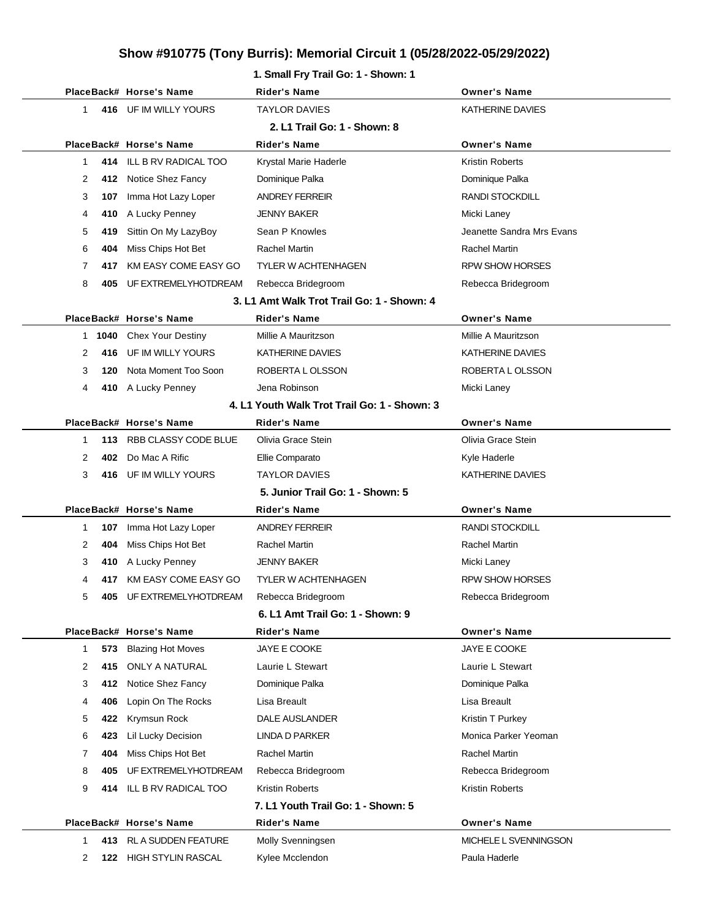# Show #910775 (Tony Burris): Memorial Circuit 1 (05/28/2022-05/29/2022)

### 1. Small Fry Trail Go: 1 - Shown: 1

| Place | Back# | Horse's Name | Rider's Name | Owner's Name |
|---|---|---|---|---|
| 1 | 416 | UF IM WILLY YOURS | TAYLOR DAVIES | KATHERINE DAVIES |

### 2. L1 Trail Go: 1 - Shown: 8

| Place | Back# | Horse's Name | Rider's Name | Owner's Name |
|---|---|---|---|---|
| 1 | 414 | ILL B RV RADICAL TOO | Krystal Marie Haderle | Kristin Roberts |
| 2 | 412 | Notice Shez Fancy | Dominique Palka | Dominique Palka |
| 3 | 107 | Imma Hot Lazy Loper | ANDREY FERREIR | RANDI STOCKDILL |
| 4 | 410 | A Lucky Penney | JENNY BAKER | Micki Laney |
| 5 | 419 | Sittin On My LazyBoy | Sean P Knowles | Jeanette Sandra Mrs Evans |
| 6 | 404 | Miss Chips Hot Bet | Rachel Martin | Rachel Martin |
| 7 | 417 | KM EASY COME EASY GO | TYLER W ACHTENHAGEN | RPW SHOW HORSES |
| 8 | 405 | UF EXTREMELYHOTDREAM | Rebecca Bridegroom | Rebecca Bridegroom |

### 3. L1 Amt Walk Trot Trail Go: 1 - Shown: 4

| Place | Back# | Horse's Name | Rider's Name | Owner's Name |
|---|---|---|---|---|
| 1 | 1040 | Chex Your Destiny | Millie A Mauritzson | Millie A Mauritzson |
| 2 | 416 | UF IM WILLY YOURS | KATHERINE DAVIES | KATHERINE DAVIES |
| 3 | 120 | Nota Moment Too Soon | ROBERTA L OLSSON | ROBERTA L OLSSON |
| 4 | 410 | A Lucky Penney | Jena Robinson | Micki Laney |

### 4. L1 Youth Walk Trot Trail Go: 1 - Shown: 3

| Place | Back# | Horse's Name | Rider's Name | Owner's Name |
|---|---|---|---|---|
| 1 | 113 | RBB CLASSY CODE BLUE | Olivia Grace Stein | Olivia Grace Stein |
| 2 | 402 | Do Mac A Rific | Ellie Comparato | Kyle Haderle |
| 3 | 416 | UF IM WILLY YOURS | TAYLOR DAVIES | KATHERINE DAVIES |

### 5. Junior Trail Go: 1 - Shown: 5

| Place | Back# | Horse's Name | Rider's Name | Owner's Name |
|---|---|---|---|---|
| 1 | 107 | Imma Hot Lazy Loper | ANDREY FERREIR | RANDI STOCKDILL |
| 2 | 404 | Miss Chips Hot Bet | Rachel Martin | Rachel Martin |
| 3 | 410 | A Lucky Penney | JENNY BAKER | Micki Laney |
| 4 | 417 | KM EASY COME EASY GO | TYLER W ACHTENHAGEN | RPW SHOW HORSES |
| 5 | 405 | UF EXTREMELYHOTDREAM | Rebecca Bridegroom | Rebecca Bridegroom |

### 6. L1 Amt Trail Go: 1 - Shown: 9

| Place | Back# | Horse's Name | Rider's Name | Owner's Name |
|---|---|---|---|---|
| 1 | 573 | Blazing Hot Moves | JAYE E COOKE | JAYE E COOKE |
| 2 | 415 | ONLY A NATURAL | Laurie L Stewart | Laurie L Stewart |
| 3 | 412 | Notice Shez Fancy | Dominique Palka | Dominique Palka |
| 4 | 406 | Lopin On The Rocks | Lisa Breault | Lisa Breault |
| 5 | 422 | Krymsun Rock | DALE AUSLANDER | Kristin T Purkey |
| 6 | 423 | Lil Lucky Decision | LINDA D PARKER | Monica Parker Yeoman |
| 7 | 404 | Miss Chips Hot Bet | Rachel Martin | Rachel Martin |
| 8 | 405 | UF EXTREMELYHOTDREAM | Rebecca Bridegroom | Rebecca Bridegroom |
| 9 | 414 | ILL B RV RADICAL TOO | Kristin Roberts | Kristin Roberts |

### 7. L1 Youth Trail Go: 1 - Shown: 5

| Place | Back# | Horse's Name | Rider's Name | Owner's Name |
|---|---|---|---|---|
| 1 | 413 | RL A SUDDEN FEATURE | Molly Svenningsen | MICHELE L SVENNINGSON |
| 2 | 122 | HIGH STYLIN RASCAL | Kylee Mcclendon | Paula Haderle |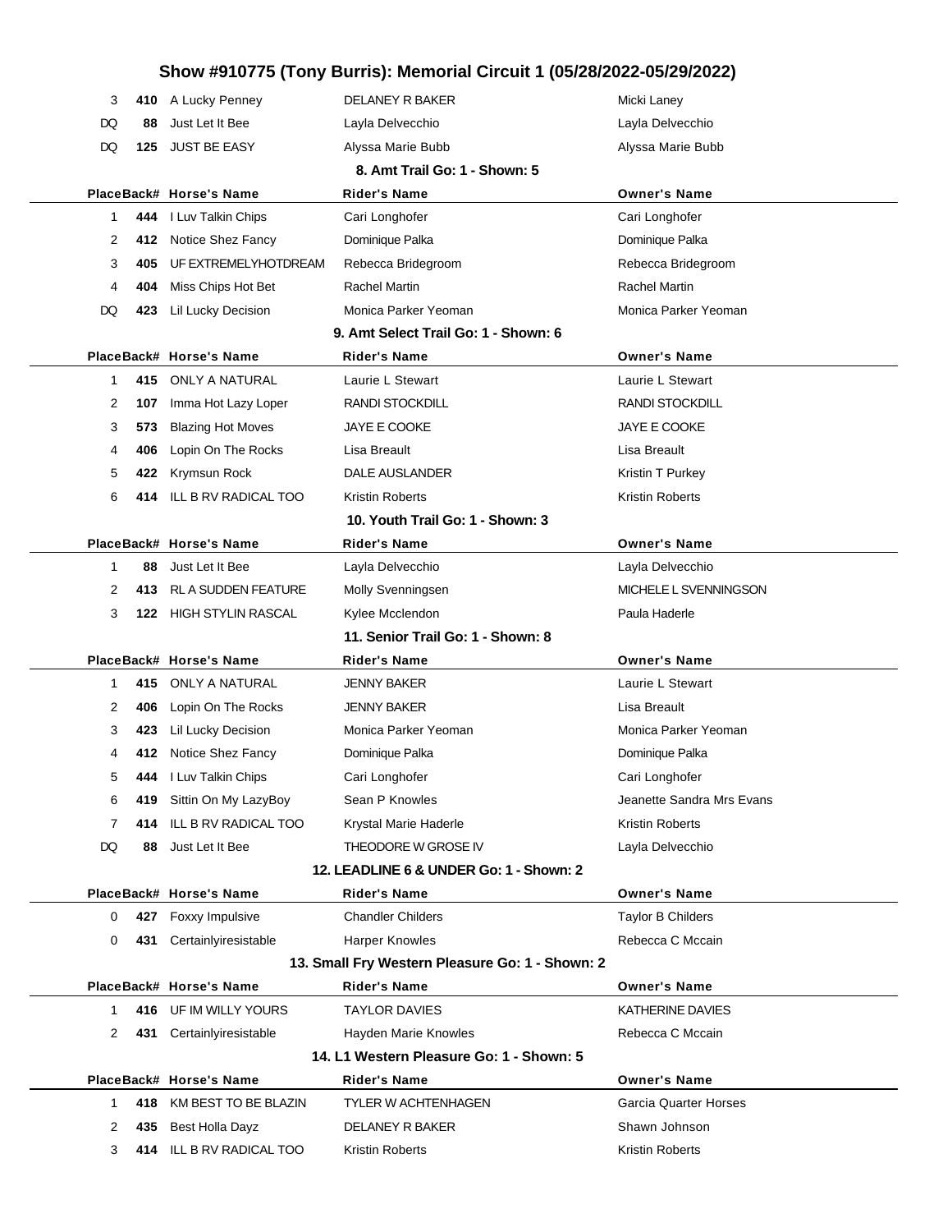| Place | Back# | Horse's Name | Rider's Name | Owner's Name |
|---|---|---|---|---|
| 3 | 410 | A Lucky Penney | DELANEY R BAKER | Micki Laney |
| DQ | 88 | Just Let It Bee | Layla Delvecchio | Layla Delvecchio |
| DQ | 125 | JUST BE EASY | Alyssa Marie Bubb | Alyssa Marie Bubb |

### 8. Amt Trail Go: 1 - Shown: 5

| Place | Back# | Horse's Name | Rider's Name | Owner's Name |
|---|---|---|---|---|
| 1 | 444 | I Luv Talkin Chips | Cari Longhofer | Cari Longhofer |
| 2 | 412 | Notice Shez Fancy | Dominique Palka | Dominique Palka |
| 3 | 405 | UF EXTREMELYHOTDREAM | Rebecca Bridegroom | Rebecca Bridegroom |
| 4 | 404 | Miss Chips Hot Bet | Rachel Martin | Rachel Martin |
| DQ | 423 | Lil Lucky Decision | Monica Parker Yeoman | Monica Parker Yeoman |

### 9. Amt Select Trail Go: 1 - Shown: 6

| Place | Back# | Horse's Name | Rider's Name | Owner's Name |
|---|---|---|---|---|
| 1 | 415 | ONLY A NATURAL | Laurie L Stewart | Laurie L Stewart |
| 2 | 107 | Imma Hot Lazy Loper | RANDI STOCKDILL | RANDI STOCKDILL |
| 3 | 573 | Blazing Hot Moves | JAYE E COOKE | JAYE E COOKE |
| 4 | 406 | Lopin On The Rocks | Lisa Breault | Lisa Breault |
| 5 | 422 | Krymsun Rock | DALE AUSLANDER | Kristin T Purkey |
| 6 | 414 | ILL B RV RADICAL TOO | Kristin Roberts | Kristin Roberts |

### 10. Youth Trail Go: 1 - Shown: 3

| Place | Back# | Horse's Name | Rider's Name | Owner's Name |
|---|---|---|---|---|
| 1 | 88 | Just Let It Bee | Layla Delvecchio | Layla Delvecchio |
| 2 | 413 | RL A SUDDEN FEATURE | Molly Svenningsen | MICHELE L SVENNINGSON |
| 3 | 122 | HIGH STYLIN RASCAL | Kylee Mcclendon | Paula Haderle |

### 11. Senior Trail Go: 1 - Shown: 8

| Place | Back# | Horse's Name | Rider's Name | Owner's Name |
|---|---|---|---|---|
| 1 | 415 | ONLY A NATURAL | JENNY BAKER | Laurie L Stewart |
| 2 | 406 | Lopin On The Rocks | JENNY BAKER | Lisa Breault |
| 3 | 423 | Lil Lucky Decision | Monica Parker Yeoman | Monica Parker Yeoman |
| 4 | 412 | Notice Shez Fancy | Dominique Palka | Dominique Palka |
| 5 | 444 | I Luv Talkin Chips | Cari Longhofer | Cari Longhofer |
| 6 | 419 | Sittin On My LazyBoy | Sean P Knowles | Jeanette Sandra Mrs Evans |
| 7 | 414 | ILL B RV RADICAL TOO | Krystal Marie Haderle | Kristin Roberts |
| DQ | 88 | Just Let It Bee | THEODORE W GROSE IV | Layla Delvecchio |

### 12. LEADLINE 6 & UNDER Go: 1 - Shown: 2

| Place | Back# | Horse's Name | Rider's Name | Owner's Name |
|---|---|---|---|---|
| 0 | 427 | Foxxy Impulsive | Chandler Childers | Taylor B Childers |
| 0 | 431 | Certainlyiresistable | Harper Knowles | Rebecca C Mccain |

### 13. Small Fry Western Pleasure Go: 1 - Shown: 2

| Place | Back# | Horse's Name | Rider's Name | Owner's Name |
|---|---|---|---|---|
| 1 | 416 | UF IM WILLY YOURS | TAYLOR DAVIES | KATHERINE DAVIES |
| 2 | 431 | Certainlyiresistable | Hayden Marie Knowles | Rebecca C Mccain |

### 14. L1 Western Pleasure Go: 1 - Shown: 5

| Place | Back# | Horse's Name | Rider's Name | Owner's Name |
|---|---|---|---|---|
| 1 | 418 | KM BEST TO BE BLAZIN | TYLER W ACHTENHAGEN | Garcia Quarter Horses |
| 2 | 435 | Best Holla Dayz | DELANEY R BAKER | Shawn Johnson |
| 3 | 414 | ILL B RV RADICAL TOO | Kristin Roberts | Kristin Roberts |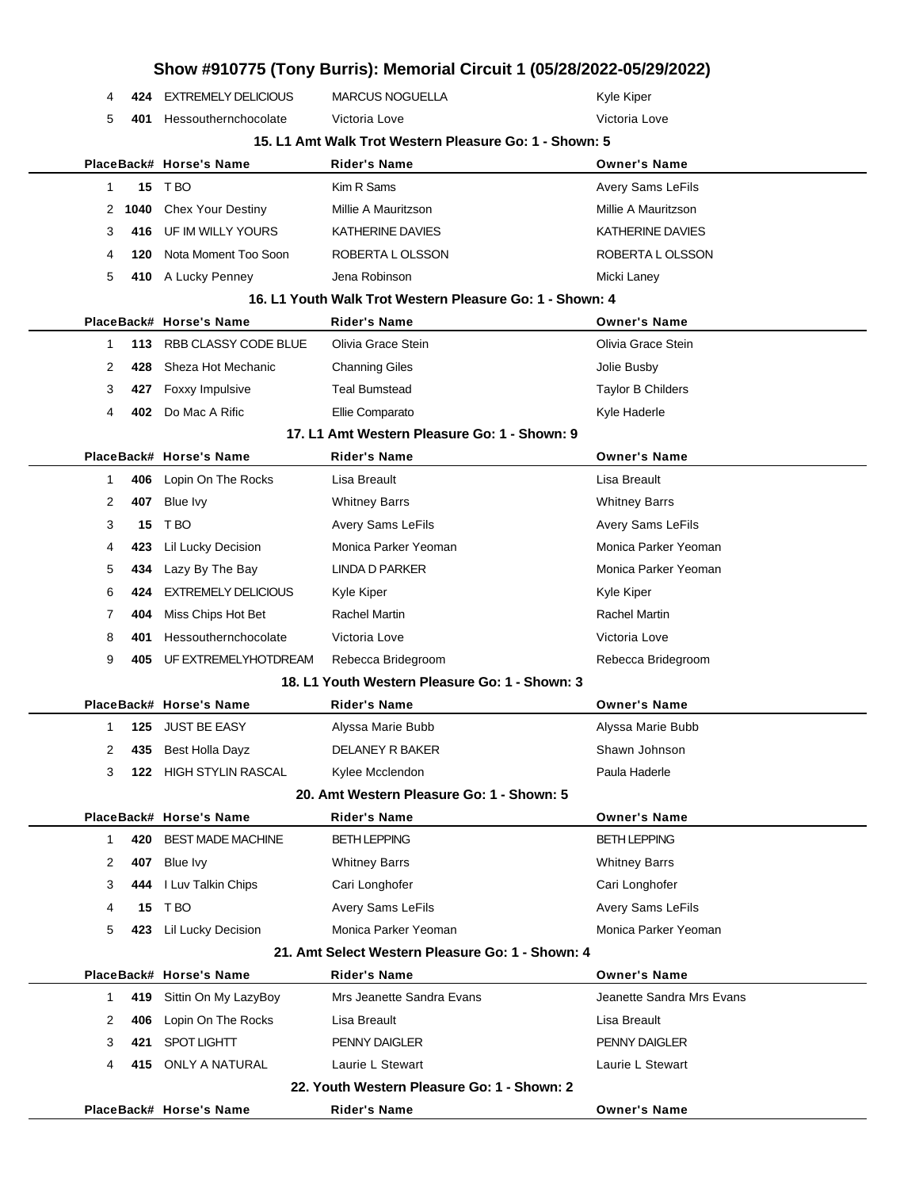| | | | | |
|---|---|---|---|---|
| 4 | 424 | EXTREMELY DELICIOUS | MARCUS NOGUELLA | Kyle Kiper |
| 5 | 401 | Hessouthernchocolate | Victoria Love | Victoria Love |

### 15. L1 Amt Walk Trot Western Pleasure Go: 1 - Shown: 5

| Place | Back# | Horse's Name | Rider's Name | Owner's Name |
|---|---|---|---|---|
| 1 | 15 | T BO | Kim R Sams | Avery Sams LeFils |
| 2 | 1040 | Chex Your Destiny | Millie A Mauritzson | Millie A Mauritzson |
| 3 | 416 | UF IM WILLY YOURS | KATHERINE DAVIES | KATHERINE DAVIES |
| 4 | 120 | Nota Moment Too Soon | ROBERTA L OLSSON | ROBERTA L OLSSON |
| 5 | 410 | A Lucky Penney | Jena Robinson | Micki Laney |

### 16. L1 Youth Walk Trot Western Pleasure Go: 1 - Shown: 4

| Place | Back# | Horse's Name | Rider's Name | Owner's Name |
|---|---|---|---|---|
| 1 | 113 | RBB CLASSY CODE BLUE | Olivia Grace Stein | Olivia Grace Stein |
| 2 | 428 | Sheza Hot Mechanic | Channing Giles | Jolie Busby |
| 3 | 427 | Foxxy Impulsive | Teal Bumstead | Taylor B Childers |
| 4 | 402 | Do Mac A Rific | Ellie Comparato | Kyle Haderle |

### 17. L1 Amt Western Pleasure Go: 1 - Shown: 9

| Place | Back# | Horse's Name | Rider's Name | Owner's Name |
|---|---|---|---|---|
| 1 | 406 | Lopin On The Rocks | Lisa Breault | Lisa Breault |
| 2 | 407 | Blue Ivy | Whitney Barrs | Whitney Barrs |
| 3 | 15 | T BO | Avery Sams LeFils | Avery Sams LeFils |
| 4 | 423 | Lil Lucky Decision | Monica Parker Yeoman | Monica Parker Yeoman |
| 5 | 434 | Lazy By The Bay | LINDA D PARKER | Monica Parker Yeoman |
| 6 | 424 | EXTREMELY DELICIOUS | Kyle Kiper | Kyle Kiper |
| 7 | 404 | Miss Chips Hot Bet | Rachel Martin | Rachel Martin |
| 8 | 401 | Hessouthernchocolate | Victoria Love | Victoria Love |
| 9 | 405 | UF EXTREMELYHOTDREAM | Rebecca Bridegroom | Rebecca Bridegroom |

### 18. L1 Youth Western Pleasure Go: 1 - Shown: 3

| Place | Back# | Horse's Name | Rider's Name | Owner's Name |
|---|---|---|---|---|
| 1 | 125 | JUST BE EASY | Alyssa Marie Bubb | Alyssa Marie Bubb |
| 2 | 435 | Best Holla Dayz | DELANEY R BAKER | Shawn Johnson |
| 3 | 122 | HIGH STYLIN RASCAL | Kylee Mcclendon | Paula Haderle |

### 20. Amt Western Pleasure Go: 1 - Shown: 5

| Place | Back# | Horse's Name | Rider's Name | Owner's Name |
|---|---|---|---|---|
| 1 | 420 | BEST MADE MACHINE | BETH LEPPING | BETH LEPPING |
| 2 | 407 | Blue Ivy | Whitney Barrs | Whitney Barrs |
| 3 | 444 | I Luv Talkin Chips | Cari Longhofer | Cari Longhofer |
| 4 | 15 | T BO | Avery Sams LeFils | Avery Sams LeFils |
| 5 | 423 | Lil Lucky Decision | Monica Parker Yeoman | Monica Parker Yeoman |

### 21. Amt Select Western Pleasure Go: 1 - Shown: 4

| Place | Back# | Horse's Name | Rider's Name | Owner's Name |
|---|---|---|---|---|
| 1 | 419 | Sittin On My LazyBoy | Mrs Jeanette Sandra Evans | Jeanette Sandra Mrs Evans |
| 2 | 406 | Lopin On The Rocks | Lisa Breault | Lisa Breault |
| 3 | 421 | SPOT LIGHTT | PENNY DAIGLER | PENNY DAIGLER |
| 4 | 415 | ONLY A NATURAL | Laurie L Stewart | Laurie L Stewart |

### 22. Youth Western Pleasure Go: 1 - Shown: 2

| Place | Back# | Horse's Name | Rider's Name | Owner's Name |
|---|---|---|---|---|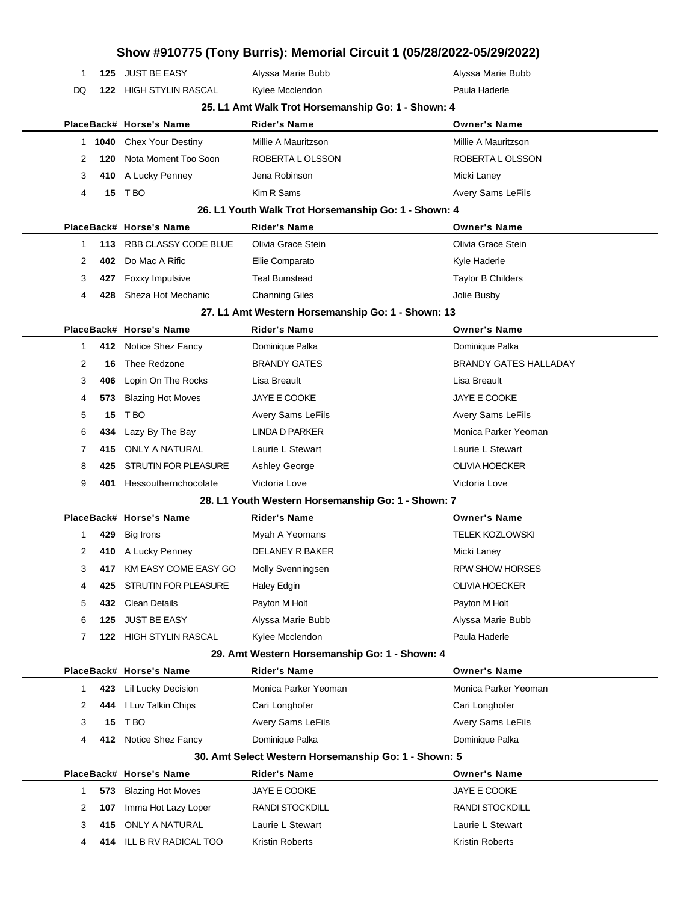| | | | | |
|---|---|---|---|---|
| 1 | 125 | JUST BE EASY | Alyssa Marie Bubb | Alyssa Marie Bubb |
| DQ | 122 | HIGH STYLIN RASCAL | Kylee Mcclendon | Paula Haderle |

### 25. L1 Amt Walk Trot Horsemanship Go: 1 - Shown: 4

| Place | Back# | Horse's Name | Rider's Name | Owner's Name |
|---|---|---|---|---|
| 1 | 1040 | Chex Your Destiny | Millie A Mauritzson | Millie A Mauritzson |
| 2 | 120 | Nota Moment Too Soon | ROBERTA L OLSSON | ROBERTA L OLSSON |
| 3 | 410 | A Lucky Penney | Jena Robinson | Micki Laney |
| 4 | 15 | T BO | Kim R Sams | Avery Sams LeFils |

### 26. L1 Youth Walk Trot Horsemanship Go: 1 - Shown: 4

| Place | Back# | Horse's Name | Rider's Name | Owner's Name |
|---|---|---|---|---|
| 1 | 113 | RBB CLASSY CODE BLUE | Olivia Grace Stein | Olivia Grace Stein |
| 2 | 402 | Do Mac A Rific | Ellie Comparato | Kyle Haderle |
| 3 | 427 | Foxxy Impulsive | Teal Bumstead | Taylor B Childers |
| 4 | 428 | Sheza Hot Mechanic | Channing Giles | Jolie Busby |

### 27. L1 Amt Western Horsemanship Go: 1 - Shown: 13

| Place | Back# | Horse's Name | Rider's Name | Owner's Name |
|---|---|---|---|---|
| 1 | 412 | Notice Shez Fancy | Dominique Palka | Dominique Palka |
| 2 | 16 | Thee Redzone | BRANDY GATES | BRANDY GATES HALLADAY |
| 3 | 406 | Lopin On The Rocks | Lisa Breault | Lisa Breault |
| 4 | 573 | Blazing Hot Moves | JAYE E COOKE | JAYE E COOKE |
| 5 | 15 | T BO | Avery Sams LeFils | Avery Sams LeFils |
| 6 | 434 | Lazy By The Bay | LINDA D PARKER | Monica Parker Yeoman |
| 7 | 415 | ONLY A NATURAL | Laurie L Stewart | Laurie L Stewart |
| 8 | 425 | STRUTIN FOR PLEASURE | Ashley George | OLIVIA HOECKER |
| 9 | 401 | Hessouthernchocolate | Victoria Love | Victoria Love |

### 28. L1 Youth Western Horsemanship Go: 1 - Shown: 7

| Place | Back# | Horse's Name | Rider's Name | Owner's Name |
|---|---|---|---|---|
| 1 | 429 | Big Irons | Myah A Yeomans | TELEK KOZLOWSKI |
| 2 | 410 | A Lucky Penney | DELANEY R BAKER | Micki Laney |
| 3 | 417 | KM EASY COME EASY GO | Molly Svenningsen | RPW SHOW HORSES |
| 4 | 425 | STRUTIN FOR PLEASURE | Haley Edgin | OLIVIA HOECKER |
| 5 | 432 | Clean Details | Payton M Holt | Payton M Holt |
| 6 | 125 | JUST BE EASY | Alyssa Marie Bubb | Alyssa Marie Bubb |
| 7 | 122 | HIGH STYLIN RASCAL | Kylee Mcclendon | Paula Haderle |

### 29. Amt Western Horsemanship Go: 1 - Shown: 4

| Place | Back# | Horse's Name | Rider's Name | Owner's Name |
|---|---|---|---|---|
| 1 | 423 | Lil Lucky Decision | Monica Parker Yeoman | Monica Parker Yeoman |
| 2 | 444 | I Luv Talkin Chips | Cari Longhofer | Cari Longhofer |
| 3 | 15 | T BO | Avery Sams LeFils | Avery Sams LeFils |
| 4 | 412 | Notice Shez Fancy | Dominique Palka | Dominique Palka |

### 30. Amt Select Western Horsemanship Go: 1 - Shown: 5

| Place | Back# | Horse's Name | Rider's Name | Owner's Name |
|---|---|---|---|---|
| 1 | 573 | Blazing Hot Moves | JAYE E COOKE | JAYE E COOKE |
| 2 | 107 | Imma Hot Lazy Loper | RANDI STOCKDILL | RANDI STOCKDILL |
| 3 | 415 | ONLY A NATURAL | Laurie L Stewart | Laurie L Stewart |
| 4 | 414 | ILL B RV RADICAL TOO | Kristin Roberts | Kristin Roberts |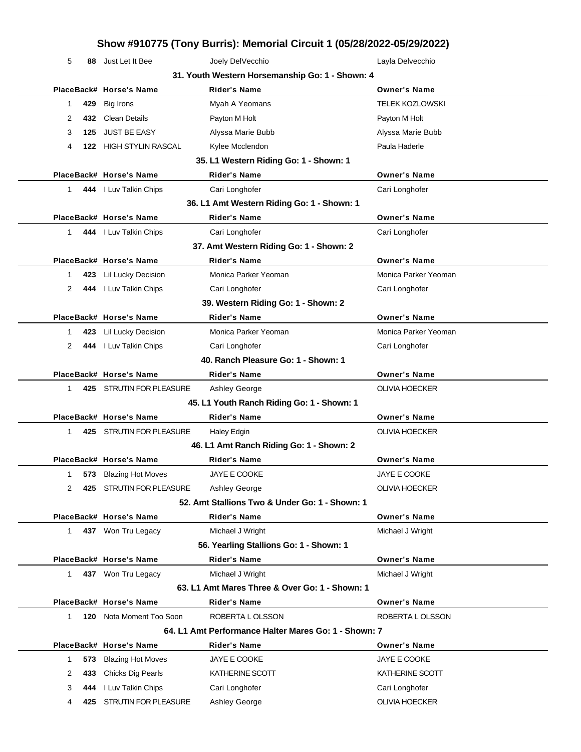# Show #910775 (Tony Burris): Memorial Circuit 1 (05/28/2022-05/29/2022)

| | | | | |
|---|---|---|---|---|
| 5 | **88** | Just Let It Bee | Joely DelVecchio | Layla Delvecchio |

### 31. Youth Western Horsemanship Go: 1 - Shown: 4

| Place | Back# | Horse's Name | Rider's Name | Owner's Name |
|---|---|---|---|---|
| 1 | **429** | Big Irons | Myah A Yeomans | TELEK KOZLOWSKI |
| 2 | **432** | Clean Details | Payton M Holt | Payton M Holt |
| 3 | **125** | JUST BE EASY | Alyssa Marie Bubb | Alyssa Marie Bubb |
| 4 | **122** | HIGH STYLIN RASCAL | Kylee Mcclendon | Paula Haderle |

### 35. L1 Western Riding Go: 1 - Shown: 1

| Place | Back# | Horse's Name | Rider's Name | Owner's Name |
|---|---|---|---|---|
| 1 | **444** | I Luv Talkin Chips | Cari Longhofer | Cari Longhofer |

### 36. L1 Amt Western Riding Go: 1 - Shown: 1

| Place | Back# | Horse's Name | Rider's Name | Owner's Name |
|---|---|---|---|---|
| 1 | **444** | I Luv Talkin Chips | Cari Longhofer | Cari Longhofer |

### 37. Amt Western Riding Go: 1 - Shown: 2

| Place | Back# | Horse's Name | Rider's Name | Owner's Name |
|---|---|---|---|---|
| 1 | **423** | Lil Lucky Decision | Monica Parker Yeoman | Monica Parker Yeoman |
| 2 | **444** | I Luv Talkin Chips | Cari Longhofer | Cari Longhofer |

### 39. Western Riding Go: 1 - Shown: 2

| Place | Back# | Horse's Name | Rider's Name | Owner's Name |
|---|---|---|---|---|
| 1 | **423** | Lil Lucky Decision | Monica Parker Yeoman | Monica Parker Yeoman |
| 2 | **444** | I Luv Talkin Chips | Cari Longhofer | Cari Longhofer |

### 40. Ranch Pleasure Go: 1 - Shown: 1

| Place | Back# | Horse's Name | Rider's Name | Owner's Name |
|---|---|---|---|---|
| 1 | **425** | STRUTIN FOR PLEASURE | Ashley George | OLIVIA HOECKER |

### 45. L1 Youth Ranch Riding Go: 1 - Shown: 1

| Place | Back# | Horse's Name | Rider's Name | Owner's Name |
|---|---|---|---|---|
| 1 | **425** | STRUTIN FOR PLEASURE | Haley Edgin | OLIVIA HOECKER |

### 46. L1 Amt Ranch Riding Go: 1 - Shown: 2

| Place | Back# | Horse's Name | Rider's Name | Owner's Name |
|---|---|---|---|---|
| 1 | **573** | Blazing Hot Moves | JAYE E COOKE | JAYE E COOKE |
| 2 | **425** | STRUTIN FOR PLEASURE | Ashley George | OLIVIA HOECKER |

### 52. Amt Stallions Two & Under Go: 1 - Shown: 1

| Place | Back# | Horse's Name | Rider's Name | Owner's Name |
|---|---|---|---|---|
| 1 | **437** | Won Tru Legacy | Michael J Wright | Michael J Wright |

### 56. Yearling Stallions Go: 1 - Shown: 1

| Place | Back# | Horse's Name | Rider's Name | Owner's Name |
|---|---|---|---|---|
| 1 | **437** | Won Tru Legacy | Michael J Wright | Michael J Wright |

### 63. L1 Amt Mares Three & Over Go: 1 - Shown: 1

| Place | Back# | Horse's Name | Rider's Name | Owner's Name |
|---|---|---|---|---|
| 1 | **120** | Nota Moment Too Soon | ROBERTA L OLSSON | ROBERTA L OLSSON |

### 64. L1 Amt Performance Halter Mares Go: 1 - Shown: 7

| Place | Back# | Horse's Name | Rider's Name | Owner's Name |
|---|---|---|---|---|
| 1 | **573** | Blazing Hot Moves | JAYE E COOKE | JAYE E COOKE |
| 2 | **433** | Chicks Dig Pearls | KATHERINE SCOTT | KATHERINE SCOTT |
| 3 | **444** | I Luv Talkin Chips | Cari Longhofer | Cari Longhofer |
| 4 | **425** | STRUTIN FOR PLEASURE | Ashley George | OLIVIA HOECKER |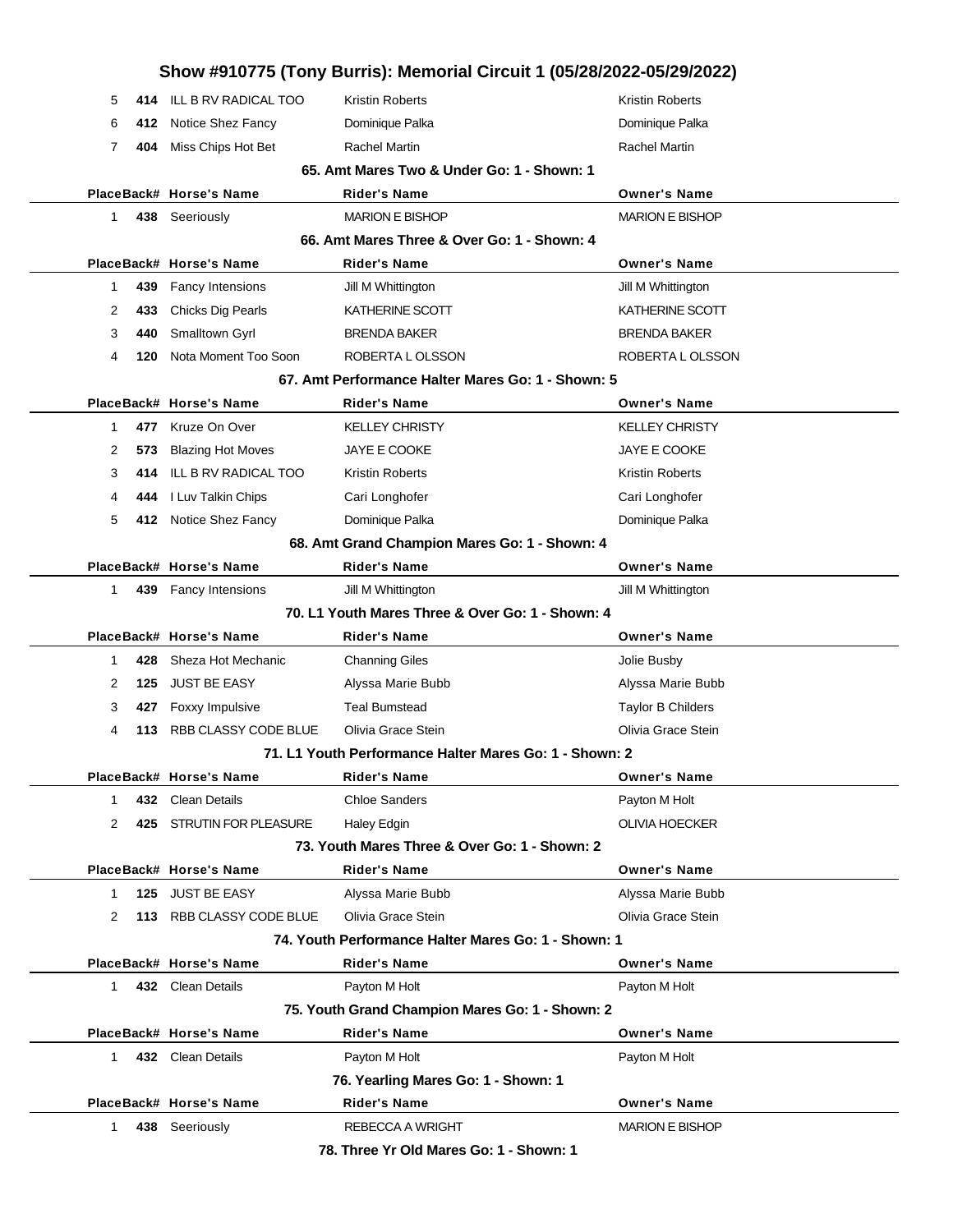| Place | Back# | Horse's Name | Rider's Name | Owner's Name |
|---|---|---|---|---|
| 5 | **414** | ILL B RV RADICAL TOO | Kristin Roberts | Kristin Roberts |
| 6 | **412** | Notice Shez Fancy | Dominique Palka | Dominique Palka |
| 7 | **404** | Miss Chips Hot Bet | Rachel Martin | Rachel Martin |

### 65. Amt Mares Two & Under Go: 1 - Shown: 1

| Place | Back# | Horse's Name | Rider's Name | Owner's Name |
|---|---|---|---|---|
| 1 | **438** | Seeriously | MARION E BISHOP | MARION E BISHOP |

### 66. Amt Mares Three & Over Go: 1 - Shown: 4

| Place | Back# | Horse's Name | Rider's Name | Owner's Name |
|---|---|---|---|---|
| 1 | **439** | Fancy Intensions | Jill M Whittington | Jill M Whittington |
| 2 | **433** | Chicks Dig Pearls | KATHERINE SCOTT | KATHERINE SCOTT |
| 3 | **440** | Smalltown Gyrl | BRENDA BAKER | BRENDA BAKER |
| 4 | **120** | Nota Moment Too Soon | ROBERTA L OLSSON | ROBERTA L OLSSON |

### 67. Amt Performance Halter Mares Go: 1 - Shown: 5

| Place | Back# | Horse's Name | Rider's Name | Owner's Name |
|---|---|---|---|---|
| 1 | **477** | Kruze On Over | KELLEY CHRISTY | KELLEY CHRISTY |
| 2 | **573** | Blazing Hot Moves | JAYE E COOKE | JAYE E COOKE |
| 3 | **414** | ILL B RV RADICAL TOO | Kristin Roberts | Kristin Roberts |
| 4 | **444** | I Luv Talkin Chips | Cari Longhofer | Cari Longhofer |
| 5 | **412** | Notice Shez Fancy | Dominique Palka | Dominique Palka |

### 68. Amt Grand Champion Mares Go: 1 - Shown: 4

| Place | Back# | Horse's Name | Rider's Name | Owner's Name |
|---|---|---|---|---|
| 1 | **439** | Fancy Intensions | Jill M Whittington | Jill M Whittington |

### 70. L1 Youth Mares Three & Over Go: 1 - Shown: 4

| Place | Back# | Horse's Name | Rider's Name | Owner's Name |
|---|---|---|---|---|
| 1 | **428** | Sheza Hot Mechanic | Channing Giles | Jolie Busby |
| 2 | **125** | JUST BE EASY | Alyssa Marie Bubb | Alyssa Marie Bubb |
| 3 | **427** | Foxxy Impulsive | Teal Bumstead | Taylor B Childers |
| 4 | **113** | RBB CLASSY CODE BLUE | Olivia Grace Stein | Olivia Grace Stein |

### 71. L1 Youth Performance Halter Mares Go: 1 - Shown: 2

| Place | Back# | Horse's Name | Rider's Name | Owner's Name |
|---|---|---|---|---|
| 1 | **432** | Clean Details | Chloe Sanders | Payton M Holt |
| 2 | **425** | STRUTIN FOR PLEASURE | Haley Edgin | OLIVIA HOECKER |

### 73. Youth Mares Three & Over Go: 1 - Shown: 2

| Place | Back# | Horse's Name | Rider's Name | Owner's Name |
|---|---|---|---|---|
| 1 | **125** | JUST BE EASY | Alyssa Marie Bubb | Alyssa Marie Bubb |
| 2 | **113** | RBB CLASSY CODE BLUE | Olivia Grace Stein | Olivia Grace Stein |

### 74. Youth Performance Halter Mares Go: 1 - Shown: 1

| Place | Back# | Horse's Name | Rider's Name | Owner's Name |
|---|---|---|---|---|
| 1 | **432** | Clean Details | Payton M Holt | Payton M Holt |

### 75. Youth Grand Champion Mares Go: 1 - Shown: 2

| Place | Back# | Horse's Name | Rider's Name | Owner's Name |
|---|---|---|---|---|
| 1 | **432** | Clean Details | Payton M Holt | Payton M Holt |

### 76. Yearling Mares Go: 1 - Shown: 1

| Place | Back# | Horse's Name | Rider's Name | Owner's Name |
|---|---|---|---|---|
| 1 | **438** | Seeriously | REBECCA A WRIGHT | MARION E BISHOP |

### 78. Three Yr Old Mares Go: 1 - Shown: 1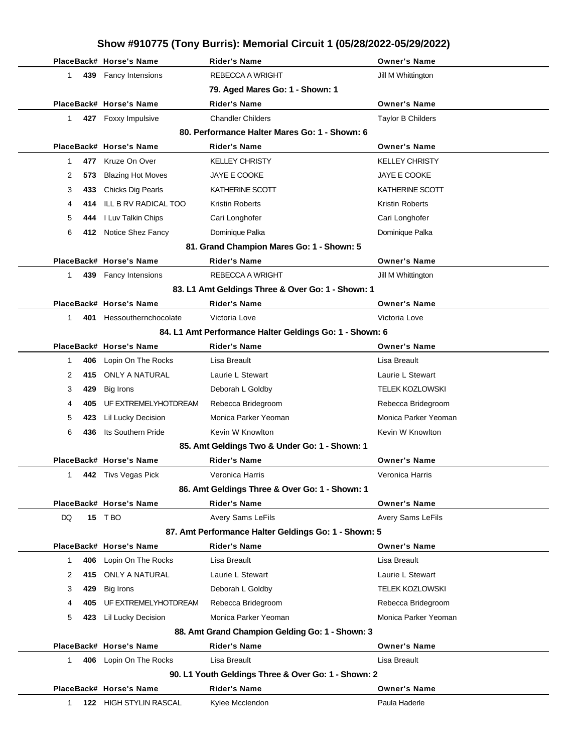# Show #910775 (Tony Burris): Memorial Circuit 1 (05/28/2022-05/29/2022)

| Place | Back# | Horse's Name | Rider's Name | Owner's Name |
|---|---|---|---|---|
| 1 | 439 | Fancy Intensions | REBECCA A WRIGHT | Jill M Whittington |

### 79. Aged Mares Go: 1 - Shown: 1

| Place | Back# | Horse's Name | Rider's Name | Owner's Name |
|---|---|---|---|---|
| 1 | 427 | Foxxy Impulsive | Chandler Childers | Taylor B Childers |

### 80. Performance Halter Mares Go: 1 - Shown: 6

| Place | Back# | Horse's Name | Rider's Name | Owner's Name |
|---|---|---|---|---|
| 1 | 477 | Kruze On Over | KELLEY CHRISTY | KELLEY CHRISTY |
| 2 | 573 | Blazing Hot Moves | JAYE E COOKE | JAYE E COOKE |
| 3 | 433 | Chicks Dig Pearls | KATHERINE SCOTT | KATHERINE SCOTT |
| 4 | 414 | ILL B RV RADICAL TOO | Kristin Roberts | Kristin Roberts |
| 5 | 444 | I Luv Talkin Chips | Cari Longhofer | Cari Longhofer |
| 6 | 412 | Notice Shez Fancy | Dominique Palka | Dominique Palka |

### 81. Grand Champion Mares Go: 1 - Shown: 5

| Place | Back# | Horse's Name | Rider's Name | Owner's Name |
|---|---|---|---|---|
| 1 | 439 | Fancy Intensions | REBECCA A WRIGHT | Jill M Whittington |

### 83. L1 Amt Geldings Three & Over Go: 1 - Shown: 1

| Place | Back# | Horse's Name | Rider's Name | Owner's Name |
|---|---|---|---|---|
| 1 | 401 | Hessouthernchocolate | Victoria Love | Victoria Love |

### 84. L1 Amt Performance Halter Geldings Go: 1 - Shown: 6

| Place | Back# | Horse's Name | Rider's Name | Owner's Name |
|---|---|---|---|---|
| 1 | 406 | Lopin On The Rocks | Lisa Breault | Lisa Breault |
| 2 | 415 | ONLY A NATURAL | Laurie L Stewart | Laurie L Stewart |
| 3 | 429 | Big Irons | Deborah L Goldby | TELEK KOZLOWSKI |
| 4 | 405 | UF EXTREMELYHOTDREAM | Rebecca Bridegroom | Rebecca Bridegroom |
| 5 | 423 | Lil Lucky Decision | Monica Parker Yeoman | Monica Parker Yeoman |
| 6 | 436 | Its Southern Pride | Kevin W Knowlton | Kevin W Knowlton |

### 85. Amt Geldings Two & Under Go: 1 - Shown: 1

| Place | Back# | Horse's Name | Rider's Name | Owner's Name |
|---|---|---|---|---|
| 1 | 442 | Tivs Vegas Pick | Veronica Harris | Veronica Harris |

### 86. Amt Geldings Three & Over Go: 1 - Shown: 1

| Place | Back# | Horse's Name | Rider's Name | Owner's Name |
|---|---|---|---|---|
| DQ | 15 | T BO | Avery Sams LeFils | Avery Sams LeFils |

### 87. Amt Performance Halter Geldings Go: 1 - Shown: 5

| Place | Back# | Horse's Name | Rider's Name | Owner's Name |
|---|---|---|---|---|
| 1 | 406 | Lopin On The Rocks | Lisa Breault | Lisa Breault |
| 2 | 415 | ONLY A NATURAL | Laurie L Stewart | Laurie L Stewart |
| 3 | 429 | Big Irons | Deborah L Goldby | TELEK KOZLOWSKI |
| 4 | 405 | UF EXTREMELYHOTDREAM | Rebecca Bridegroom | Rebecca Bridegroom |
| 5 | 423 | Lil Lucky Decision | Monica Parker Yeoman | Monica Parker Yeoman |

### 88. Amt Grand Champion Gelding Go: 1 - Shown: 3

| Place | Back# | Horse's Name | Rider's Name | Owner's Name |
|---|---|---|---|---|
| 1 | 406 | Lopin On The Rocks | Lisa Breault | Lisa Breault |

### 90. L1 Youth Geldings Three & Over Go: 1 - Shown: 2

| Place | Back# | Horse's Name | Rider's Name | Owner's Name |
|---|---|---|---|---|
| 1 | 122 | HIGH STYLIN RASCAL | Kylee Mcclendon | Paula Haderle |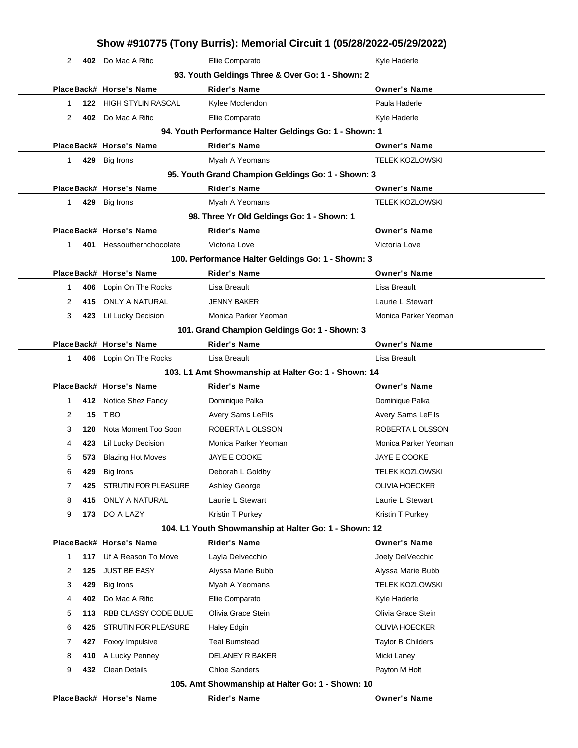| Place | Back# | Horse's Name | Rider's Name | Owner's Name |
|---|---|---|---|---|
| 2 | 402 | Do Mac A Rific | Ellie Comparato | Kyle Haderle |

### 93. Youth Geldings Three & Over Go: 1 - Shown: 2

| Place | Back# | Horse's Name | Rider's Name | Owner's Name |
|---|---|---|---|---|
| 1 | 122 | HIGH STYLIN RASCAL | Kylee Mcclendon | Paula Haderle |
| 2 | 402 | Do Mac A Rific | Ellie Comparato | Kyle Haderle |

### 94. Youth Performance Halter Geldings Go: 1 - Shown: 1

| Place | Back# | Horse's Name | Rider's Name | Owner's Name |
|---|---|---|---|---|
| 1 | 429 | Big Irons | Myah A Yeomans | TELEK KOZLOWSKI |

### 95. Youth Grand Champion Geldings Go: 1 - Shown: 3

| Place | Back# | Horse's Name | Rider's Name | Owner's Name |
|---|---|---|---|---|
| 1 | 429 | Big Irons | Myah A Yeomans | TELEK KOZLOWSKI |

### 98. Three Yr Old Geldings Go: 1 - Shown: 1

| Place | Back# | Horse's Name | Rider's Name | Owner's Name |
|---|---|---|---|---|
| 1 | 401 | Hessouthernchocolate | Victoria Love | Victoria Love |

### 100. Performance Halter Geldings Go: 1 - Shown: 3

| Place | Back# | Horse's Name | Rider's Name | Owner's Name |
|---|---|---|---|---|
| 1 | 406 | Lopin On The Rocks | Lisa Breault | Lisa Breault |
| 2 | 415 | ONLY A NATURAL | JENNY BAKER | Laurie L Stewart |
| 3 | 423 | Lil Lucky Decision | Monica Parker Yeoman | Monica Parker Yeoman |

### 101. Grand Champion Geldings Go: 1 - Shown: 3

| Place | Back# | Horse's Name | Rider's Name | Owner's Name |
|---|---|---|---|---|
| 1 | 406 | Lopin On The Rocks | Lisa Breault | Lisa Breault |

### 103. L1 Amt Showmanship at Halter Go: 1 - Shown: 14

| Place | Back# | Horse's Name | Rider's Name | Owner's Name |
|---|---|---|---|---|
| 1 | 412 | Notice Shez Fancy | Dominique Palka | Dominique Palka |
| 2 | 15 | T BO | Avery Sams LeFils | Avery Sams LeFils |
| 3 | 120 | Nota Moment Too Soon | ROBERTA L OLSSON | ROBERTA L OLSSON |
| 4 | 423 | Lil Lucky Decision | Monica Parker Yeoman | Monica Parker Yeoman |
| 5 | 573 | Blazing Hot Moves | JAYE E COOKE | JAYE E COOKE |
| 6 | 429 | Big Irons | Deborah L Goldby | TELEK KOZLOWSKI |
| 7 | 425 | STRUTIN FOR PLEASURE | Ashley George | OLIVIA HOECKER |
| 8 | 415 | ONLY A NATURAL | Laurie L Stewart | Laurie L Stewart |
| 9 | 173 | DO A LAZY | Kristin T Purkey | Kristin T Purkey |

### 104. L1 Youth Showmanship at Halter Go: 1 - Shown: 12

| Place | Back# | Horse's Name | Rider's Name | Owner's Name |
|---|---|---|---|---|
| 1 | 117 | Uf A Reason To Move | Layla Delvecchio | Joely DelVecchio |
| 2 | 125 | JUST BE EASY | Alyssa Marie Bubb | Alyssa Marie Bubb |
| 3 | 429 | Big Irons | Myah A Yeomans | TELEK KOZLOWSKI |
| 4 | 402 | Do Mac A Rific | Ellie Comparato | Kyle Haderle |
| 5 | 113 | RBB CLASSY CODE BLUE | Olivia Grace Stein | Olivia Grace Stein |
| 6 | 425 | STRUTIN FOR PLEASURE | Haley Edgin | OLIVIA HOECKER |
| 7 | 427 | Foxxy Impulsive | Teal Bumstead | Taylor B Childers |
| 8 | 410 | A Lucky Penney | DELANEY R BAKER | Micki Laney |
| 9 | 432 | Clean Details | Chloe Sanders | Payton M Holt |

### 105. Amt Showmanship at Halter Go: 1 - Shown: 10

| Place | Back# | Horse's Name | Rider's Name | Owner's Name |
|---|---|---|---|---|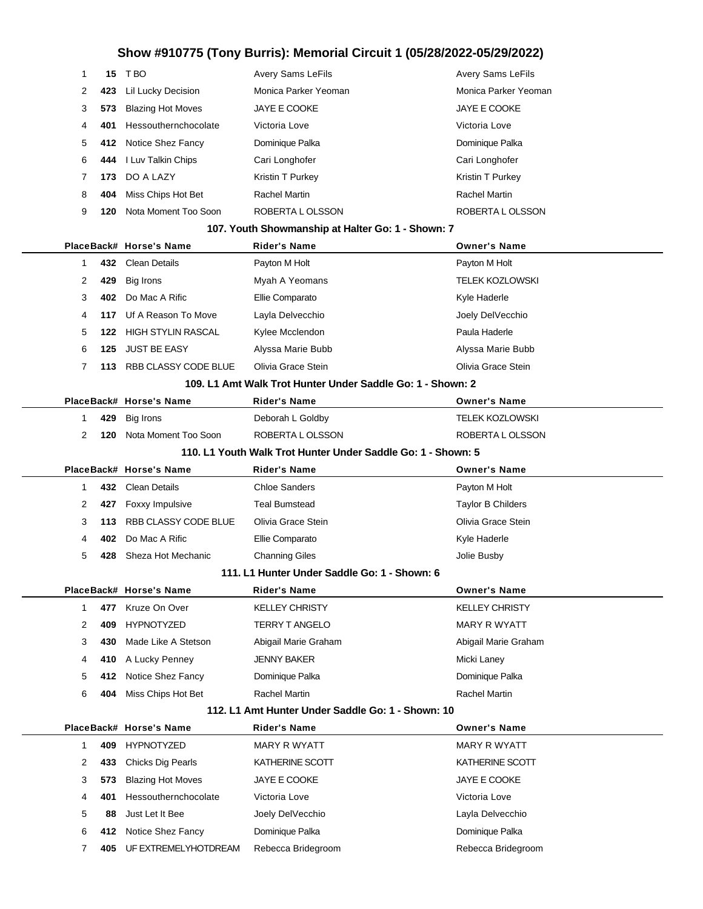# Show #910775 (Tony Burris): Memorial Circuit 1 (05/28/2022-05/29/2022)

| | | | | |
|---|---|---|---|---|
| 1 | 15 | T BO | Avery Sams LeFils | Avery Sams LeFils |
| 2 | 423 | Lil Lucky Decision | Monica Parker Yeoman | Monica Parker Yeoman |
| 3 | 573 | Blazing Hot Moves | JAYE E COOKE | JAYE E COOKE |
| 4 | 401 | Hessouthernchocolate | Victoria Love | Victoria Love |
| 5 | 412 | Notice Shez Fancy | Dominique Palka | Dominique Palka |
| 6 | 444 | I Luv Talkin Chips | Cari Longhofer | Cari Longhofer |
| 7 | 173 | DO A LAZY | Kristin T Purkey | Kristin T Purkey |
| 8 | 404 | Miss Chips Hot Bet | Rachel Martin | Rachel Martin |
| 9 | 120 | Nota Moment Too Soon | ROBERTA L OLSSON | ROBERTA L OLSSON |

### 107. Youth Showmanship at Halter Go: 1 - Shown: 7

| Place | Back# | Horse's Name | Rider's Name | Owner's Name |
|---|---|---|---|---|
| 1 | 432 | Clean Details | Payton M Holt | Payton M Holt |
| 2 | 429 | Big Irons | Myah A Yeomans | TELEK KOZLOWSKI |
| 3 | 402 | Do Mac A Rific | Ellie Comparato | Kyle Haderle |
| 4 | 117 | Uf A Reason To Move | Layla Delvecchio | Joely DelVecchio |
| 5 | 122 | HIGH STYLIN RASCAL | Kylee Mcclendon | Paula Haderle |
| 6 | 125 | JUST BE EASY | Alyssa Marie Bubb | Alyssa Marie Bubb |
| 7 | 113 | RBB CLASSY CODE BLUE | Olivia Grace Stein | Olivia Grace Stein |

### 109. L1 Amt Walk Trot Hunter Under Saddle Go: 1 - Shown: 2

| Place | Back# | Horse's Name | Rider's Name | Owner's Name |
|---|---|---|---|---|
| 1 | 429 | Big Irons | Deborah L Goldby | TELEK KOZLOWSKI |
| 2 | 120 | Nota Moment Too Soon | ROBERTA L OLSSON | ROBERTA L OLSSON |

### 110. L1 Youth Walk Trot Hunter Under Saddle Go: 1 - Shown: 5

| Place | Back# | Horse's Name | Rider's Name | Owner's Name |
|---|---|---|---|---|
| 1 | 432 | Clean Details | Chloe Sanders | Payton M Holt |
| 2 | 427 | Foxxy Impulsive | Teal Bumstead | Taylor B Childers |
| 3 | 113 | RBB CLASSY CODE BLUE | Olivia Grace Stein | Olivia Grace Stein |
| 4 | 402 | Do Mac A Rific | Ellie Comparato | Kyle Haderle |
| 5 | 428 | Sheza Hot Mechanic | Channing Giles | Jolie Busby |

### 111. L1 Hunter Under Saddle Go: 1 - Shown: 6

| Place | Back# | Horse's Name | Rider's Name | Owner's Name |
|---|---|---|---|---|
| 1 | 477 | Kruze On Over | KELLEY CHRISTY | KELLEY CHRISTY |
| 2 | 409 | HYPNOTYZED | TERRY T ANGELO | MARY R WYATT |
| 3 | 430 | Made Like A Stetson | Abigail Marie Graham | Abigail Marie Graham |
| 4 | 410 | A Lucky Penney | JENNY BAKER | Micki Laney |
| 5 | 412 | Notice Shez Fancy | Dominique Palka | Dominique Palka |
| 6 | 404 | Miss Chips Hot Bet | Rachel Martin | Rachel Martin |

### 112. L1 Amt Hunter Under Saddle Go: 1 - Shown: 10

| Place | Back# | Horse's Name | Rider's Name | Owner's Name |
|---|---|---|---|---|
| 1 | 409 | HYPNOTYZED | MARY R WYATT | MARY R WYATT |
| 2 | 433 | Chicks Dig Pearls | KATHERINE SCOTT | KATHERINE SCOTT |
| 3 | 573 | Blazing Hot Moves | JAYE E COOKE | JAYE E COOKE |
| 4 | 401 | Hessouthernchocolate | Victoria Love | Victoria Love |
| 5 | 88 | Just Let It Bee | Joely DelVecchio | Layla Delvecchio |
| 6 | 412 | Notice Shez Fancy | Dominique Palka | Dominique Palka |
| 7 | 405 | UF EXTREMELYHOTDREAM | Rebecca Bridegroom | Rebecca Bridegroom |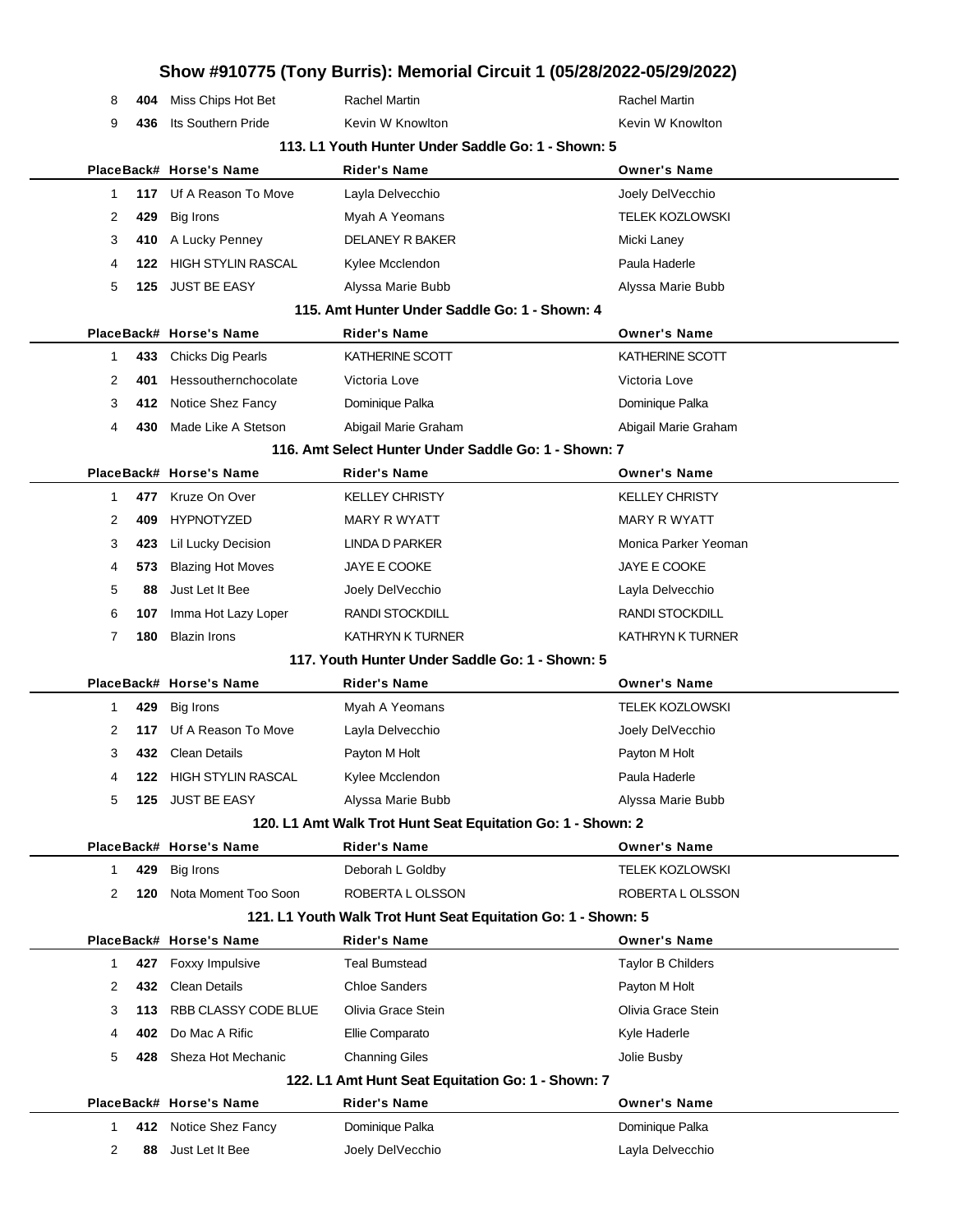| Place | Back# | Horse's Name | Rider's Name | Owner's Name |
|---|---|---|---|---|
| 8 | 404 | Miss Chips Hot Bet | Rachel Martin | Rachel Martin |
| 9 | 436 | Its Southern Pride | Kevin W Knowlton | Kevin W Knowlton |

### 113. L1 Youth Hunter Under Saddle Go: 1 - Shown: 5

| Place | Back# | Horse's Name | Rider's Name | Owner's Name |
|---|---|---|---|---|
| 1 | 117 | Uf A Reason To Move | Layla Delvecchio | Joely DelVecchio |
| 2 | 429 | Big Irons | Myah A Yeomans | TELEK KOZLOWSKI |
| 3 | 410 | A Lucky Penney | DELANEY R BAKER | Micki Laney |
| 4 | 122 | HIGH STYLIN RASCAL | Kylee Mcclendon | Paula Haderle |
| 5 | 125 | JUST BE EASY | Alyssa Marie Bubb | Alyssa Marie Bubb |

### 115. Amt Hunter Under Saddle Go: 1 - Shown: 4

| Place | Back# | Horse's Name | Rider's Name | Owner's Name |
|---|---|---|---|---|
| 1 | 433 | Chicks Dig Pearls | KATHERINE SCOTT | KATHERINE SCOTT |
| 2 | 401 | Hessouthernchocolate | Victoria Love | Victoria Love |
| 3 | 412 | Notice Shez Fancy | Dominique Palka | Dominique Palka |
| 4 | 430 | Made Like A Stetson | Abigail Marie Graham | Abigail Marie Graham |

### 116. Amt Select Hunter Under Saddle Go: 1 - Shown: 7

| Place | Back# | Horse's Name | Rider's Name | Owner's Name |
|---|---|---|---|---|
| 1 | 477 | Kruze On Over | KELLEY CHRISTY | KELLEY CHRISTY |
| 2 | 409 | HYPNOTYZED | MARY R WYATT | MARY R WYATT |
| 3 | 423 | Lil Lucky Decision | LINDA D PARKER | Monica Parker Yeoman |
| 4 | 573 | Blazing Hot Moves | JAYE E COOKE | JAYE E COOKE |
| 5 | 88 | Just Let It Bee | Joely DelVecchio | Layla Delvecchio |
| 6 | 107 | Imma Hot Lazy Loper | RANDI STOCKDILL | RANDI STOCKDILL |
| 7 | 180 | Blazin Irons | KATHRYN K TURNER | KATHRYN K TURNER |

### 117. Youth Hunter Under Saddle Go: 1 - Shown: 5

| Place | Back# | Horse's Name | Rider's Name | Owner's Name |
|---|---|---|---|---|
| 1 | 429 | Big Irons | Myah A Yeomans | TELEK KOZLOWSKI |
| 2 | 117 | Uf A Reason To Move | Layla Delvecchio | Joely DelVecchio |
| 3 | 432 | Clean Details | Payton M Holt | Payton M Holt |
| 4 | 122 | HIGH STYLIN RASCAL | Kylee Mcclendon | Paula Haderle |
| 5 | 125 | JUST BE EASY | Alyssa Marie Bubb | Alyssa Marie Bubb |

### 120. L1 Amt Walk Trot Hunt Seat Equitation Go: 1 - Shown: 2

| Place | Back# | Horse's Name | Rider's Name | Owner's Name |
|---|---|---|---|---|
| 1 | 429 | Big Irons | Deborah L Goldby | TELEK KOZLOWSKI |
| 2 | 120 | Nota Moment Too Soon | ROBERTA L OLSSON | ROBERTA L OLSSON |

### 121. L1 Youth Walk Trot Hunt Seat Equitation Go: 1 - Shown: 5

| Place | Back# | Horse's Name | Rider's Name | Owner's Name |
|---|---|---|---|---|
| 1 | 427 | Foxxy Impulsive | Teal Bumstead | Taylor B Childers |
| 2 | 432 | Clean Details | Chloe Sanders | Payton M Holt |
| 3 | 113 | RBB CLASSY CODE BLUE | Olivia Grace Stein | Olivia Grace Stein |
| 4 | 402 | Do Mac A Rific | Ellie Comparato | Kyle Haderle |
| 5 | 428 | Sheza Hot Mechanic | Channing Giles | Jolie Busby |

### 122. L1 Amt Hunt Seat Equitation Go: 1 - Shown: 7

| Place | Back# | Horse's Name | Rider's Name | Owner's Name |
|---|---|---|---|---|
| 1 | 412 | Notice Shez Fancy | Dominique Palka | Dominique Palka |
| 2 | 88 | Just Let It Bee | Joely DelVecchio | Layla Delvecchio |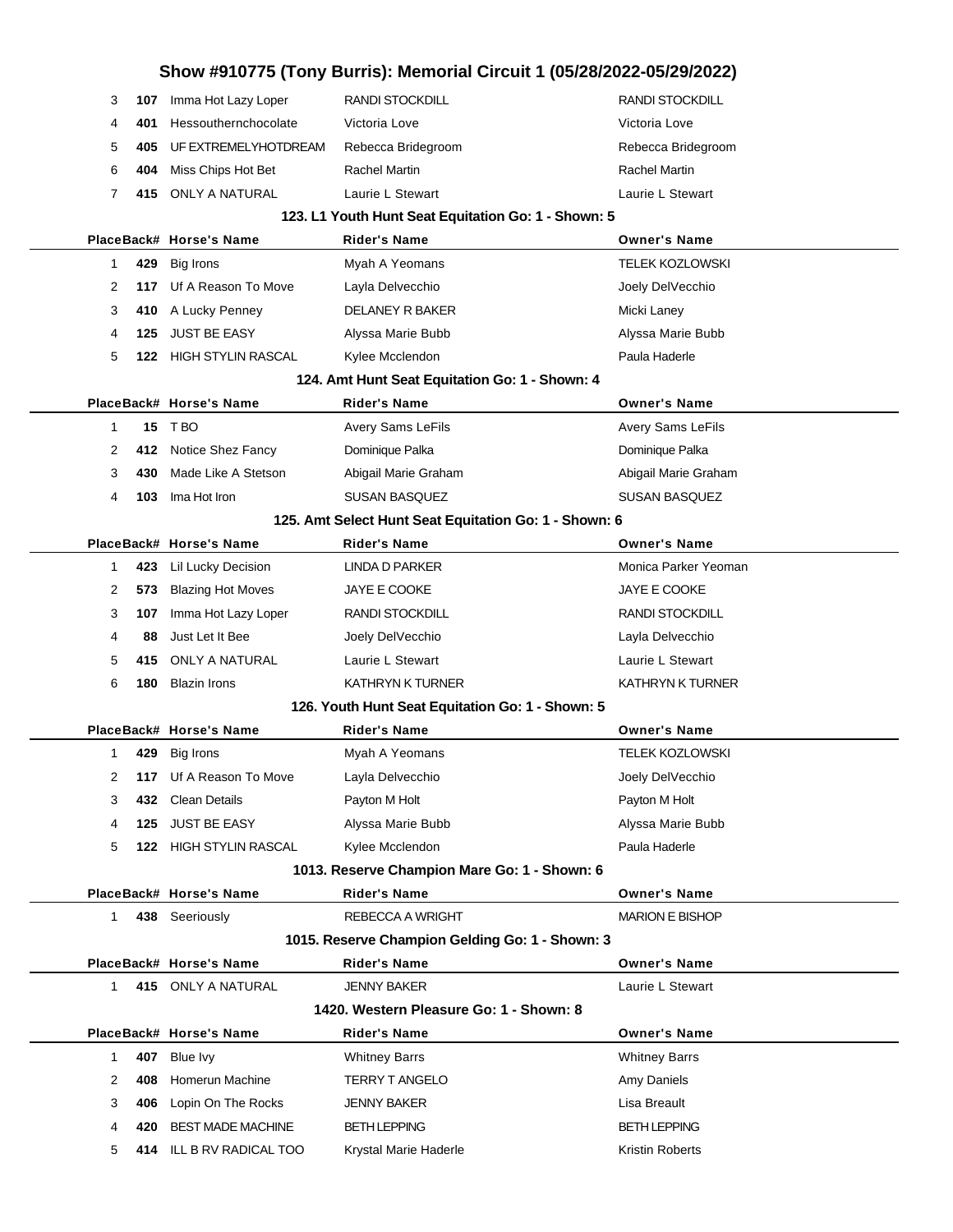| Place | Back# | Horse's Name | Rider's Name | Owner's Name |
|---|---|---|---|---|
| 3 | 107 | Imma Hot Lazy Loper | RANDI STOCKDILL | RANDI STOCKDILL |
| 4 | 401 | Hessouthernchocolate | Victoria Love | Victoria Love |
| 5 | 405 | UF EXTREMELYHOTDREAM | Rebecca Bridegroom | Rebecca Bridegroom |
| 6 | 404 | Miss Chips Hot Bet | Rachel Martin | Rachel Martin |
| 7 | 415 | ONLY A NATURAL | Laurie L Stewart | Laurie L Stewart |

### 123. L1 Youth Hunt Seat Equitation Go: 1 - Shown: 5

| Place | Back# | Horse's Name | Rider's Name | Owner's Name |
|---|---|---|---|---|
| 1 | 429 | Big Irons | Myah A Yeomans | TELEK KOZLOWSKI |
| 2 | 117 | Uf A Reason To Move | Layla Delvecchio | Joely DelVecchio |
| 3 | 410 | A Lucky Penney | DELANEY R BAKER | Micki Laney |
| 4 | 125 | JUST BE EASY | Alyssa Marie Bubb | Alyssa Marie Bubb |
| 5 | 122 | HIGH STYLIN RASCAL | Kylee Mcclendon | Paula Haderle |

### 124. Amt Hunt Seat Equitation Go: 1 - Shown: 4

| Place | Back# | Horse's Name | Rider's Name | Owner's Name |
|---|---|---|---|---|
| 1 | 15 | T BO | Avery Sams LeFils | Avery Sams LeFils |
| 2 | 412 | Notice Shez Fancy | Dominique Palka | Dominique Palka |
| 3 | 430 | Made Like A Stetson | Abigail Marie Graham | Abigail Marie Graham |
| 4 | 103 | Ima Hot Iron | SUSAN BASQUEZ | SUSAN BASQUEZ |

### 125. Amt Select Hunt Seat Equitation Go: 1 - Shown: 6

| Place | Back# | Horse's Name | Rider's Name | Owner's Name |
|---|---|---|---|---|
| 1 | 423 | Lil Lucky Decision | LINDA D PARKER | Monica Parker Yeoman |
| 2 | 573 | Blazing Hot Moves | JAYE E COOKE | JAYE E COOKE |
| 3 | 107 | Imma Hot Lazy Loper | RANDI STOCKDILL | RANDI STOCKDILL |
| 4 | 88 | Just Let It Bee | Joely DelVecchio | Layla Delvecchio |
| 5 | 415 | ONLY A NATURAL | Laurie L Stewart | Laurie L Stewart |
| 6 | 180 | Blazin Irons | KATHRYN K TURNER | KATHRYN K TURNER |

### 126. Youth Hunt Seat Equitation Go: 1 - Shown: 5

| Place | Back# | Horse's Name | Rider's Name | Owner's Name |
|---|---|---|---|---|
| 1 | 429 | Big Irons | Myah A Yeomans | TELEK KOZLOWSKI |
| 2 | 117 | Uf A Reason To Move | Layla Delvecchio | Joely DelVecchio |
| 3 | 432 | Clean Details | Payton M Holt | Payton M Holt |
| 4 | 125 | JUST BE EASY | Alyssa Marie Bubb | Alyssa Marie Bubb |
| 5 | 122 | HIGH STYLIN RASCAL | Kylee Mcclendon | Paula Haderle |

### 1013. Reserve Champion Mare Go: 1 - Shown: 6

| Place | Back# | Horse's Name | Rider's Name | Owner's Name |
|---|---|---|---|---|
| 1 | 438 | Seeriously | REBECCA A WRIGHT | MARION E BISHOP |

### 1015. Reserve Champion Gelding Go: 1 - Shown: 3

| Place | Back# | Horse's Name | Rider's Name | Owner's Name |
|---|---|---|---|---|
| 1 | 415 | ONLY A NATURAL | JENNY BAKER | Laurie L Stewart |

### 1420. Western Pleasure Go: 1 - Shown: 8

| Place | Back# | Horse's Name | Rider's Name | Owner's Name |
|---|---|---|---|---|
| 1 | 407 | Blue Ivy | Whitney Barrs | Whitney Barrs |
| 2 | 408 | Homerun Machine | TERRY T ANGELO | Amy Daniels |
| 3 | 406 | Lopin On The Rocks | JENNY BAKER | Lisa Breault |
| 4 | 420 | BEST MADE MACHINE | BETH LEPPING | BETH LEPPING |
| 5 | 414 | ILL B RV RADICAL TOO | Krystal Marie Haderle | Kristin Roberts |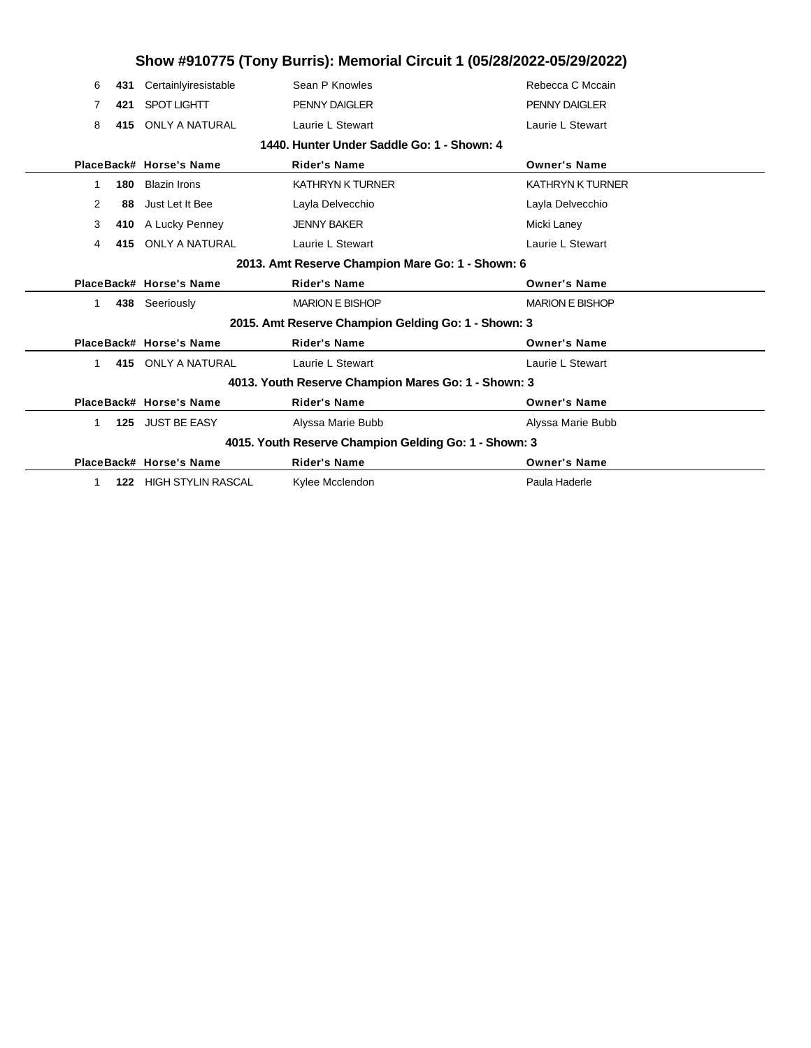## Show #910775 (Tony Burris): Memorial Circuit 1 (05/28/2022-05/29/2022)

| Place | Back# | Horse's Name | Rider's Name | Owner's Name |
|---|---|---|---|---|
| 6 | **431** | Certainlyiresistable | Sean P Knowles | Rebecca C Mccain |
| 7 | **421** | SPOT LIGHTT | PENNY DAIGLER | PENNY DAIGLER |
| 8 | **415** | ONLY A NATURAL | Laurie L Stewart | Laurie L Stewart |

### 1440. Hunter Under Saddle Go: 1 - Shown: 4

| Place | Back# | Horse's Name | Rider's Name | Owner's Name |
|---|---|---|---|---|
| 1 | **180** | Blazin Irons | KATHRYN K TURNER | KATHRYN K TURNER |
| 2 | **88** | Just Let It Bee | Layla Delvecchio | Layla Delvecchio |
| 3 | **410** | A Lucky Penney | JENNY BAKER | Micki Laney |
| 4 | **415** | ONLY A NATURAL | Laurie L Stewart | Laurie L Stewart |

### 2013. Amt Reserve Champion Mare Go: 1 - Shown: 6

| Place | Back# | Horse's Name | Rider's Name | Owner's Name |
|---|---|---|---|---|
| 1 | **438** | Seeriously | MARION E BISHOP | MARION E BISHOP |

### 2015. Amt Reserve Champion Gelding Go: 1 - Shown: 3

| Place | Back# | Horse's Name | Rider's Name | Owner's Name |
|---|---|---|---|---|
| 1 | **415** | ONLY A NATURAL | Laurie L Stewart | Laurie L Stewart |

### 4013. Youth Reserve Champion Mares Go: 1 - Shown: 3

| Place | Back# | Horse's Name | Rider's Name | Owner's Name |
|---|---|---|---|---|
| 1 | **125** | JUST BE EASY | Alyssa Marie Bubb | Alyssa Marie Bubb |

### 4015. Youth Reserve Champion Gelding Go: 1 - Shown: 3

| Place | Back# | Horse's Name | Rider's Name | Owner's Name |
|---|---|---|---|---|
| 1 | **122** | HIGH STYLIN RASCAL | Kylee Mcclendon | Paula Haderle |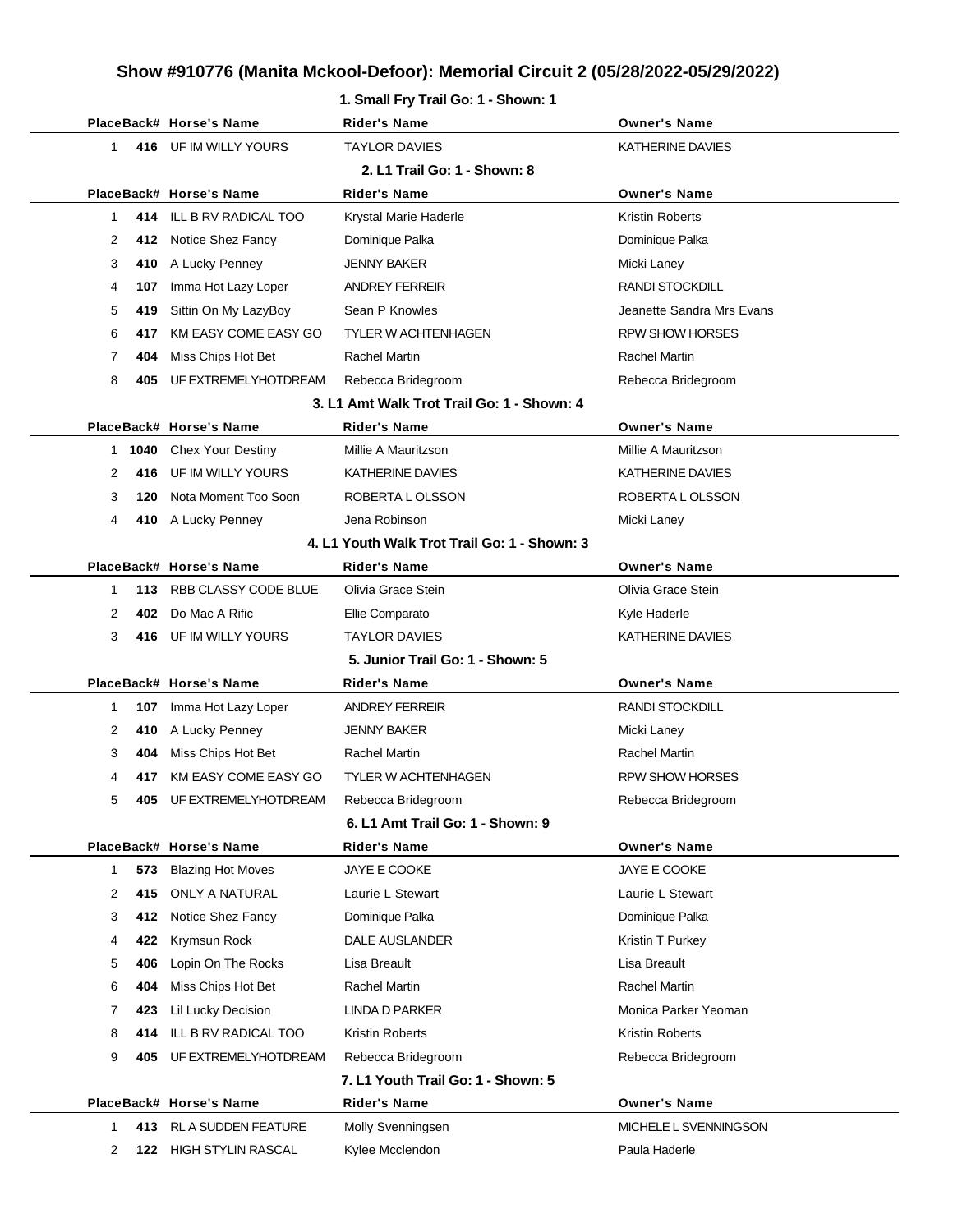# Show #910776 (Manita Mckool-Defoor): Memorial Circuit 2 (05/28/2022-05/29/2022)

### 1. Small Fry Trail Go: 1 - Shown: 1

| Place | Back# | Horse's Name | Rider's Name | Owner's Name |
|---|---|---|---|---|
| 1 | **416** | UF IM WILLY YOURS | TAYLOR DAVIES | KATHERINE DAVIES |

### 2. L1 Trail Go: 1 - Shown: 8

| Place | Back# | Horse's Name | Rider's Name | Owner's Name |
|---|---|---|---|---|
| 1 | **414** | ILL B RV RADICAL TOO | Krystal Marie Haderle | Kristin Roberts |
| 2 | **412** | Notice Shez Fancy | Dominique Palka | Dominique Palka |
| 3 | **410** | A Lucky Penney | JENNY BAKER | Micki Laney |
| 4 | **107** | Imma Hot Lazy Loper | ANDREY FERREIR | RANDI STOCKDILL |
| 5 | **419** | Sittin On My LazyBoy | Sean P Knowles | Jeanette Sandra Mrs Evans |
| 6 | **417** | KM EASY COME EASY GO | TYLER W ACHTENHAGEN | RPW SHOW HORSES |
| 7 | **404** | Miss Chips Hot Bet | Rachel Martin | Rachel Martin |
| 8 | **405** | UF EXTREMELYHOTDREAM | Rebecca Bridegroom | Rebecca Bridegroom |

### 3. L1 Amt Walk Trot Trail Go: 1 - Shown: 4

| Place | Back# | Horse's Name | Rider's Name | Owner's Name |
|---|---|---|---|---|
| 1 | **1040** | Chex Your Destiny | Millie A Mauritzson | Millie A Mauritzson |
| 2 | **416** | UF IM WILLY YOURS | KATHERINE DAVIES | KATHERINE DAVIES |
| 3 | **120** | Nota Moment Too Soon | ROBERTA L OLSSON | ROBERTA L OLSSON |
| 4 | **410** | A Lucky Penney | Jena Robinson | Micki Laney |

### 4. L1 Youth Walk Trot Trail Go: 1 - Shown: 3

| Place | Back# | Horse's Name | Rider's Name | Owner's Name |
|---|---|---|---|---|
| 1 | **113** | RBB CLASSY CODE BLUE | Olivia Grace Stein | Olivia Grace Stein |
| 2 | **402** | Do Mac A Rific | Ellie Comparato | Kyle Haderle |
| 3 | **416** | UF IM WILLY YOURS | TAYLOR DAVIES | KATHERINE DAVIES |

### 5. Junior Trail Go: 1 - Shown: 5

| Place | Back# | Horse's Name | Rider's Name | Owner's Name |
|---|---|---|---|---|
| 1 | **107** | Imma Hot Lazy Loper | ANDREY FERREIR | RANDI STOCKDILL |
| 2 | **410** | A Lucky Penney | JENNY BAKER | Micki Laney |
| 3 | **404** | Miss Chips Hot Bet | Rachel Martin | Rachel Martin |
| 4 | **417** | KM EASY COME EASY GO | TYLER W ACHTENHAGEN | RPW SHOW HORSES |
| 5 | **405** | UF EXTREMELYHOTDREAM | Rebecca Bridegroom | Rebecca Bridegroom |

### 6. L1 Amt Trail Go: 1 - Shown: 9

| Place | Back# | Horse's Name | Rider's Name | Owner's Name |
|---|---|---|---|---|
| 1 | **573** | Blazing Hot Moves | JAYE E COOKE | JAYE E COOKE |
| 2 | **415** | ONLY A NATURAL | Laurie L Stewart | Laurie L Stewart |
| 3 | **412** | Notice Shez Fancy | Dominique Palka | Dominique Palka |
| 4 | **422** | Krymsun Rock | DALE AUSLANDER | Kristin T Purkey |
| 5 | **406** | Lopin On The Rocks | Lisa Breault | Lisa Breault |
| 6 | **404** | Miss Chips Hot Bet | Rachel Martin | Rachel Martin |
| 7 | **423** | Lil Lucky Decision | LINDA D PARKER | Monica Parker Yeoman |
| 8 | **414** | ILL B RV RADICAL TOO | Kristin Roberts | Kristin Roberts |
| 9 | **405** | UF EXTREMELYHOTDREAM | Rebecca Bridegroom | Rebecca Bridegroom |

### 7. L1 Youth Trail Go: 1 - Shown: 5

| Place | Back# | Horse's Name | Rider's Name | Owner's Name |
|---|---|---|---|---|
| 1 | **413** | RL A SUDDEN FEATURE | Molly Svenningsen | MICHELE L SVENNINGSON |
| 2 | **122** | HIGH STYLIN RASCAL | Kylee Mcclendon | Paula Haderle |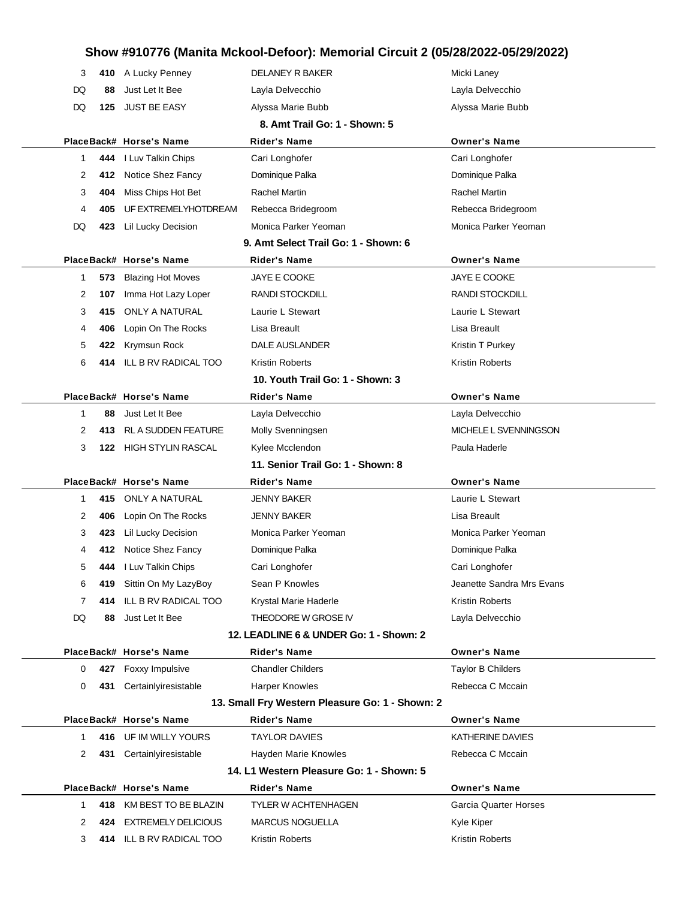| Place | Back# | Horse's Name | Rider's Name | Owner's Name |
|---|---|---|---|---|
| 3 | 410 | A Lucky Penney | DELANEY R BAKER | Micki Laney |
| DQ | 88 | Just Let It Bee | Layla Delvecchio | Layla Delvecchio |
| DQ | 125 | JUST BE EASY | Alyssa Marie Bubb | Alyssa Marie Bubb |

### 8. Amt Trail Go: 1 - Shown: 5

| Place | Back# | Horse's Name | Rider's Name | Owner's Name |
|---|---|---|---|---|
| 1 | 444 | I Luv Talkin Chips | Cari Longhofer | Cari Longhofer |
| 2 | 412 | Notice Shez Fancy | Dominique Palka | Dominique Palka |
| 3 | 404 | Miss Chips Hot Bet | Rachel Martin | Rachel Martin |
| 4 | 405 | UF EXTREMELYHOTDREAM | Rebecca Bridegroom | Rebecca Bridegroom |
| DQ | 423 | Lil Lucky Decision | Monica Parker Yeoman | Monica Parker Yeoman |

### 9. Amt Select Trail Go: 1 - Shown: 6

| Place | Back# | Horse's Name | Rider's Name | Owner's Name |
|---|---|---|---|---|
| 1 | 573 | Blazing Hot Moves | JAYE E COOKE | JAYE E COOKE |
| 2 | 107 | Imma Hot Lazy Loper | RANDI STOCKDILL | RANDI STOCKDILL |
| 3 | 415 | ONLY A NATURAL | Laurie L Stewart | Laurie L Stewart |
| 4 | 406 | Lopin On The Rocks | Lisa Breault | Lisa Breault |
| 5 | 422 | Krymsun Rock | DALE AUSLANDER | Kristin T Purkey |
| 6 | 414 | ILL B RV RADICAL TOO | Kristin Roberts | Kristin Roberts |

### 10. Youth Trail Go: 1 - Shown: 3

| Place | Back# | Horse's Name | Rider's Name | Owner's Name |
|---|---|---|---|---|
| 1 | 88 | Just Let It Bee | Layla Delvecchio | Layla Delvecchio |
| 2 | 413 | RL A SUDDEN FEATURE | Molly Svenningsen | MICHELE L SVENNINGSON |
| 3 | 122 | HIGH STYLIN RASCAL | Kylee Mcclendon | Paula Haderle |

### 11. Senior Trail Go: 1 - Shown: 8

| Place | Back# | Horse's Name | Rider's Name | Owner's Name |
|---|---|---|---|---|
| 1 | 415 | ONLY A NATURAL | JENNY BAKER | Laurie L Stewart |
| 2 | 406 | Lopin On The Rocks | JENNY BAKER | Lisa Breault |
| 3 | 423 | Lil Lucky Decision | Monica Parker Yeoman | Monica Parker Yeoman |
| 4 | 412 | Notice Shez Fancy | Dominique Palka | Dominique Palka |
| 5 | 444 | I Luv Talkin Chips | Cari Longhofer | Cari Longhofer |
| 6 | 419 | Sittin On My LazyBoy | Sean P Knowles | Jeanette Sandra Mrs Evans |
| 7 | 414 | ILL B RV RADICAL TOO | Krystal Marie Haderle | Kristin Roberts |
| DQ | 88 | Just Let It Bee | THEODORE W GROSE IV | Layla Delvecchio |

### 12. LEADLINE 6 & UNDER Go: 1 - Shown: 2

| Place | Back# | Horse's Name | Rider's Name | Owner's Name |
|---|---|---|---|---|
| 0 | 427 | Foxxy Impulsive | Chandler Childers | Taylor B Childers |
| 0 | 431 | Certainlyiresistable | Harper Knowles | Rebecca C Mccain |

### 13. Small Fry Western Pleasure Go: 1 - Shown: 2

| Place | Back# | Horse's Name | Rider's Name | Owner's Name |
|---|---|---|---|---|
| 1 | 416 | UF IM WILLY YOURS | TAYLOR DAVIES | KATHERINE DAVIES |
| 2 | 431 | Certainlyiresistable | Hayden Marie Knowles | Rebecca C Mccain |

### 14. L1 Western Pleasure Go: 1 - Shown: 5

| Place | Back# | Horse's Name | Rider's Name | Owner's Name |
|---|---|---|---|---|
| 1 | 418 | KM BEST TO BE BLAZIN | TYLER W ACHTENHAGEN | Garcia Quarter Horses |
| 2 | 424 | EXTREMELY DELICIOUS | MARCUS NOGUELLA | Kyle Kiper |
| 3 | 414 | ILL B RV RADICAL TOO | Kristin Roberts | Kristin Roberts |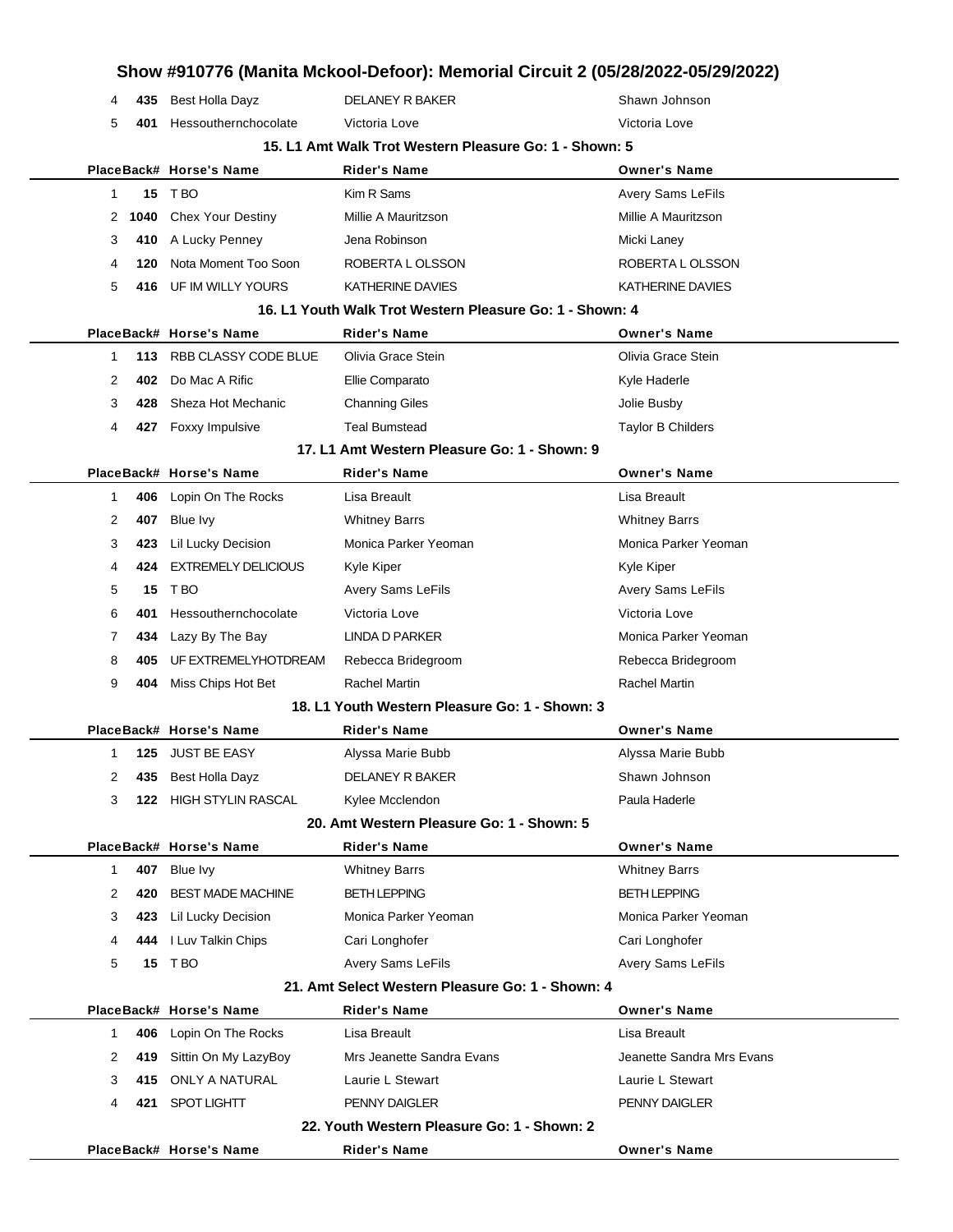## Show #910776 (Manita Mckool-Defoor): Memorial Circuit 2 (05/28/2022-05/29/2022)

| | | | | |
|---|---|---|---|---|
| 4 | 435 | Best Holla Dayz | DELANEY R BAKER | Shawn Johnson |
| 5 | 401 | Hessouthernchocolate | Victoria Love | Victoria Love |

### 15. L1 Amt Walk Trot Western Pleasure Go: 1 - Shown: 5

| Place | Back# | Horse's Name | Rider's Name | Owner's Name |
|---|---|---|---|---|
| 1 | 15 | T BO | Kim R Sams | Avery Sams LeFils |
| 2 | 1040 | Chex Your Destiny | Millie A Mauritzson | Millie A Mauritzson |
| 3 | 410 | A Lucky Penney | Jena Robinson | Micki Laney |
| 4 | 120 | Nota Moment Too Soon | ROBERTA L OLSSON | ROBERTA L OLSSON |
| 5 | 416 | UF IM WILLY YOURS | KATHERINE DAVIES | KATHERINE DAVIES |

### 16. L1 Youth Walk Trot Western Pleasure Go: 1 - Shown: 4

| Place | Back# | Horse's Name | Rider's Name | Owner's Name |
|---|---|---|---|---|
| 1 | 113 | RBB CLASSY CODE BLUE | Olivia Grace Stein | Olivia Grace Stein |
| 2 | 402 | Do Mac A Rific | Ellie Comparato | Kyle Haderle |
| 3 | 428 | Sheza Hot Mechanic | Channing Giles | Jolie Busby |
| 4 | 427 | Foxxy Impulsive | Teal Bumstead | Taylor B Childers |

### 17. L1 Amt Western Pleasure Go: 1 - Shown: 9

| Place | Back# | Horse's Name | Rider's Name | Owner's Name |
|---|---|---|---|---|
| 1 | 406 | Lopin On The Rocks | Lisa Breault | Lisa Breault |
| 2 | 407 | Blue Ivy | Whitney Barrs | Whitney Barrs |
| 3 | 423 | Lil Lucky Decision | Monica Parker Yeoman | Monica Parker Yeoman |
| 4 | 424 | EXTREMELY DELICIOUS | Kyle Kiper | Kyle Kiper |
| 5 | 15 | T BO | Avery Sams LeFils | Avery Sams LeFils |
| 6 | 401 | Hessouthernchocolate | Victoria Love | Victoria Love |
| 7 | 434 | Lazy By The Bay | LINDA D PARKER | Monica Parker Yeoman |
| 8 | 405 | UF EXTREMELYHOTDREAM | Rebecca Bridegroom | Rebecca Bridegroom |
| 9 | 404 | Miss Chips Hot Bet | Rachel Martin | Rachel Martin |

### 18. L1 Youth Western Pleasure Go: 1 - Shown: 3

| Place | Back# | Horse's Name | Rider's Name | Owner's Name |
|---|---|---|---|---|
| 1 | 125 | JUST BE EASY | Alyssa Marie Bubb | Alyssa Marie Bubb |
| 2 | 435 | Best Holla Dayz | DELANEY R BAKER | Shawn Johnson |
| 3 | 122 | HIGH STYLIN RASCAL | Kylee Mcclendon | Paula Haderle |

### 20. Amt Western Pleasure Go: 1 - Shown: 5

| Place | Back# | Horse's Name | Rider's Name | Owner's Name |
|---|---|---|---|---|
| 1 | 407 | Blue Ivy | Whitney Barrs | Whitney Barrs |
| 2 | 420 | BEST MADE MACHINE | BETH LEPPING | BETH LEPPING |
| 3 | 423 | Lil Lucky Decision | Monica Parker Yeoman | Monica Parker Yeoman |
| 4 | 444 | I Luv Talkin Chips | Cari Longhofer | Cari Longhofer |
| 5 | 15 | T BO | Avery Sams LeFils | Avery Sams LeFils |

### 21. Amt Select Western Pleasure Go: 1 - Shown: 4

| Place | Back# | Horse's Name | Rider's Name | Owner's Name |
|---|---|---|---|---|
| 1 | 406 | Lopin On The Rocks | Lisa Breault | Lisa Breault |
| 2 | 419 | Sittin On My LazyBoy | Mrs Jeanette Sandra Evans | Jeanette Sandra Mrs Evans |
| 3 | 415 | ONLY A NATURAL | Laurie L Stewart | Laurie L Stewart |
| 4 | 421 | SPOT LIGHTT | PENNY DAIGLER | PENNY DAIGLER |

### 22. Youth Western Pleasure Go: 1 - Shown: 2

| Place | Back# | Horse's Name | Rider's Name | Owner's Name |
|---|---|---|---|---|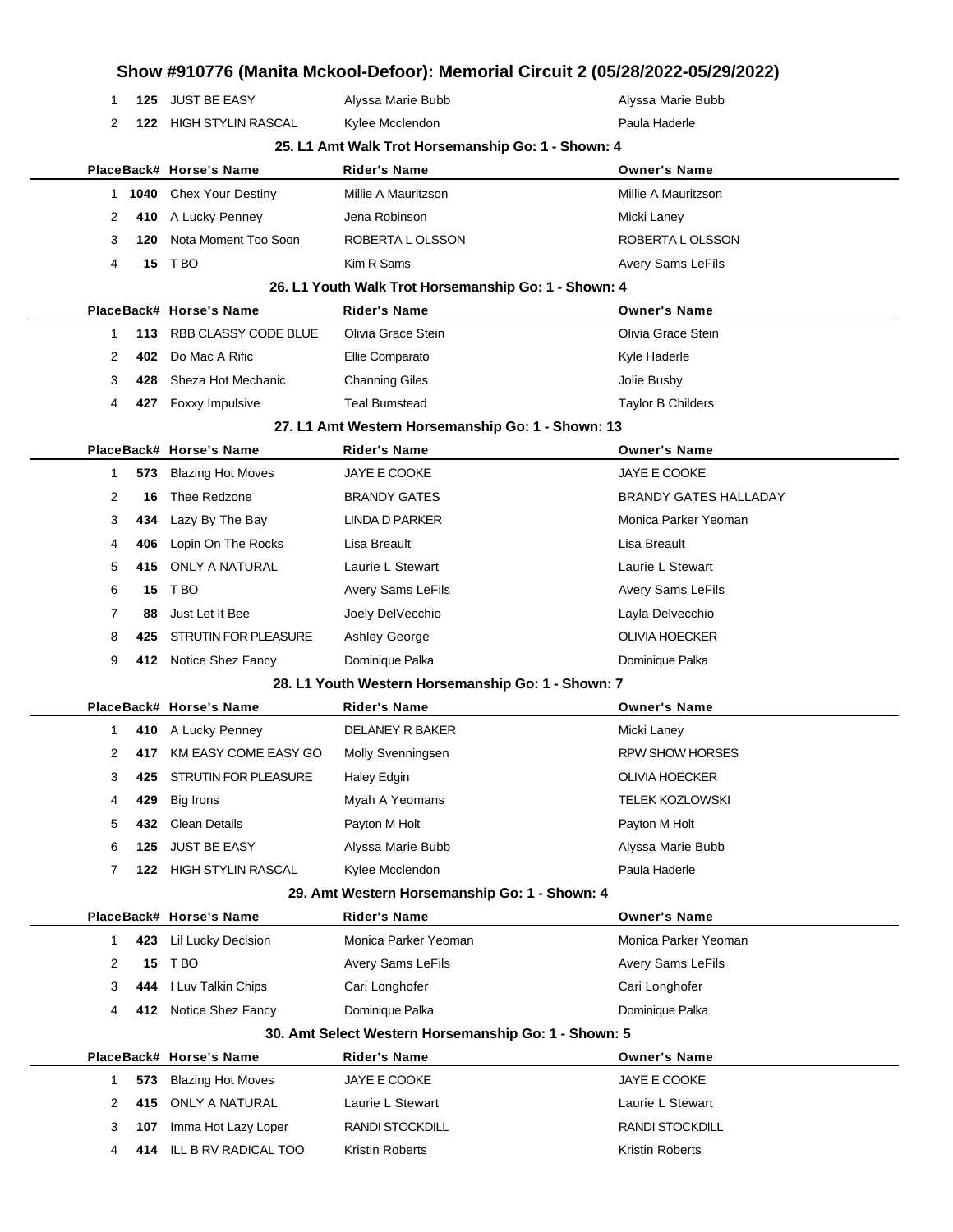# Show #910776 (Manita Mckool-Defoor): Memorial Circuit 2 (05/28/2022-05/29/2022)

| | | | | |
|---|---|---|---|---|
| 1 | 125 | JUST BE EASY | Alyssa Marie Bubb | Alyssa Marie Bubb |
| 2 | 122 | HIGH STYLIN RASCAL | Kylee Mcclendon | Paula Haderle |

### 25. L1 Amt Walk Trot Horsemanship Go: 1 - Shown: 4

| Place | Back# | Horse's Name | Rider's Name | Owner's Name |
|---|---|---|---|---|
| 1 | 1040 | Chex Your Destiny | Millie A Mauritzson | Millie A Mauritzson |
| 2 | 410 | A Lucky Penney | Jena Robinson | Micki Laney |
| 3 | 120 | Nota Moment Too Soon | ROBERTA L OLSSON | ROBERTA L OLSSON |
| 4 | 15 | T BO | Kim R Sams | Avery Sams LeFils |

### 26. L1 Youth Walk Trot Horsemanship Go: 1 - Shown: 4

| Place | Back# | Horse's Name | Rider's Name | Owner's Name |
|---|---|---|---|---|
| 1 | 113 | RBB CLASSY CODE BLUE | Olivia Grace Stein | Olivia Grace Stein |
| 2 | 402 | Do Mac A Rific | Ellie Comparato | Kyle Haderle |
| 3 | 428 | Sheza Hot Mechanic | Channing Giles | Jolie Busby |
| 4 | 427 | Foxxy Impulsive | Teal Bumstead | Taylor B Childers |

### 27. L1 Amt Western Horsemanship Go: 1 - Shown: 13

| Place | Back# | Horse's Name | Rider's Name | Owner's Name |
|---|---|---|---|---|
| 1 | 573 | Blazing Hot Moves | JAYE E COOKE | JAYE E COOKE |
| 2 | 16 | Thee Redzone | BRANDY GATES | BRANDY GATES HALLADAY |
| 3 | 434 | Lazy By The Bay | LINDA D PARKER | Monica Parker Yeoman |
| 4 | 406 | Lopin On The Rocks | Lisa Breault | Lisa Breault |
| 5 | 415 | ONLY A NATURAL | Laurie L Stewart | Laurie L Stewart |
| 6 | 15 | T BO | Avery Sams LeFils | Avery Sams LeFils |
| 7 | 88 | Just Let It Bee | Joely DelVecchio | Layla Delvecchio |
| 8 | 425 | STRUTIN FOR PLEASURE | Ashley George | OLIVIA HOECKER |
| 9 | 412 | Notice Shez Fancy | Dominique Palka | Dominique Palka |

### 28. L1 Youth Western Horsemanship Go: 1 - Shown: 7

| Place | Back# | Horse's Name | Rider's Name | Owner's Name |
|---|---|---|---|---|
| 1 | 410 | A Lucky Penney | DELANEY R BAKER | Micki Laney |
| 2 | 417 | KM EASY COME EASY GO | Molly Svenningsen | RPW SHOW HORSES |
| 3 | 425 | STRUTIN FOR PLEASURE | Haley Edgin | OLIVIA HOECKER |
| 4 | 429 | Big Irons | Myah A Yeomans | TELEK KOZLOWSKI |
| 5 | 432 | Clean Details | Payton M Holt | Payton M Holt |
| 6 | 125 | JUST BE EASY | Alyssa Marie Bubb | Alyssa Marie Bubb |
| 7 | 122 | HIGH STYLIN RASCAL | Kylee Mcclendon | Paula Haderle |

### 29. Amt Western Horsemanship Go: 1 - Shown: 4

| Place | Back# | Horse's Name | Rider's Name | Owner's Name |
|---|---|---|---|---|
| 1 | 423 | Lil Lucky Decision | Monica Parker Yeoman | Monica Parker Yeoman |
| 2 | 15 | T BO | Avery Sams LeFils | Avery Sams LeFils |
| 3 | 444 | I Luv Talkin Chips | Cari Longhofer | Cari Longhofer |
| 4 | 412 | Notice Shez Fancy | Dominique Palka | Dominique Palka |

### 30. Amt Select Western Horsemanship Go: 1 - Shown: 5

| Place | Back# | Horse's Name | Rider's Name | Owner's Name |
|---|---|---|---|---|
| 1 | 573 | Blazing Hot Moves | JAYE E COOKE | JAYE E COOKE |
| 2 | 415 | ONLY A NATURAL | Laurie L Stewart | Laurie L Stewart |
| 3 | 107 | Imma Hot Lazy Loper | RANDI STOCKDILL | RANDI STOCKDILL |
| 4 | 414 | ILL B RV RADICAL TOO | Kristin Roberts | Kristin Roberts |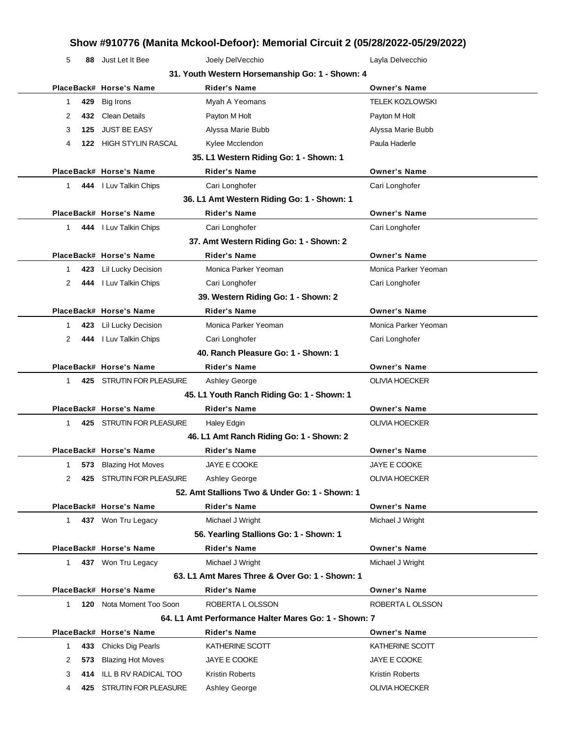# Show #910776 (Manita Mckool-Defoor): Memorial Circuit 2 (05/28/2022-05/29/2022)

| | | | | |
|---|---|---|---|---|
| 5 | 88 | Just Let It Bee | Joely DelVecchio | Layla Delvecchio |

### 31. Youth Western Horsemanship Go: 1 - Shown: 4

| Place | Back# | Horse's Name | Rider's Name | Owner's Name |
|---|---|---|---|---|
| 1 | 429 | Big Irons | Myah A Yeomans | TELEK KOZLOWSKI |
| 2 | 432 | Clean Details | Payton M Holt | Payton M Holt |
| 3 | 125 | JUST BE EASY | Alyssa Marie Bubb | Alyssa Marie Bubb |
| 4 | 122 | HIGH STYLIN RASCAL | Kylee Mcclendon | Paula Haderle |

### 35. L1 Western Riding Go: 1 - Shown: 1

| Place | Back# | Horse's Name | Rider's Name | Owner's Name |
|---|---|---|---|---|
| 1 | 444 | I Luv Talkin Chips | Cari Longhofer | Cari Longhofer |

### 36. L1 Amt Western Riding Go: 1 - Shown: 1

| Place | Back# | Horse's Name | Rider's Name | Owner's Name |
|---|---|---|---|---|
| 1 | 444 | I Luv Talkin Chips | Cari Longhofer | Cari Longhofer |

### 37. Amt Western Riding Go: 1 - Shown: 2

| Place | Back# | Horse's Name | Rider's Name | Owner's Name |
|---|---|---|---|---|
| 1 | 423 | Lil Lucky Decision | Monica Parker Yeoman | Monica Parker Yeoman |
| 2 | 444 | I Luv Talkin Chips | Cari Longhofer | Cari Longhofer |

### 39. Western Riding Go: 1 - Shown: 2

| Place | Back# | Horse's Name | Rider's Name | Owner's Name |
|---|---|---|---|---|
| 1 | 423 | Lil Lucky Decision | Monica Parker Yeoman | Monica Parker Yeoman |
| 2 | 444 | I Luv Talkin Chips | Cari Longhofer | Cari Longhofer |

### 40. Ranch Pleasure Go: 1 - Shown: 1

| Place | Back# | Horse's Name | Rider's Name | Owner's Name |
|---|---|---|---|---|
| 1 | 425 | STRUTIN FOR PLEASURE | Ashley George | OLIVIA HOECKER |

### 45. L1 Youth Ranch Riding Go: 1 - Shown: 1

| Place | Back# | Horse's Name | Rider's Name | Owner's Name |
|---|---|---|---|---|
| 1 | 425 | STRUTIN FOR PLEASURE | Haley Edgin | OLIVIA HOECKER |

### 46. L1 Amt Ranch Riding Go: 1 - Shown: 2

| Place | Back# | Horse's Name | Rider's Name | Owner's Name |
|---|---|---|---|---|
| 1 | 573 | Blazing Hot Moves | JAYE E COOKE | JAYE E COOKE |
| 2 | 425 | STRUTIN FOR PLEASURE | Ashley George | OLIVIA HOECKER |

### 52. Amt Stallions Two & Under Go: 1 - Shown: 1

| Place | Back# | Horse's Name | Rider's Name | Owner's Name |
|---|---|---|---|---|
| 1 | 437 | Won Tru Legacy | Michael J Wright | Michael J Wright |

### 56. Yearling Stallions Go: 1 - Shown: 1

| Place | Back# | Horse's Name | Rider's Name | Owner's Name |
|---|---|---|---|---|
| 1 | 437 | Won Tru Legacy | Michael J Wright | Michael J Wright |

### 63. L1 Amt Mares Three & Over Go: 1 - Shown: 1

| Place | Back# | Horse's Name | Rider's Name | Owner's Name |
|---|---|---|---|---|
| 1 | 120 | Nota Moment Too Soon | ROBERTA L OLSSON | ROBERTA L OLSSON |

### 64. L1 Amt Performance Halter Mares Go: 1 - Shown: 7

| Place | Back# | Horse's Name | Rider's Name | Owner's Name |
|---|---|---|---|---|
| 1 | 433 | Chicks Dig Pearls | KATHERINE SCOTT | KATHERINE SCOTT |
| 2 | 573 | Blazing Hot Moves | JAYE E COOKE | JAYE E COOKE |
| 3 | 414 | ILL B RV RADICAL TOO | Kristin Roberts | Kristin Roberts |
| 4 | 425 | STRUTIN FOR PLEASURE | Ashley George | OLIVIA HOECKER |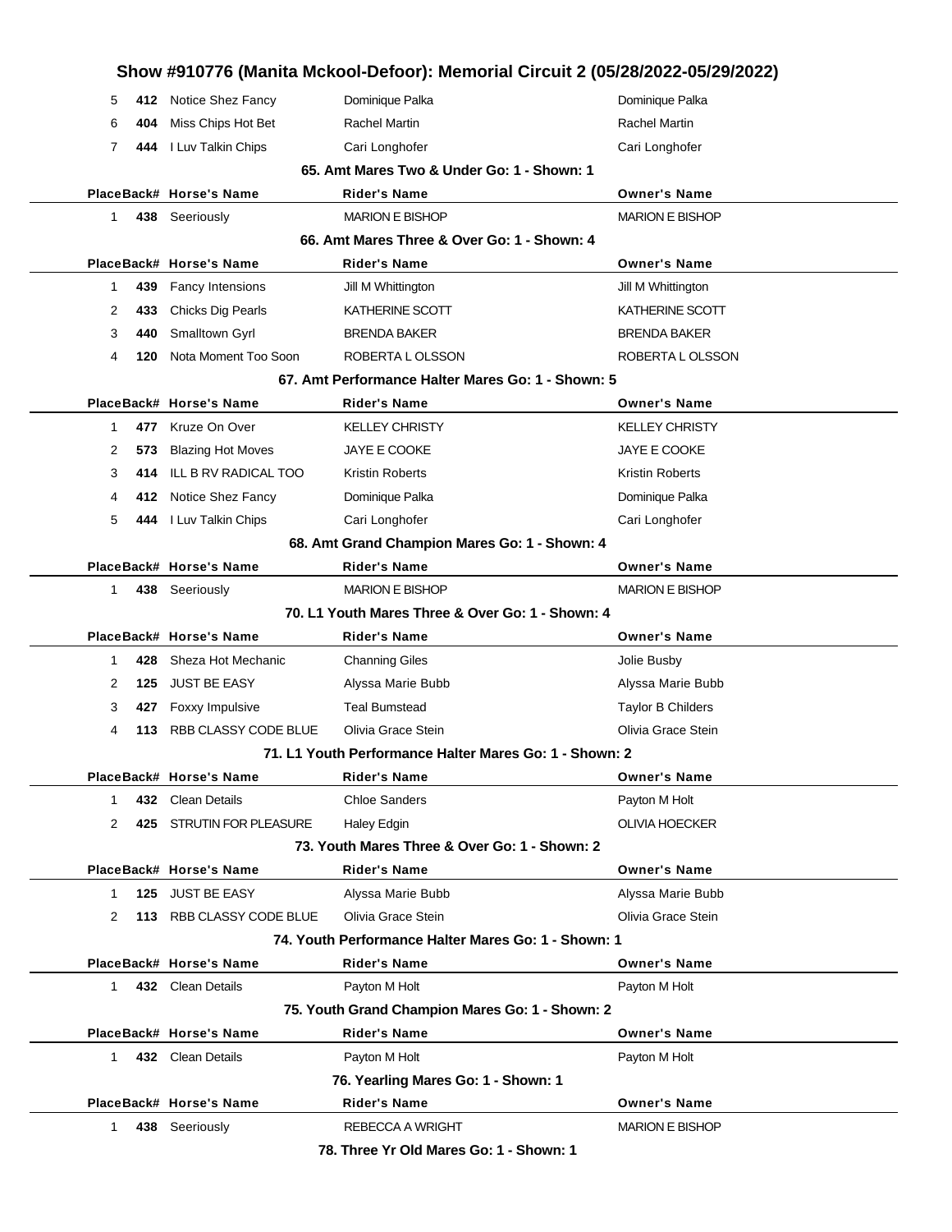## Show #910776 (Manita Mckool-Defoor): Memorial Circuit 2 (05/28/2022-05/29/2022)

| Place | Back# | Horse's Name | Rider's Name | Owner's Name |
|---|---|---|---|---|
| 5 | 412 | Notice Shez Fancy | Dominique Palka | Dominique Palka |
| 6 | 404 | Miss Chips Hot Bet | Rachel Martin | Rachel Martin |
| 7 | 444 | I Luv Talkin Chips | Cari Longhofer | Cari Longhofer |

### 65. Amt Mares Two & Under Go: 1 - Shown: 1

| Place | Back# | Horse's Name | Rider's Name | Owner's Name |
|---|---|---|---|---|
| 1 | 438 | Seeriously | MARION E BISHOP | MARION E BISHOP |

### 66. Amt Mares Three & Over Go: 1 - Shown: 4

| Place | Back# | Horse's Name | Rider's Name | Owner's Name |
|---|---|---|---|---|
| 1 | 439 | Fancy Intensions | Jill M Whittington | Jill M Whittington |
| 2 | 433 | Chicks Dig Pearls | KATHERINE SCOTT | KATHERINE SCOTT |
| 3 | 440 | Smalltown Gyrl | BRENDA BAKER | BRENDA BAKER |
| 4 | 120 | Nota Moment Too Soon | ROBERTA L OLSSON | ROBERTA L OLSSON |

### 67. Amt Performance Halter Mares Go: 1 - Shown: 5

| Place | Back# | Horse's Name | Rider's Name | Owner's Name |
|---|---|---|---|---|
| 1 | 477 | Kruze On Over | KELLEY CHRISTY | KELLEY CHRISTY |
| 2 | 573 | Blazing Hot Moves | JAYE E COOKE | JAYE E COOKE |
| 3 | 414 | ILL B RV RADICAL TOO | Kristin Roberts | Kristin Roberts |
| 4 | 412 | Notice Shez Fancy | Dominique Palka | Dominique Palka |
| 5 | 444 | I Luv Talkin Chips | Cari Longhofer | Cari Longhofer |

### 68. Amt Grand Champion Mares Go: 1 - Shown: 4

| Place | Back# | Horse's Name | Rider's Name | Owner's Name |
|---|---|---|---|---|
| 1 | 438 | Seeriously | MARION E BISHOP | MARION E BISHOP |

### 70. L1 Youth Mares Three & Over Go: 1 - Shown: 4

| Place | Back# | Horse's Name | Rider's Name | Owner's Name |
|---|---|---|---|---|
| 1 | 428 | Sheza Hot Mechanic | Channing Giles | Jolie Busby |
| 2 | 125 | JUST BE EASY | Alyssa Marie Bubb | Alyssa Marie Bubb |
| 3 | 427 | Foxxy Impulsive | Teal Bumstead | Taylor B Childers |
| 4 | 113 | RBB CLASSY CODE BLUE | Olivia Grace Stein | Olivia Grace Stein |

### 71. L1 Youth Performance Halter Mares Go: 1 - Shown: 2

| Place | Back# | Horse's Name | Rider's Name | Owner's Name |
|---|---|---|---|---|
| 1 | 432 | Clean Details | Chloe Sanders | Payton M Holt |
| 2 | 425 | STRUTIN FOR PLEASURE | Haley Edgin | OLIVIA HOECKER |

### 73. Youth Mares Three & Over Go: 1 - Shown: 2

| Place | Back# | Horse's Name | Rider's Name | Owner's Name |
|---|---|---|---|---|
| 1 | 125 | JUST BE EASY | Alyssa Marie Bubb | Alyssa Marie Bubb |
| 2 | 113 | RBB CLASSY CODE BLUE | Olivia Grace Stein | Olivia Grace Stein |

### 74. Youth Performance Halter Mares Go: 1 - Shown: 1

| Place | Back# | Horse's Name | Rider's Name | Owner's Name |
|---|---|---|---|---|
| 1 | 432 | Clean Details | Payton M Holt | Payton M Holt |

### 75. Youth Grand Champion Mares Go: 1 - Shown: 2

| Place | Back# | Horse's Name | Rider's Name | Owner's Name |
|---|---|---|---|---|
| 1 | 432 | Clean Details | Payton M Holt | Payton M Holt |

### 76. Yearling Mares Go: 1 - Shown: 1

| Place | Back# | Horse's Name | Rider's Name | Owner's Name |
|---|---|---|---|---|
| 1 | 438 | Seeriously | REBECCA A WRIGHT | MARION E BISHOP |

### 78. Three Yr Old Mares Go: 1 - Shown: 1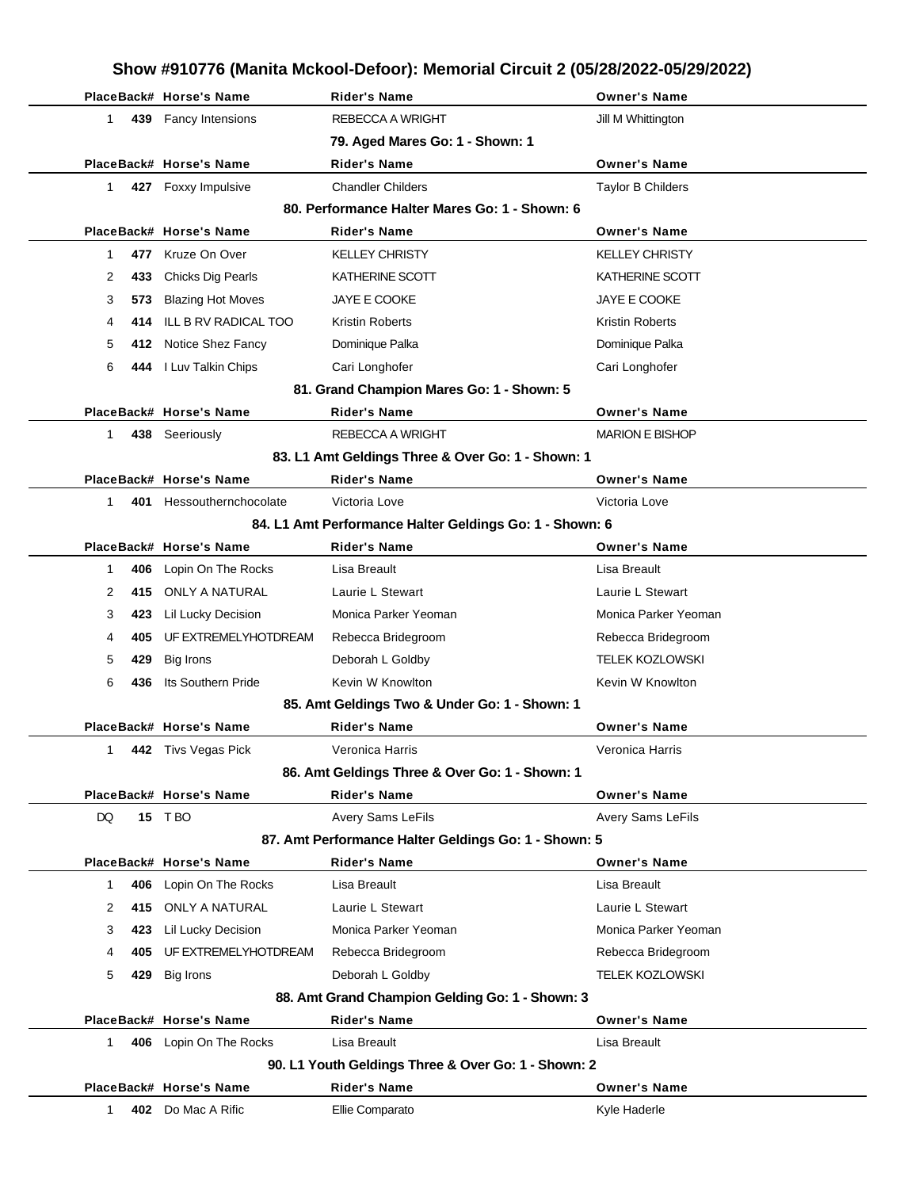# Show #910776 (Manita Mckool-Defoor): Memorial Circuit 2 (05/28/2022-05/29/2022)

| Place | Back# | Horse's Name | Rider's Name | Owner's Name |
|---|---|---|---|---|
| 1 | 439 | Fancy Intensions | REBECCA A WRIGHT | Jill M Whittington |

### 79. Aged Mares Go: 1 - Shown: 1

| Place | Back# | Horse's Name | Rider's Name | Owner's Name |
|---|---|---|---|---|
| 1 | 427 | Foxxy Impulsive | Chandler Childers | Taylor B Childers |

### 80. Performance Halter Mares Go: 1 - Shown: 6

| Place | Back# | Horse's Name | Rider's Name | Owner's Name |
|---|---|---|---|---|
| 1 | 477 | Kruze On Over | KELLEY CHRISTY | KELLEY CHRISTY |
| 2 | 433 | Chicks Dig Pearls | KATHERINE SCOTT | KATHERINE SCOTT |
| 3 | 573 | Blazing Hot Moves | JAYE E COOKE | JAYE E COOKE |
| 4 | 414 | ILL B RV RADICAL TOO | Kristin Roberts | Kristin Roberts |
| 5 | 412 | Notice Shez Fancy | Dominique Palka | Dominique Palka |
| 6 | 444 | I Luv Talkin Chips | Cari Longhofer | Cari Longhofer |

### 81. Grand Champion Mares Go: 1 - Shown: 5

| Place | Back# | Horse's Name | Rider's Name | Owner's Name |
|---|---|---|---|---|
| 1 | 438 | Seeriously | REBECCA A WRIGHT | MARION E BISHOP |

### 83. L1 Amt Geldings Three & Over Go: 1 - Shown: 1

| Place | Back# | Horse's Name | Rider's Name | Owner's Name |
|---|---|---|---|---|
| 1 | 401 | Hessouthernchocolate | Victoria Love | Victoria Love |

### 84. L1 Amt Performance Halter Geldings Go: 1 - Shown: 6

| Place | Back# | Horse's Name | Rider's Name | Owner's Name |
|---|---|---|---|---|
| 1 | 406 | Lopin On The Rocks | Lisa Breault | Lisa Breault |
| 2 | 415 | ONLY A NATURAL | Laurie L Stewart | Laurie L Stewart |
| 3 | 423 | Lil Lucky Decision | Monica Parker Yeoman | Monica Parker Yeoman |
| 4 | 405 | UF EXTREMELYHOTDREAM | Rebecca Bridegroom | Rebecca Bridegroom |
| 5 | 429 | Big Irons | Deborah L Goldby | TELEK KOZLOWSKI |
| 6 | 436 | Its Southern Pride | Kevin W Knowlton | Kevin W Knowlton |

### 85. Amt Geldings Two & Under Go: 1 - Shown: 1

| Place | Back# | Horse's Name | Rider's Name | Owner's Name |
|---|---|---|---|---|
| 1 | 442 | Tivs Vegas Pick | Veronica Harris | Veronica Harris |

### 86. Amt Geldings Three & Over Go: 1 - Shown: 1

| Place | Back# | Horse's Name | Rider's Name | Owner's Name |
|---|---|---|---|---|
| DQ | 15 | T BO | Avery Sams LeFils | Avery Sams LeFils |

### 87. Amt Performance Halter Geldings Go: 1 - Shown: 5

| Place | Back# | Horse's Name | Rider's Name | Owner's Name |
|---|---|---|---|---|
| 1 | 406 | Lopin On The Rocks | Lisa Breault | Lisa Breault |
| 2 | 415 | ONLY A NATURAL | Laurie L Stewart | Laurie L Stewart |
| 3 | 423 | Lil Lucky Decision | Monica Parker Yeoman | Monica Parker Yeoman |
| 4 | 405 | UF EXTREMELYHOTDREAM | Rebecca Bridegroom | Rebecca Bridegroom |
| 5 | 429 | Big Irons | Deborah L Goldby | TELEK KOZLOWSKI |

### 88. Amt Grand Champion Gelding Go: 1 - Shown: 3

| Place | Back# | Horse's Name | Rider's Name | Owner's Name |
|---|---|---|---|---|
| 1 | 406 | Lopin On The Rocks | Lisa Breault | Lisa Breault |

### 90. L1 Youth Geldings Three & Over Go: 1 - Shown: 2

| Place | Back# | Horse's Name | Rider's Name | Owner's Name |
|---|---|---|---|---|
| 1 | 402 | Do Mac A Rific | Ellie Comparato | Kyle Haderle |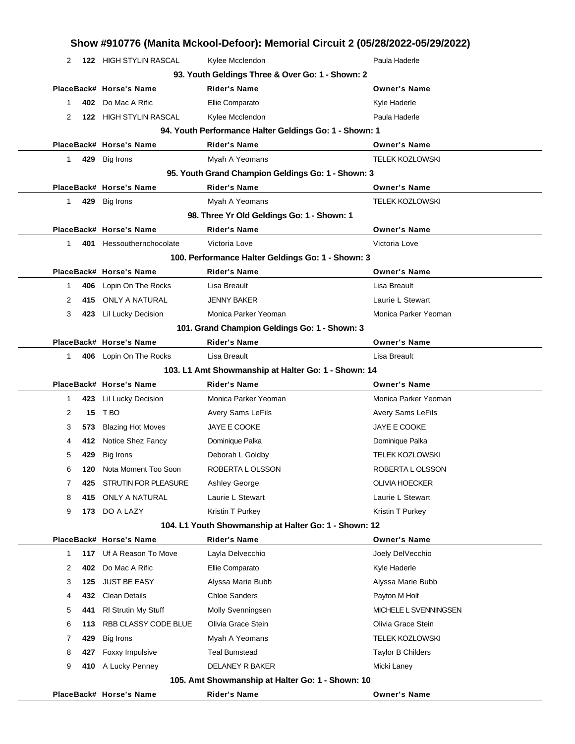| | | | | |
|---|---|---|---|---|
| 2 | 122 | HIGH STYLIN RASCAL | Kylee Mcclendon | Paula Haderle |

### 93. Youth Geldings Three & Over Go: 1 - Shown: 2

| Place | Back# | Horse's Name | Rider's Name | Owner's Name |
|---|---|---|---|---|
| 1 | 402 | Do Mac A Rific | Ellie Comparato | Kyle Haderle |
| 2 | 122 | HIGH STYLIN RASCAL | Kylee Mcclendon | Paula Haderle |

### 94. Youth Performance Halter Geldings Go: 1 - Shown: 1

| Place | Back# | Horse's Name | Rider's Name | Owner's Name |
|---|---|---|---|---|
| 1 | 429 | Big Irons | Myah A Yeomans | TELEK KOZLOWSKI |

### 95. Youth Grand Champion Geldings Go: 1 - Shown: 3

| Place | Back# | Horse's Name | Rider's Name | Owner's Name |
|---|---|---|---|---|
| 1 | 429 | Big Irons | Myah A Yeomans | TELEK KOZLOWSKI |

### 98. Three Yr Old Geldings Go: 1 - Shown: 1

| Place | Back# | Horse's Name | Rider's Name | Owner's Name |
|---|---|---|---|---|
| 1 | 401 | Hessouthernchocolate | Victoria Love | Victoria Love |

### 100. Performance Halter Geldings Go: 1 - Shown: 3

| Place | Back# | Horse's Name | Rider's Name | Owner's Name |
|---|---|---|---|---|
| 1 | 406 | Lopin On The Rocks | Lisa Breault | Lisa Breault |
| 2 | 415 | ONLY A NATURAL | JENNY BAKER | Laurie L Stewart |
| 3 | 423 | Lil Lucky Decision | Monica Parker Yeoman | Monica Parker Yeoman |

### 101. Grand Champion Geldings Go: 1 - Shown: 3

| Place | Back# | Horse's Name | Rider's Name | Owner's Name |
|---|---|---|---|---|
| 1 | 406 | Lopin On The Rocks | Lisa Breault | Lisa Breault |

### 103. L1 Amt Showmanship at Halter Go: 1 - Shown: 14

| Place | Back# | Horse's Name | Rider's Name | Owner's Name |
|---|---|---|---|---|
| 1 | 423 | Lil Lucky Decision | Monica Parker Yeoman | Monica Parker Yeoman |
| 2 | 15 | T BO | Avery Sams LeFils | Avery Sams LeFils |
| 3 | 573 | Blazing Hot Moves | JAYE E COOKE | JAYE E COOKE |
| 4 | 412 | Notice Shez Fancy | Dominique Palka | Dominique Palka |
| 5 | 429 | Big Irons | Deborah L Goldby | TELEK KOZLOWSKI |
| 6 | 120 | Nota Moment Too Soon | ROBERTA L OLSSON | ROBERTA L OLSSON |
| 7 | 425 | STRUTIN FOR PLEASURE | Ashley George | OLIVIA HOECKER |
| 8 | 415 | ONLY A NATURAL | Laurie L Stewart | Laurie L Stewart |
| 9 | 173 | DO A LAZY | Kristin T Purkey | Kristin T Purkey |

### 104. L1 Youth Showmanship at Halter Go: 1 - Shown: 12

| Place | Back# | Horse's Name | Rider's Name | Owner's Name |
|---|---|---|---|---|
| 1 | 117 | Uf A Reason To Move | Layla Delvecchio | Joely DelVecchio |
| 2 | 402 | Do Mac A Rific | Ellie Comparato | Kyle Haderle |
| 3 | 125 | JUST BE EASY | Alyssa Marie Bubb | Alyssa Marie Bubb |
| 4 | 432 | Clean Details | Chloe Sanders | Payton M Holt |
| 5 | 441 | Rl Strutin My Stuff | Molly Svenningsen | MICHELE L SVENNINGSEN |
| 6 | 113 | RBB CLASSY CODE BLUE | Olivia Grace Stein | Olivia Grace Stein |
| 7 | 429 | Big Irons | Myah A Yeomans | TELEK KOZLOWSKI |
| 8 | 427 | Foxxy Impulsive | Teal Bumstead | Taylor B Childers |
| 9 | 410 | A Lucky Penney | DELANEY R BAKER | Micki Laney |

### 105. Amt Showmanship at Halter Go: 1 - Shown: 10

| Place | Back# | Horse's Name | Rider's Name | Owner's Name |
|---|---|---|---|---|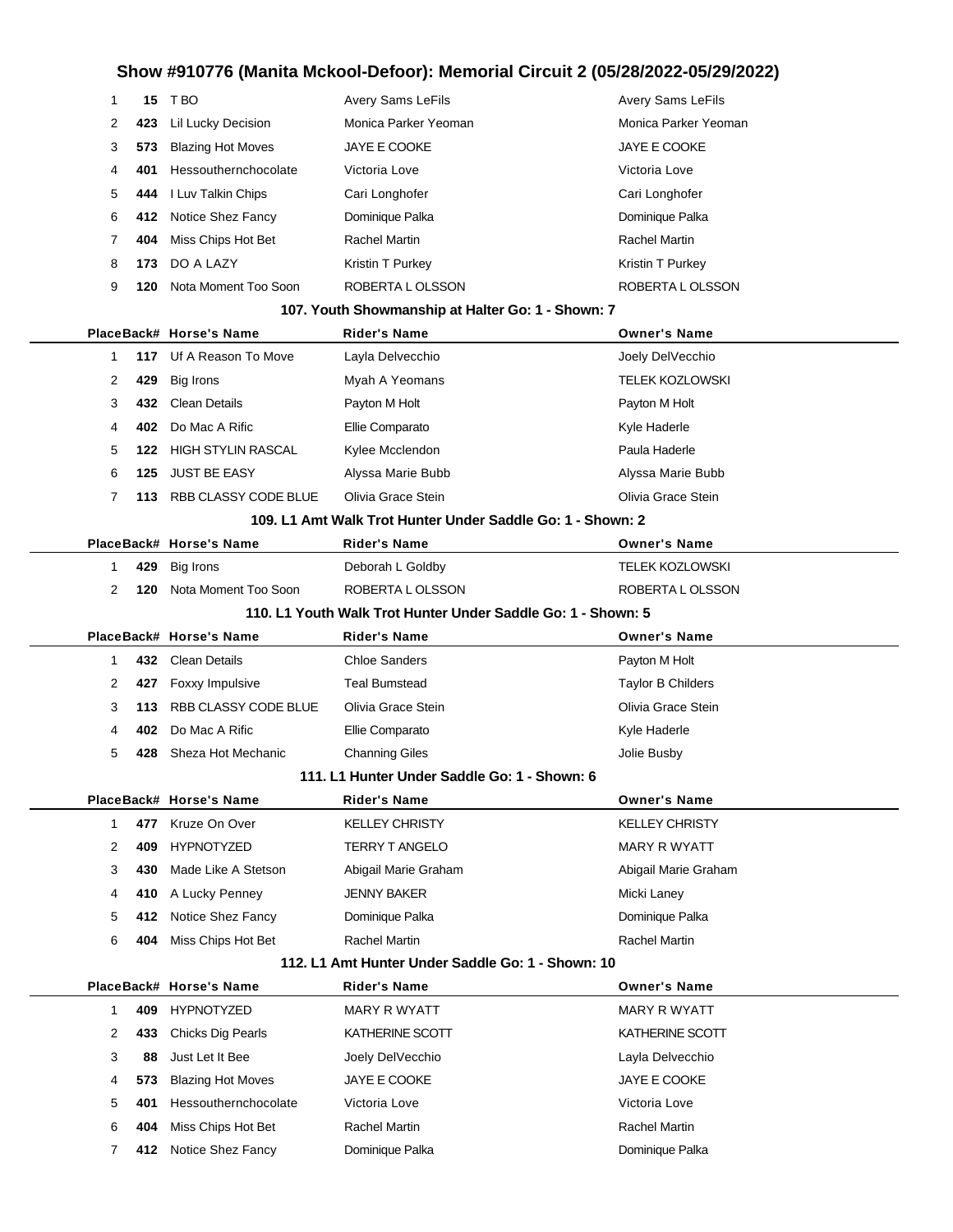## Show #910776 (Manita Mckool-Defoor): Memorial Circuit 2 (05/28/2022-05/29/2022)

| | | | | |
|---|---|---|---|---|
| 1 | 15 | T BO | Avery Sams LeFils | Avery Sams LeFils |
| 2 | 423 | Lil Lucky Decision | Monica Parker Yeoman | Monica Parker Yeoman |
| 3 | 573 | Blazing Hot Moves | JAYE E COOKE | JAYE E COOKE |
| 4 | 401 | Hessouthernchocolate | Victoria Love | Victoria Love |
| 5 | 444 | I Luv Talkin Chips | Cari Longhofer | Cari Longhofer |
| 6 | 412 | Notice Shez Fancy | Dominique Palka | Dominique Palka |
| 7 | 404 | Miss Chips Hot Bet | Rachel Martin | Rachel Martin |
| 8 | 173 | DO A LAZY | Kristin T Purkey | Kristin T Purkey |
| 9 | 120 | Nota Moment Too Soon | ROBERTA L OLSSON | ROBERTA L OLSSON |

### 107. Youth Showmanship at Halter Go: 1 - Shown: 7

| Place | Back# | Horse's Name | Rider's Name | Owner's Name |
|---|---|---|---|---|
| 1 | 117 | Uf A Reason To Move | Layla Delvecchio | Joely DelVecchio |
| 2 | 429 | Big Irons | Myah A Yeomans | TELEK KOZLOWSKI |
| 3 | 432 | Clean Details | Payton M Holt | Payton M Holt |
| 4 | 402 | Do Mac A Rific | Ellie Comparato | Kyle Haderle |
| 5 | 122 | HIGH STYLIN RASCAL | Kylee Mcclendon | Paula Haderle |
| 6 | 125 | JUST BE EASY | Alyssa Marie Bubb | Alyssa Marie Bubb |
| 7 | 113 | RBB CLASSY CODE BLUE | Olivia Grace Stein | Olivia Grace Stein |

### 109. L1 Amt Walk Trot Hunter Under Saddle Go: 1 - Shown: 2

| Place | Back# | Horse's Name | Rider's Name | Owner's Name |
|---|---|---|---|---|
| 1 | 429 | Big Irons | Deborah L Goldby | TELEK KOZLOWSKI |
| 2 | 120 | Nota Moment Too Soon | ROBERTA L OLSSON | ROBERTA L OLSSON |

### 110. L1 Youth Walk Trot Hunter Under Saddle Go: 1 - Shown: 5

| Place | Back# | Horse's Name | Rider's Name | Owner's Name |
|---|---|---|---|---|
| 1 | 432 | Clean Details | Chloe Sanders | Payton M Holt |
| 2 | 427 | Foxxy Impulsive | Teal Bumstead | Taylor B Childers |
| 3 | 113 | RBB CLASSY CODE BLUE | Olivia Grace Stein | Olivia Grace Stein |
| 4 | 402 | Do Mac A Rific | Ellie Comparato | Kyle Haderle |
| 5 | 428 | Sheza Hot Mechanic | Channing Giles | Jolie Busby |

### 111. L1 Hunter Under Saddle Go: 1 - Shown: 6

| Place | Back# | Horse's Name | Rider's Name | Owner's Name |
|---|---|---|---|---|
| 1 | 477 | Kruze On Over | KELLEY CHRISTY | KELLEY CHRISTY |
| 2 | 409 | HYPNOTYZED | TERRY T ANGELO | MARY R WYATT |
| 3 | 430 | Made Like A Stetson | Abigail Marie Graham | Abigail Marie Graham |
| 4 | 410 | A Lucky Penney | JENNY BAKER | Micki Laney |
| 5 | 412 | Notice Shez Fancy | Dominique Palka | Dominique Palka |
| 6 | 404 | Miss Chips Hot Bet | Rachel Martin | Rachel Martin |

### 112. L1 Amt Hunter Under Saddle Go: 1 - Shown: 10

| Place | Back# | Horse's Name | Rider's Name | Owner's Name |
|---|---|---|---|---|
| 1 | 409 | HYPNOTYZED | MARY R WYATT | MARY R WYATT |
| 2 | 433 | Chicks Dig Pearls | KATHERINE SCOTT | KATHERINE SCOTT |
| 3 | 88 | Just Let It Bee | Joely DelVecchio | Layla Delvecchio |
| 4 | 573 | Blazing Hot Moves | JAYE E COOKE | JAYE E COOKE |
| 5 | 401 | Hessouthernchocolate | Victoria Love | Victoria Love |
| 6 | 404 | Miss Chips Hot Bet | Rachel Martin | Rachel Martin |
| 7 | 412 | Notice Shez Fancy | Dominique Palka | Dominique Palka |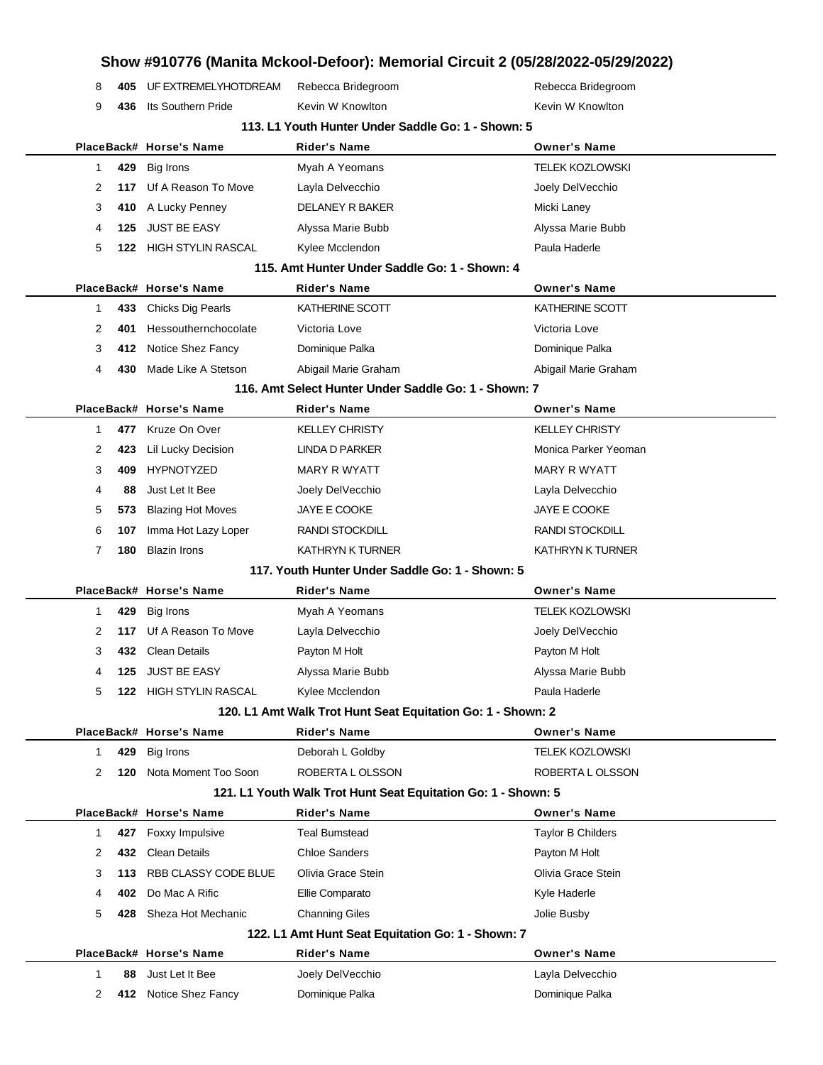# Show #910776 (Manita Mckool-Defoor): Memorial Circuit 2 (05/28/2022-05/29/2022)

| Place | Back# | Horse's Name | Rider's Name | Owner's Name |
|---|---|---|---|---|
| 8 | 405 | UF EXTREMELYHOTDREAM | Rebecca Bridegroom | Rebecca Bridegroom |
| 9 | 436 | Its Southern Pride | Kevin W Knowlton | Kevin W Knowlton |

### 113. L1 Youth Hunter Under Saddle Go: 1 - Shown: 5

| Place | Back# | Horse's Name | Rider's Name | Owner's Name |
|---|---|---|---|---|
| 1 | 429 | Big Irons | Myah A Yeomans | TELEK KOZLOWSKI |
| 2 | 117 | Uf A Reason To Move | Layla Delvecchio | Joely DelVecchio |
| 3 | 410 | A Lucky Penney | DELANEY R BAKER | Micki Laney |
| 4 | 125 | JUST BE EASY | Alyssa Marie Bubb | Alyssa Marie Bubb |
| 5 | 122 | HIGH STYLIN RASCAL | Kylee Mcclendon | Paula Haderle |

### 115. Amt Hunter Under Saddle Go: 1 - Shown: 4

| Place | Back# | Horse's Name | Rider's Name | Owner's Name |
|---|---|---|---|---|
| 1 | 433 | Chicks Dig Pearls | KATHERINE SCOTT | KATHERINE SCOTT |
| 2 | 401 | Hessouthernchocolate | Victoria Love | Victoria Love |
| 3 | 412 | Notice Shez Fancy | Dominique Palka | Dominique Palka |
| 4 | 430 | Made Like A Stetson | Abigail Marie Graham | Abigail Marie Graham |

### 116. Amt Select Hunter Under Saddle Go: 1 - Shown: 7

| Place | Back# | Horse's Name | Rider's Name | Owner's Name |
|---|---|---|---|---|
| 1 | 477 | Kruze On Over | KELLEY CHRISTY | KELLEY CHRISTY |
| 2 | 423 | Lil Lucky Decision | LINDA D PARKER | Monica Parker Yeoman |
| 3 | 409 | HYPNOTYZED | MARY R WYATT | MARY R WYATT |
| 4 | 88 | Just Let It Bee | Joely DelVecchio | Layla Delvecchio |
| 5 | 573 | Blazing Hot Moves | JAYE E COOKE | JAYE E COOKE |
| 6 | 107 | Imma Hot Lazy Loper | RANDI STOCKDILL | RANDI STOCKDILL |
| 7 | 180 | Blazin Irons | KATHRYN K TURNER | KATHRYN K TURNER |

### 117. Youth Hunter Under Saddle Go: 1 - Shown: 5

| Place | Back# | Horse's Name | Rider's Name | Owner's Name |
|---|---|---|---|---|
| 1 | 429 | Big Irons | Myah A Yeomans | TELEK KOZLOWSKI |
| 2 | 117 | Uf A Reason To Move | Layla Delvecchio | Joely DelVecchio |
| 3 | 432 | Clean Details | Payton M Holt | Payton M Holt |
| 4 | 125 | JUST BE EASY | Alyssa Marie Bubb | Alyssa Marie Bubb |
| 5 | 122 | HIGH STYLIN RASCAL | Kylee Mcclendon | Paula Haderle |

### 120. L1 Amt Walk Trot Hunt Seat Equitation Go: 1 - Shown: 2

| Place | Back# | Horse's Name | Rider's Name | Owner's Name |
|---|---|---|---|---|
| 1 | 429 | Big Irons | Deborah L Goldby | TELEK KOZLOWSKI |
| 2 | 120 | Nota Moment Too Soon | ROBERTA L OLSSON | ROBERTA L OLSSON |

### 121. L1 Youth Walk Trot Hunt Seat Equitation Go: 1 - Shown: 5

| Place | Back# | Horse's Name | Rider's Name | Owner's Name |
|---|---|---|---|---|
| 1 | 427 | Foxxy Impulsive | Teal Bumstead | Taylor B Childers |
| 2 | 432 | Clean Details | Chloe Sanders | Payton M Holt |
| 3 | 113 | RBB CLASSY CODE BLUE | Olivia Grace Stein | Olivia Grace Stein |
| 4 | 402 | Do Mac A Rific | Ellie Comparato | Kyle Haderle |
| 5 | 428 | Sheza Hot Mechanic | Channing Giles | Jolie Busby |

### 122. L1 Amt Hunt Seat Equitation Go: 1 - Shown: 7

| Place | Back# | Horse's Name | Rider's Name | Owner's Name |
|---|---|---|---|---|
| 1 | 88 | Just Let It Bee | Joely DelVecchio | Layla Delvecchio |
| 2 | 412 | Notice Shez Fancy | Dominique Palka | Dominique Palka |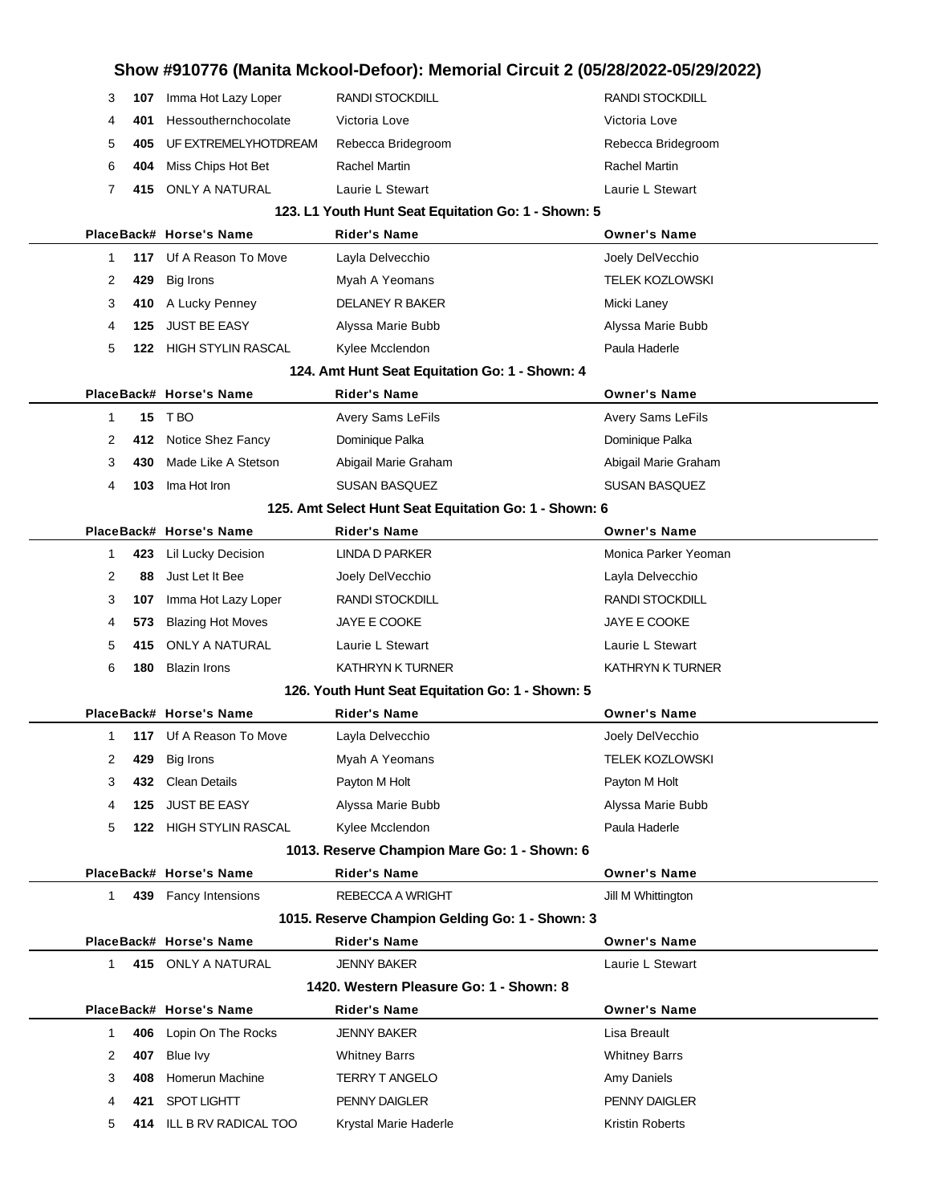# Show #910776 (Manita Mckool-Defoor): Memorial Circuit 2 (05/28/2022-05/29/2022)

| | | | | |
|---|---|---|---|---|
| 3 | 107 | Imma Hot Lazy Loper | RANDI STOCKDILL | RANDI STOCKDILL |
| 4 | 401 | Hessouthernchocolate | Victoria Love | Victoria Love |
| 5 | 405 | UF EXTREMELYHOTDREAM | Rebecca Bridegroom | Rebecca Bridegroom |
| 6 | 404 | Miss Chips Hot Bet | Rachel Martin | Rachel Martin |
| 7 | 415 | ONLY A NATURAL | Laurie L Stewart | Laurie L Stewart |

### 123. L1 Youth Hunt Seat Equitation Go: 1 - Shown: 5

| Place | Back# | Horse's Name | Rider's Name | Owner's Name |
|---|---|---|---|---|
| 1 | 117 | Uf A Reason To Move | Layla Delvecchio | Joely DelVecchio |
| 2 | 429 | Big Irons | Myah A Yeomans | TELEK KOZLOWSKI |
| 3 | 410 | A Lucky Penney | DELANEY R BAKER | Micki Laney |
| 4 | 125 | JUST BE EASY | Alyssa Marie Bubb | Alyssa Marie Bubb |
| 5 | 122 | HIGH STYLIN RASCAL | Kylee Mcclendon | Paula Haderle |

### 124. Amt Hunt Seat Equitation Go: 1 - Shown: 4

| Place | Back# | Horse's Name | Rider's Name | Owner's Name |
|---|---|---|---|---|
| 1 | 15 | T BO | Avery Sams LeFils | Avery Sams LeFils |
| 2 | 412 | Notice Shez Fancy | Dominique Palka | Dominique Palka |
| 3 | 430 | Made Like A Stetson | Abigail Marie Graham | Abigail Marie Graham |
| 4 | 103 | Ima Hot Iron | SUSAN BASQUEZ | SUSAN BASQUEZ |

### 125. Amt Select Hunt Seat Equitation Go: 1 - Shown: 6

| Place | Back# | Horse's Name | Rider's Name | Owner's Name |
|---|---|---|---|---|
| 1 | 423 | Lil Lucky Decision | LINDA D PARKER | Monica Parker Yeoman |
| 2 | 88 | Just Let It Bee | Joely DelVecchio | Layla Delvecchio |
| 3 | 107 | Imma Hot Lazy Loper | RANDI STOCKDILL | RANDI STOCKDILL |
| 4 | 573 | Blazing Hot Moves | JAYE E COOKE | JAYE E COOKE |
| 5 | 415 | ONLY A NATURAL | Laurie L Stewart | Laurie L Stewart |
| 6 | 180 | Blazin Irons | KATHRYN K TURNER | KATHRYN K TURNER |

### 126. Youth Hunt Seat Equitation Go: 1 - Shown: 5

| Place | Back# | Horse's Name | Rider's Name | Owner's Name |
|---|---|---|---|---|
| 1 | 117 | Uf A Reason To Move | Layla Delvecchio | Joely DelVecchio |
| 2 | 429 | Big Irons | Myah A Yeomans | TELEK KOZLOWSKI |
| 3 | 432 | Clean Details | Payton M Holt | Payton M Holt |
| 4 | 125 | JUST BE EASY | Alyssa Marie Bubb | Alyssa Marie Bubb |
| 5 | 122 | HIGH STYLIN RASCAL | Kylee Mcclendon | Paula Haderle |

### 1013. Reserve Champion Mare Go: 1 - Shown: 6

| Place | Back# | Horse's Name | Rider's Name | Owner's Name |
|---|---|---|---|---|
| 1 | 439 | Fancy Intensions | REBECCA A WRIGHT | Jill M Whittington |

### 1015. Reserve Champion Gelding Go: 1 - Shown: 3

| Place | Back# | Horse's Name | Rider's Name | Owner's Name |
|---|---|---|---|---|
| 1 | 415 | ONLY A NATURAL | JENNY BAKER | Laurie L Stewart |

### 1420. Western Pleasure Go: 1 - Shown: 8

| Place | Back# | Horse's Name | Rider's Name | Owner's Name |
|---|---|---|---|---|
| 1 | 406 | Lopin On The Rocks | JENNY BAKER | Lisa Breault |
| 2 | 407 | Blue Ivy | Whitney Barrs | Whitney Barrs |
| 3 | 408 | Homerun Machine | TERRY T ANGELO | Amy Daniels |
| 4 | 421 | SPOT LIGHTT | PENNY DAIGLER | PENNY DAIGLER |
| 5 | 414 | ILL B RV RADICAL TOO | Krystal Marie Haderle | Kristin Roberts |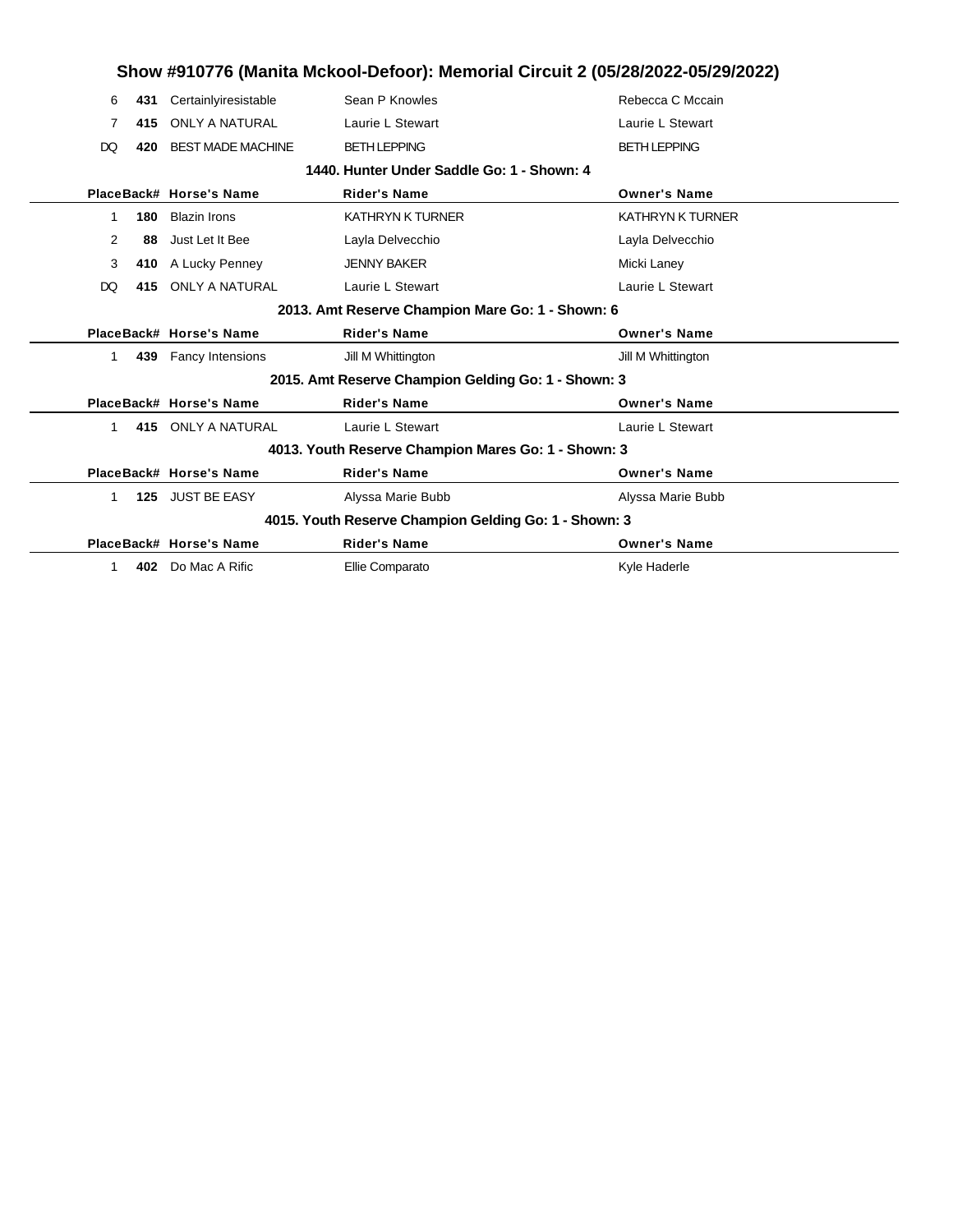## Show #910776 (Manita Mckool-Defoor): Memorial Circuit 2 (05/28/2022-05/29/2022)

| Place | Back# | Horse's Name | Rider's Name | Owner's Name |
|---|---|---|---|---|
| 6 | 431 | Certainlyiresistable | Sean P Knowles | Rebecca C Mccain |
| 7 | 415 | ONLY A NATURAL | Laurie L Stewart | Laurie L Stewart |
| DQ | 420 | BEST MADE MACHINE | BETH LEPPING | BETH LEPPING |

### 1440. Hunter Under Saddle Go: 1 - Shown: 4

| Place | Back# | Horse's Name | Rider's Name | Owner's Name |
|---|---|---|---|---|
| 1 | 180 | Blazin Irons | KATHRYN K TURNER | KATHRYN K TURNER |
| 2 | 88 | Just Let It Bee | Layla Delvecchio | Layla Delvecchio |
| 3 | 410 | A Lucky Penney | JENNY BAKER | Micki Laney |
| DQ | 415 | ONLY A NATURAL | Laurie L Stewart | Laurie L Stewart |

### 2013. Amt Reserve Champion Mare Go: 1 - Shown: 6

| Place | Back# | Horse's Name | Rider's Name | Owner's Name |
|---|---|---|---|---|
| 1 | 439 | Fancy Intensions | Jill M Whittington | Jill M Whittington |

### 2015. Amt Reserve Champion Gelding Go: 1 - Shown: 3

| Place | Back# | Horse's Name | Rider's Name | Owner's Name |
|---|---|---|---|---|
| 1 | 415 | ONLY A NATURAL | Laurie L Stewart | Laurie L Stewart |

### 4013. Youth Reserve Champion Mares Go: 1 - Shown: 3

| Place | Back# | Horse's Name | Rider's Name | Owner's Name |
|---|---|---|---|---|
| 1 | 125 | JUST BE EASY | Alyssa Marie Bubb | Alyssa Marie Bubb |

### 4015. Youth Reserve Champion Gelding Go: 1 - Shown: 3

| Place | Back# | Horse's Name | Rider's Name | Owner's Name |
|---|---|---|---|---|
| 1 | 402 | Do Mac A Rific | Ellie Comparato | Kyle Haderle |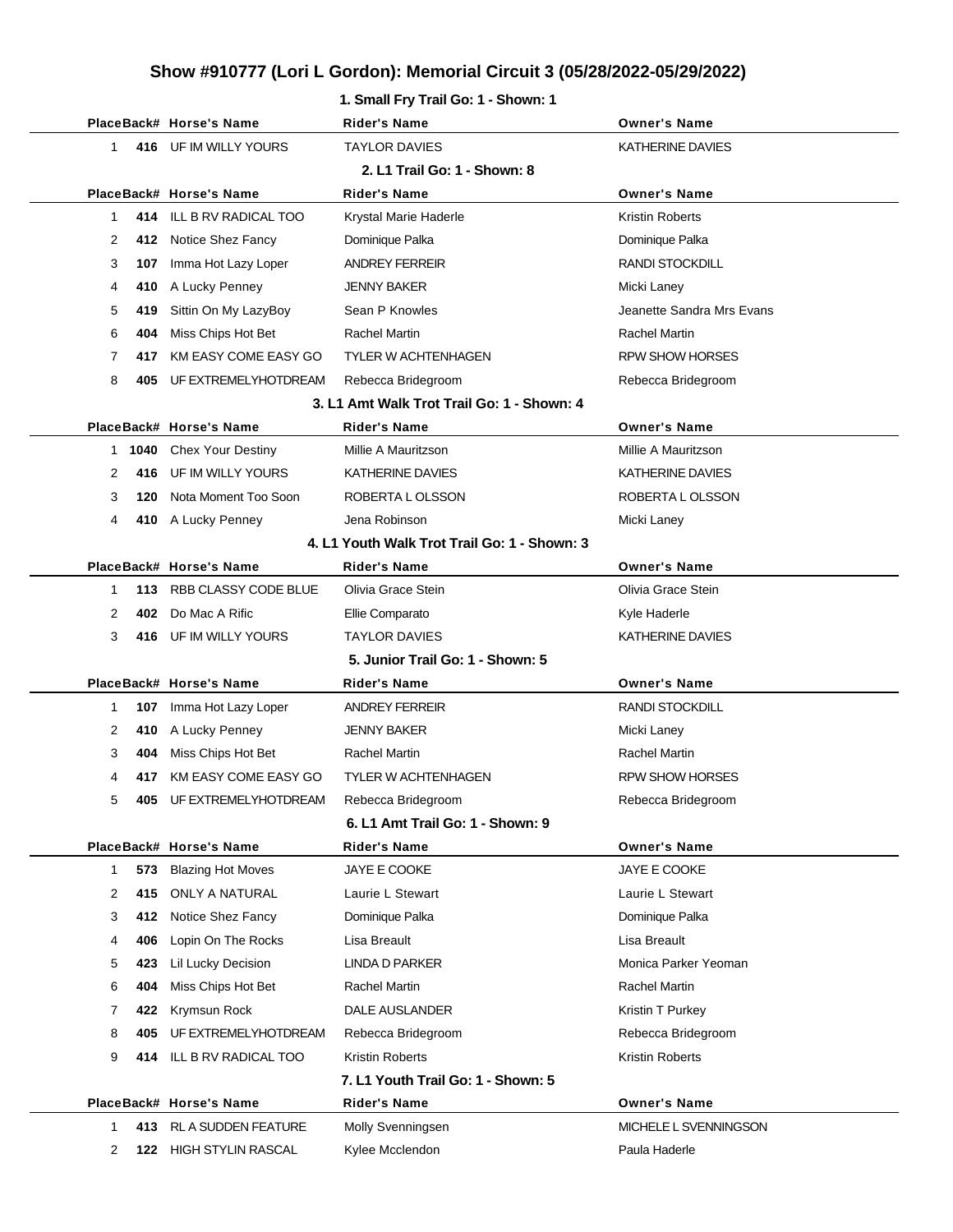# Show #910777 (Lori L Gordon): Memorial Circuit 3 (05/28/2022-05/29/2022)

### 1. Small Fry Trail Go: 1 - Shown: 1

| Place | Back# | Horse's Name | Rider's Name | Owner's Name |
|---|---|---|---|---|
| 1 | 416 | UF IM WILLY YOURS | TAYLOR DAVIES | KATHERINE DAVIES |

### 2. L1 Trail Go: 1 - Shown: 8

| Place | Back# | Horse's Name | Rider's Name | Owner's Name |
|---|---|---|---|---|
| 1 | 414 | ILL B RV RADICAL TOO | Krystal Marie Haderle | Kristin Roberts |
| 2 | 412 | Notice Shez Fancy | Dominique Palka | Dominique Palka |
| 3 | 107 | Imma Hot Lazy Loper | ANDREY FERREIR | RANDI STOCKDILL |
| 4 | 410 | A Lucky Penney | JENNY BAKER | Micki Laney |
| 5 | 419 | Sittin On My LazyBoy | Sean P Knowles | Jeanette Sandra Mrs Evans |
| 6 | 404 | Miss Chips Hot Bet | Rachel Martin | Rachel Martin |
| 7 | 417 | KM EASY COME EASY GO | TYLER W ACHTENHAGEN | RPW SHOW HORSES |
| 8 | 405 | UF EXTREMELYHOTDREAM | Rebecca Bridegroom | Rebecca Bridegroom |

### 3. L1 Amt Walk Trot Trail Go: 1 - Shown: 4

| Place | Back# | Horse's Name | Rider's Name | Owner's Name |
|---|---|---|---|---|
| 1 | 1040 | Chex Your Destiny | Millie A Mauritzson | Millie A Mauritzson |
| 2 | 416 | UF IM WILLY YOURS | KATHERINE DAVIES | KATHERINE DAVIES |
| 3 | 120 | Nota Moment Too Soon | ROBERTA L OLSSON | ROBERTA L OLSSON |
| 4 | 410 | A Lucky Penney | Jena Robinson | Micki Laney |

### 4. L1 Youth Walk Trot Trail Go: 1 - Shown: 3

| Place | Back# | Horse's Name | Rider's Name | Owner's Name |
|---|---|---|---|---|
| 1 | 113 | RBB CLASSY CODE BLUE | Olivia Grace Stein | Olivia Grace Stein |
| 2 | 402 | Do Mac A Rific | Ellie Comparato | Kyle Haderle |
| 3 | 416 | UF IM WILLY YOURS | TAYLOR DAVIES | KATHERINE DAVIES |

### 5. Junior Trail Go: 1 - Shown: 5

| Place | Back# | Horse's Name | Rider's Name | Owner's Name |
|---|---|---|---|---|
| 1 | 107 | Imma Hot Lazy Loper | ANDREY FERREIR | RANDI STOCKDILL |
| 2 | 410 | A Lucky Penney | JENNY BAKER | Micki Laney |
| 3 | 404 | Miss Chips Hot Bet | Rachel Martin | Rachel Martin |
| 4 | 417 | KM EASY COME EASY GO | TYLER W ACHTENHAGEN | RPW SHOW HORSES |
| 5 | 405 | UF EXTREMELYHOTDREAM | Rebecca Bridegroom | Rebecca Bridegroom |

### 6. L1 Amt Trail Go: 1 - Shown: 9

| Place | Back# | Horse's Name | Rider's Name | Owner's Name |
|---|---|---|---|---|
| 1 | 573 | Blazing Hot Moves | JAYE E COOKE | JAYE E COOKE |
| 2 | 415 | ONLY A NATURAL | Laurie L Stewart | Laurie L Stewart |
| 3 | 412 | Notice Shez Fancy | Dominique Palka | Dominique Palka |
| 4 | 406 | Lopin On The Rocks | Lisa Breault | Lisa Breault |
| 5 | 423 | Lil Lucky Decision | LINDA D PARKER | Monica Parker Yeoman |
| 6 | 404 | Miss Chips Hot Bet | Rachel Martin | Rachel Martin |
| 7 | 422 | Krymsun Rock | DALE AUSLANDER | Kristin T Purkey |
| 8 | 405 | UF EXTREMELYHOTDREAM | Rebecca Bridegroom | Rebecca Bridegroom |
| 9 | 414 | ILL B RV RADICAL TOO | Kristin Roberts | Kristin Roberts |

### 7. L1 Youth Trail Go: 1 - Shown: 5

| Place | Back# | Horse's Name | Rider's Name | Owner's Name |
|---|---|---|---|---|
| 1 | 413 | RL A SUDDEN FEATURE | Molly Svenningsen | MICHELE L SVENNINGSON |
| 2 | 122 | HIGH STYLIN RASCAL | Kylee Mcclendon | Paula Haderle |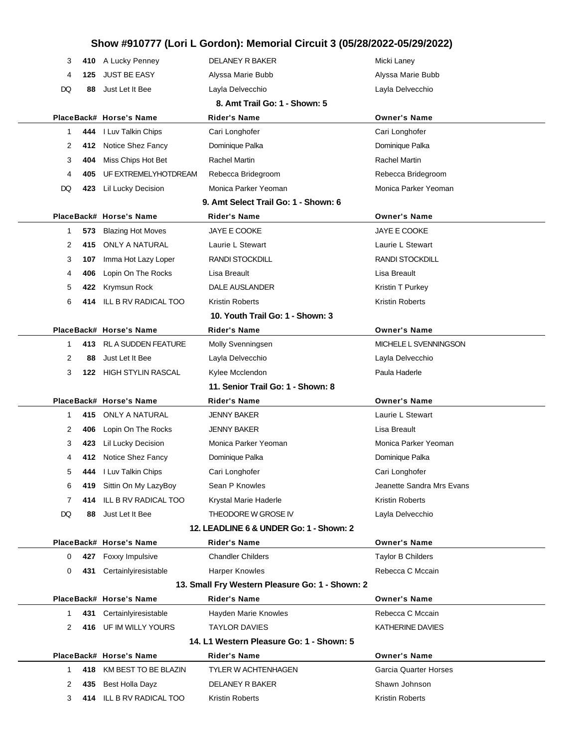| Place | Back# | Horse's Name | Rider's Name | Owner's Name |
|---|---|---|---|---|
| 3 | **410** | A Lucky Penney | DELANEY R BAKER | Micki Laney |
| 4 | **125** | JUST BE EASY | Alyssa Marie Bubb | Alyssa Marie Bubb |
| DQ | **88** | Just Let It Bee | Layla Delvecchio | Layla Delvecchio |

### 8. Amt Trail Go: 1 - Shown: 5

| Place | Back# | Horse's Name | Rider's Name | Owner's Name |
|---|---|---|---|---|
| 1 | **444** | I Luv Talkin Chips | Cari Longhofer | Cari Longhofer |
| 2 | **412** | Notice Shez Fancy | Dominique Palka | Dominique Palka |
| 3 | **404** | Miss Chips Hot Bet | Rachel Martin | Rachel Martin |
| 4 | **405** | UF EXTREMELYHOTDREAM | Rebecca Bridegroom | Rebecca Bridegroom |
| DQ | **423** | Lil Lucky Decision | Monica Parker Yeoman | Monica Parker Yeoman |

### 9. Amt Select Trail Go: 1 - Shown: 6

| Place | Back# | Horse's Name | Rider's Name | Owner's Name |
|---|---|---|---|---|
| 1 | **573** | Blazing Hot Moves | JAYE E COOKE | JAYE E COOKE |
| 2 | **415** | ONLY A NATURAL | Laurie L Stewart | Laurie L Stewart |
| 3 | **107** | Imma Hot Lazy Loper | RANDI STOCKDILL | RANDI STOCKDILL |
| 4 | **406** | Lopin On The Rocks | Lisa Breault | Lisa Breault |
| 5 | **422** | Krymsun Rock | DALE AUSLANDER | Kristin T Purkey |
| 6 | **414** | ILL B RV RADICAL TOO | Kristin Roberts | Kristin Roberts |

### 10. Youth Trail Go: 1 - Shown: 3

| Place | Back# | Horse's Name | Rider's Name | Owner's Name |
|---|---|---|---|---|
| 1 | **413** | RL A SUDDEN FEATURE | Molly Svenningsen | MICHELE L SVENNINGSON |
| 2 | **88** | Just Let It Bee | Layla Delvecchio | Layla Delvecchio |
| 3 | **122** | HIGH STYLIN RASCAL | Kylee Mcclendon | Paula Haderle |

### 11. Senior Trail Go: 1 - Shown: 8

| Place | Back# | Horse's Name | Rider's Name | Owner's Name |
|---|---|---|---|---|
| 1 | **415** | ONLY A NATURAL | JENNY BAKER | Laurie L Stewart |
| 2 | **406** | Lopin On The Rocks | JENNY BAKER | Lisa Breault |
| 3 | **423** | Lil Lucky Decision | Monica Parker Yeoman | Monica Parker Yeoman |
| 4 | **412** | Notice Shez Fancy | Dominique Palka | Dominique Palka |
| 5 | **444** | I Luv Talkin Chips | Cari Longhofer | Cari Longhofer |
| 6 | **419** | Sittin On My LazyBoy | Sean P Knowles | Jeanette Sandra Mrs Evans |
| 7 | **414** | ILL B RV RADICAL TOO | Krystal Marie Haderle | Kristin Roberts |
| DQ | **88** | Just Let It Bee | THEODORE W GROSE IV | Layla Delvecchio |

### 12. LEADLINE 6 & UNDER Go: 1 - Shown: 2

| Place | Back# | Horse's Name | Rider's Name | Owner's Name |
|---|---|---|---|---|
| 0 | **427** | Foxxy Impulsive | Chandler Childers | Taylor B Childers |
| 0 | **431** | Certainlyiresistable | Harper Knowles | Rebecca C Mccain |

### 13. Small Fry Western Pleasure Go: 1 - Shown: 2

| Place | Back# | Horse's Name | Rider's Name | Owner's Name |
|---|---|---|---|---|
| 1 | **431** | Certainlyiresistable | Hayden Marie Knowles | Rebecca C Mccain |
| 2 | **416** | UF IM WILLY YOURS | TAYLOR DAVIES | KATHERINE DAVIES |

### 14. L1 Western Pleasure Go: 1 - Shown: 5

| Place | Back# | Horse's Name | Rider's Name | Owner's Name |
|---|---|---|---|---|
| 1 | **418** | KM BEST TO BE BLAZIN | TYLER W ACHTENHAGEN | Garcia Quarter Horses |
| 2 | **435** | Best Holla Dayz | DELANEY R BAKER | Shawn Johnson |
| 3 | **414** | ILL B RV RADICAL TOO | Kristin Roberts | Kristin Roberts |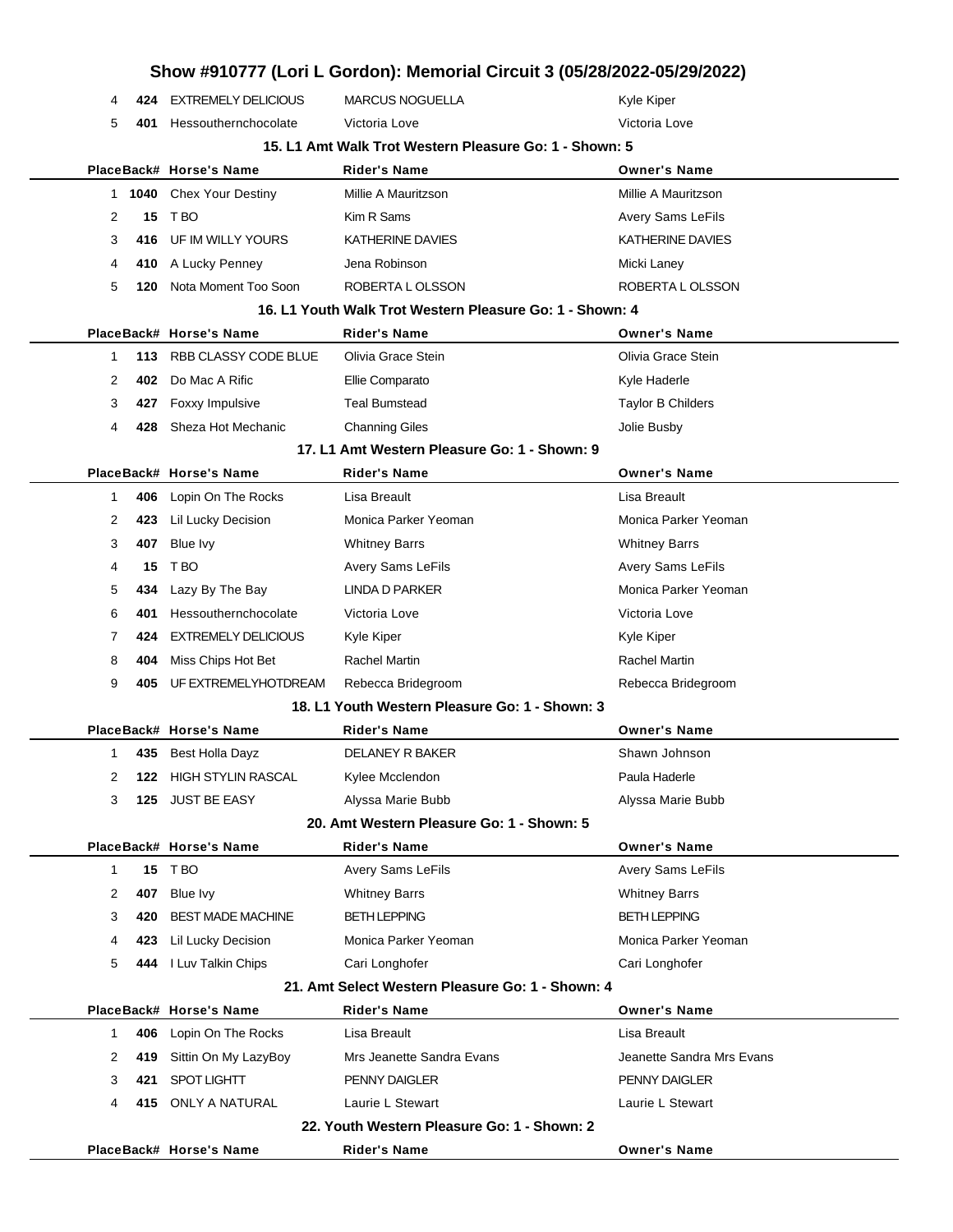# Show #910777 (Lori L Gordon): Memorial Circuit 3 (05/28/2022-05/29/2022)

| Place | Back# | Horse's Name | Rider's Name | Owner's Name |
|---|---|---|---|---|
| 4 | **424** | EXTREMELY DELICIOUS | MARCUS NOGUELLA | Kyle Kiper |
| 5 | **401** | Hessouthernchocolate | Victoria Love | Victoria Love |

### 15. L1 Amt Walk Trot Western Pleasure Go: 1 - Shown: 5

| Place | Back# | Horse's Name | Rider's Name | Owner's Name |
|---|---|---|---|---|
| 1 | **1040** | Chex Your Destiny | Millie A Mauritzson | Millie A Mauritzson |
| 2 | **15** | T BO | Kim R Sams | Avery Sams LeFils |
| 3 | **416** | UF IM WILLY YOURS | KATHERINE DAVIES | KATHERINE DAVIES |
| 4 | **410** | A Lucky Penney | Jena Robinson | Micki Laney |
| 5 | **120** | Nota Moment Too Soon | ROBERTA L OLSSON | ROBERTA L OLSSON |

### 16. L1 Youth Walk Trot Western Pleasure Go: 1 - Shown: 4

| Place | Back# | Horse's Name | Rider's Name | Owner's Name |
|---|---|---|---|---|
| 1 | **113** | RBB CLASSY CODE BLUE | Olivia Grace Stein | Olivia Grace Stein |
| 2 | **402** | Do Mac A Rific | Ellie Comparato | Kyle Haderle |
| 3 | **427** | Foxxy Impulsive | Teal Bumstead | Taylor B Childers |
| 4 | **428** | Sheza Hot Mechanic | Channing Giles | Jolie Busby |

### 17. L1 Amt Western Pleasure Go: 1 - Shown: 9

| Place | Back# | Horse's Name | Rider's Name | Owner's Name |
|---|---|---|---|---|
| 1 | **406** | Lopin On The Rocks | Lisa Breault | Lisa Breault |
| 2 | **423** | Lil Lucky Decision | Monica Parker Yeoman | Monica Parker Yeoman |
| 3 | **407** | Blue Ivy | Whitney Barrs | Whitney Barrs |
| 4 | **15** | T BO | Avery Sams LeFils | Avery Sams LeFils |
| 5 | **434** | Lazy By The Bay | LINDA D PARKER | Monica Parker Yeoman |
| 6 | **401** | Hessouthernchocolate | Victoria Love | Victoria Love |
| 7 | **424** | EXTREMELY DELICIOUS | Kyle Kiper | Kyle Kiper |
| 8 | **404** | Miss Chips Hot Bet | Rachel Martin | Rachel Martin |
| 9 | **405** | UF EXTREMELYHOTDREAM | Rebecca Bridegroom | Rebecca Bridegroom |

### 18. L1 Youth Western Pleasure Go: 1 - Shown: 3

| Place | Back# | Horse's Name | Rider's Name | Owner's Name |
|---|---|---|---|---|
| 1 | **435** | Best Holla Dayz | DELANEY R BAKER | Shawn Johnson |
| 2 | **122** | HIGH STYLIN RASCAL | Kylee Mcclendon | Paula Haderle |
| 3 | **125** | JUST BE EASY | Alyssa Marie Bubb | Alyssa Marie Bubb |

### 20. Amt Western Pleasure Go: 1 - Shown: 5

| Place | Back# | Horse's Name | Rider's Name | Owner's Name |
|---|---|---|---|---|
| 1 | **15** | T BO | Avery Sams LeFils | Avery Sams LeFils |
| 2 | **407** | Blue Ivy | Whitney Barrs | Whitney Barrs |
| 3 | **420** | BEST MADE MACHINE | BETH LEPPING | BETH LEPPING |
| 4 | **423** | Lil Lucky Decision | Monica Parker Yeoman | Monica Parker Yeoman |
| 5 | **444** | I Luv Talkin Chips | Cari Longhofer | Cari Longhofer |

### 21. Amt Select Western Pleasure Go: 1 - Shown: 4

| Place | Back# | Horse's Name | Rider's Name | Owner's Name |
|---|---|---|---|---|
| 1 | **406** | Lopin On The Rocks | Lisa Breault | Lisa Breault |
| 2 | **419** | Sittin On My LazyBoy | Mrs Jeanette Sandra Evans | Jeanette Sandra Mrs Evans |
| 3 | **421** | SPOT LIGHTT | PENNY DAIGLER | PENNY DAIGLER |
| 4 | **415** | ONLY A NATURAL | Laurie L Stewart | Laurie L Stewart |

### 22. Youth Western Pleasure Go: 1 - Shown: 2

| Place | Back# | Horse's Name | Rider's Name | Owner's Name |
|---|---|---|---|---|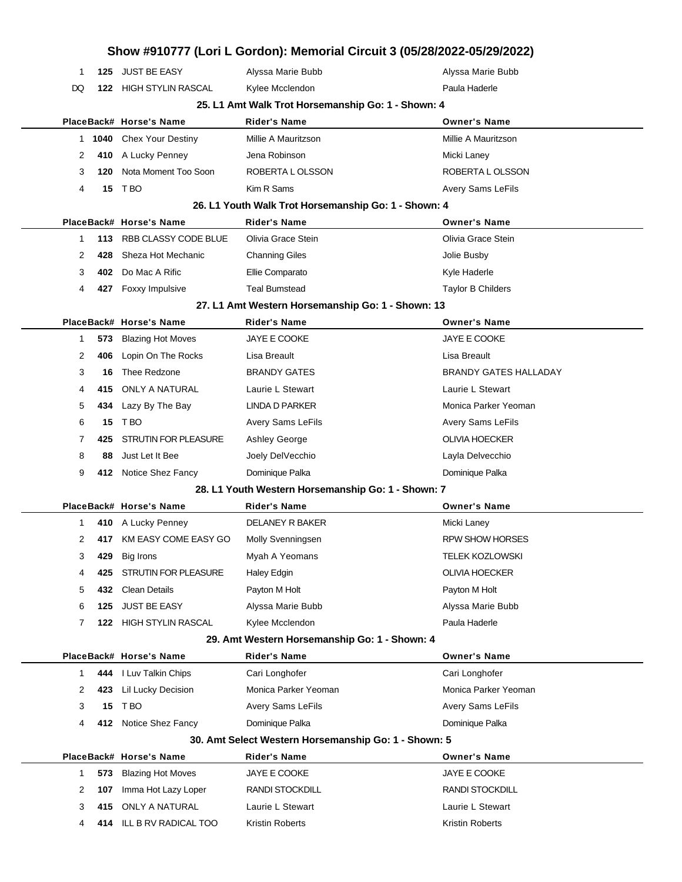## Show #910777 (Lori L Gordon): Memorial Circuit 3 (05/28/2022-05/29/2022)

| Place | Back# | Horse's Name | Rider's Name | Owner's Name |
|---|---|---|---|---|
| 1 | 125 | JUST BE EASY | Alyssa Marie Bubb | Alyssa Marie Bubb |
| DQ | 122 | HIGH STYLIN RASCAL | Kylee Mcclendon | Paula Haderle |

### 25. L1 Amt Walk Trot Horsemanship Go: 1 - Shown: 4

| Place | Back# | Horse's Name | Rider's Name | Owner's Name |
|---|---|---|---|---|
| 1 | 1040 | Chex Your Destiny | Millie A Mauritzson | Millie A Mauritzson |
| 2 | 410 | A Lucky Penney | Jena Robinson | Micki Laney |
| 3 | 120 | Nota Moment Too Soon | ROBERTA L OLSSON | ROBERTA L OLSSON |
| 4 | 15 | T BO | Kim R Sams | Avery Sams LeFils |

### 26. L1 Youth Walk Trot Horsemanship Go: 1 - Shown: 4

| Place | Back# | Horse's Name | Rider's Name | Owner's Name |
|---|---|---|---|---|
| 1 | 113 | RBB CLASSY CODE BLUE | Olivia Grace Stein | Olivia Grace Stein |
| 2 | 428 | Sheza Hot Mechanic | Channing Giles | Jolie Busby |
| 3 | 402 | Do Mac A Rific | Ellie Comparato | Kyle Haderle |
| 4 | 427 | Foxxy Impulsive | Teal Bumstead | Taylor B Childers |

### 27. L1 Amt Western Horsemanship Go: 1 - Shown: 13

| Place | Back# | Horse's Name | Rider's Name | Owner's Name |
|---|---|---|---|---|
| 1 | 573 | Blazing Hot Moves | JAYE E COOKE | JAYE E COOKE |
| 2 | 406 | Lopin On The Rocks | Lisa Breault | Lisa Breault |
| 3 | 16 | Thee Redzone | BRANDY GATES | BRANDY GATES HALLADAY |
| 4 | 415 | ONLY A NATURAL | Laurie L Stewart | Laurie L Stewart |
| 5 | 434 | Lazy By The Bay | LINDA D PARKER | Monica Parker Yeoman |
| 6 | 15 | T BO | Avery Sams LeFils | Avery Sams LeFils |
| 7 | 425 | STRUTIN FOR PLEASURE | Ashley George | OLIVIA HOECKER |
| 8 | 88 | Just Let It Bee | Joely DelVecchio | Layla Delvecchio |
| 9 | 412 | Notice Shez Fancy | Dominique Palka | Dominique Palka |

### 28. L1 Youth Western Horsemanship Go: 1 - Shown: 7

| Place | Back# | Horse's Name | Rider's Name | Owner's Name |
|---|---|---|---|---|
| 1 | 410 | A Lucky Penney | DELANEY R BAKER | Micki Laney |
| 2 | 417 | KM EASY COME EASY GO | Molly Svenningsen | RPW SHOW HORSES |
| 3 | 429 | Big Irons | Myah A Yeomans | TELEK KOZLOWSKI |
| 4 | 425 | STRUTIN FOR PLEASURE | Haley Edgin | OLIVIA HOECKER |
| 5 | 432 | Clean Details | Payton M Holt | Payton M Holt |
| 6 | 125 | JUST BE EASY | Alyssa Marie Bubb | Alyssa Marie Bubb |
| 7 | 122 | HIGH STYLIN RASCAL | Kylee Mcclendon | Paula Haderle |

### 29. Amt Western Horsemanship Go: 1 - Shown: 4

| Place | Back# | Horse's Name | Rider's Name | Owner's Name |
|---|---|---|---|---|
| 1 | 444 | I Luv Talkin Chips | Cari Longhofer | Cari Longhofer |
| 2 | 423 | Lil Lucky Decision | Monica Parker Yeoman | Monica Parker Yeoman |
| 3 | 15 | T BO | Avery Sams LeFils | Avery Sams LeFils |
| 4 | 412 | Notice Shez Fancy | Dominique Palka | Dominique Palka |

### 30. Amt Select Western Horsemanship Go: 1 - Shown: 5

| Place | Back# | Horse's Name | Rider's Name | Owner's Name |
|---|---|---|---|---|
| 1 | 573 | Blazing Hot Moves | JAYE E COOKE | JAYE E COOKE |
| 2 | 107 | Imma Hot Lazy Loper | RANDI STOCKDILL | RANDI STOCKDILL |
| 3 | 415 | ONLY A NATURAL | Laurie L Stewart | Laurie L Stewart |
| 4 | 414 | ILL B RV RADICAL TOO | Kristin Roberts | Kristin Roberts |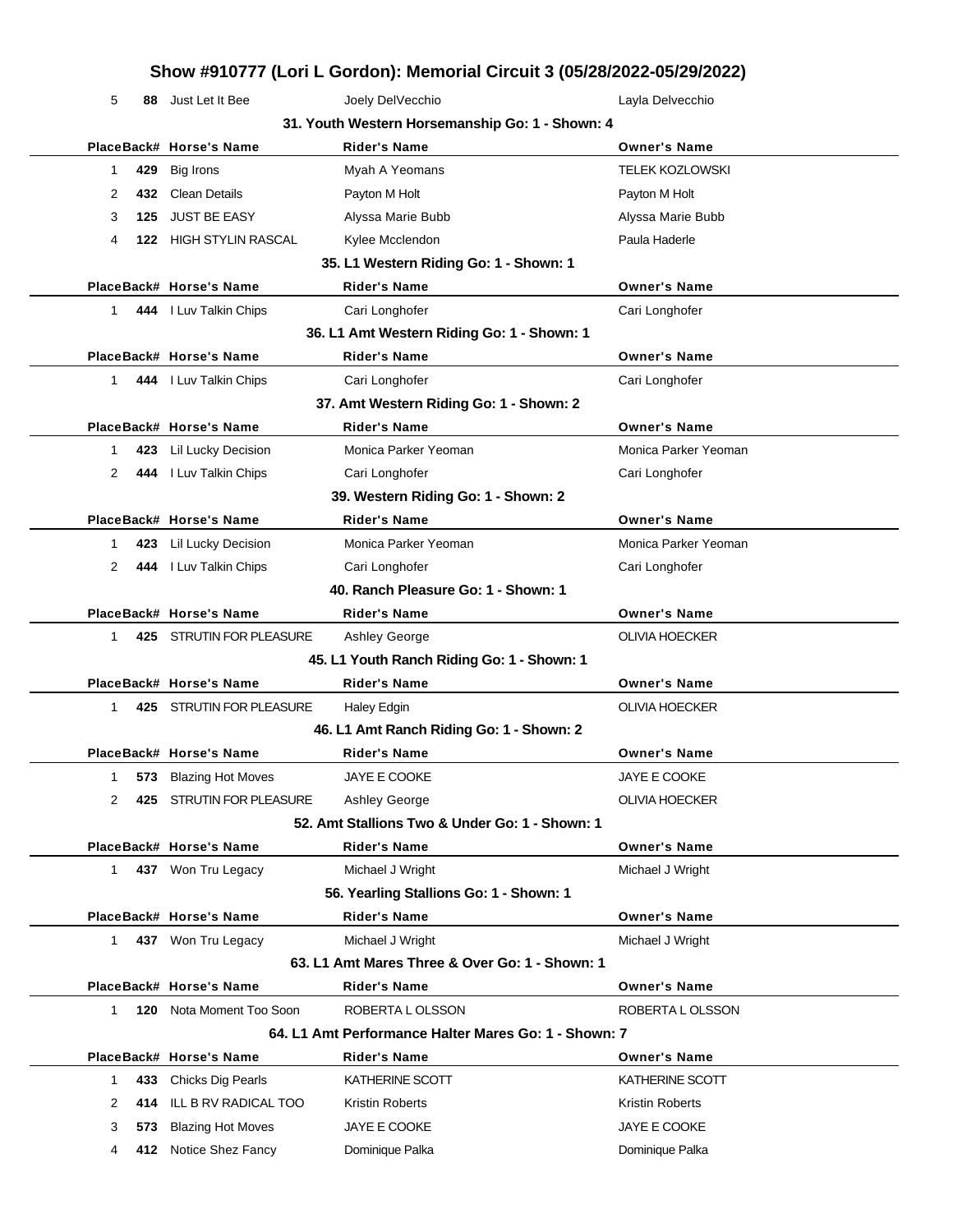# Show #910777 (Lori L Gordon): Memorial Circuit 3 (05/28/2022-05/29/2022)

| | | | | |
|---|---|---|---|---|
| 5 | **88** | Just Let It Bee | Joely DelVecchio | Layla Delvecchio |

### 31. Youth Western Horsemanship Go: 1 - Shown: 4

| Place | Back# | Horse's Name | Rider's Name | Owner's Name |
|---|---|---|---|---|
| 1 | **429** | Big Irons | Myah A Yeomans | TELEK KOZLOWSKI |
| 2 | **432** | Clean Details | Payton M Holt | Payton M Holt |
| 3 | **125** | JUST BE EASY | Alyssa Marie Bubb | Alyssa Marie Bubb |
| 4 | **122** | HIGH STYLIN RASCAL | Kylee Mcclendon | Paula Haderle |

### 35. L1 Western Riding Go: 1 - Shown: 1

| Place | Back# | Horse's Name | Rider's Name | Owner's Name |
|---|---|---|---|---|
| 1 | **444** | I Luv Talkin Chips | Cari Longhofer | Cari Longhofer |

### 36. L1 Amt Western Riding Go: 1 - Shown: 1

| Place | Back# | Horse's Name | Rider's Name | Owner's Name |
|---|---|---|---|---|
| 1 | **444** | I Luv Talkin Chips | Cari Longhofer | Cari Longhofer |

### 37. Amt Western Riding Go: 1 - Shown: 2

| Place | Back# | Horse's Name | Rider's Name | Owner's Name |
|---|---|---|---|---|
| 1 | **423** | Lil Lucky Decision | Monica Parker Yeoman | Monica Parker Yeoman |
| 2 | **444** | I Luv Talkin Chips | Cari Longhofer | Cari Longhofer |

### 39. Western Riding Go: 1 - Shown: 2

| Place | Back# | Horse's Name | Rider's Name | Owner's Name |
|---|---|---|---|---|
| 1 | **423** | Lil Lucky Decision | Monica Parker Yeoman | Monica Parker Yeoman |
| 2 | **444** | I Luv Talkin Chips | Cari Longhofer | Cari Longhofer |

### 40. Ranch Pleasure Go: 1 - Shown: 1

| Place | Back# | Horse's Name | Rider's Name | Owner's Name |
|---|---|---|---|---|
| 1 | **425** | STRUTIN FOR PLEASURE | Ashley George | OLIVIA HOECKER |

### 45. L1 Youth Ranch Riding Go: 1 - Shown: 1

| Place | Back# | Horse's Name | Rider's Name | Owner's Name |
|---|---|---|---|---|
| 1 | **425** | STRUTIN FOR PLEASURE | Haley Edgin | OLIVIA HOECKER |

### 46. L1 Amt Ranch Riding Go: 1 - Shown: 2

| Place | Back# | Horse's Name | Rider's Name | Owner's Name |
|---|---|---|---|---|
| 1 | **573** | Blazing Hot Moves | JAYE E COOKE | JAYE E COOKE |
| 2 | **425** | STRUTIN FOR PLEASURE | Ashley George | OLIVIA HOECKER |

### 52. Amt Stallions Two & Under Go: 1 - Shown: 1

| Place | Back# | Horse's Name | Rider's Name | Owner's Name |
|---|---|---|---|---|
| 1 | **437** | Won Tru Legacy | Michael J Wright | Michael J Wright |

### 56. Yearling Stallions Go: 1 - Shown: 1

| Place | Back# | Horse's Name | Rider's Name | Owner's Name |
|---|---|---|---|---|
| 1 | **437** | Won Tru Legacy | Michael J Wright | Michael J Wright |

### 63. L1 Amt Mares Three & Over Go: 1 - Shown: 1

| Place | Back# | Horse's Name | Rider's Name | Owner's Name |
|---|---|---|---|---|
| 1 | **120** | Nota Moment Too Soon | ROBERTA L OLSSON | ROBERTA L OLSSON |

### 64. L1 Amt Performance Halter Mares Go: 1 - Shown: 7

| Place | Back# | Horse's Name | Rider's Name | Owner's Name |
|---|---|---|---|---|
| 1 | **433** | Chicks Dig Pearls | KATHERINE SCOTT | KATHERINE SCOTT |
| 2 | **414** | ILL B RV RADICAL TOO | Kristin Roberts | Kristin Roberts |
| 3 | **573** | Blazing Hot Moves | JAYE E COOKE | JAYE E COOKE |
| 4 | **412** | Notice Shez Fancy | Dominique Palka | Dominique Palka |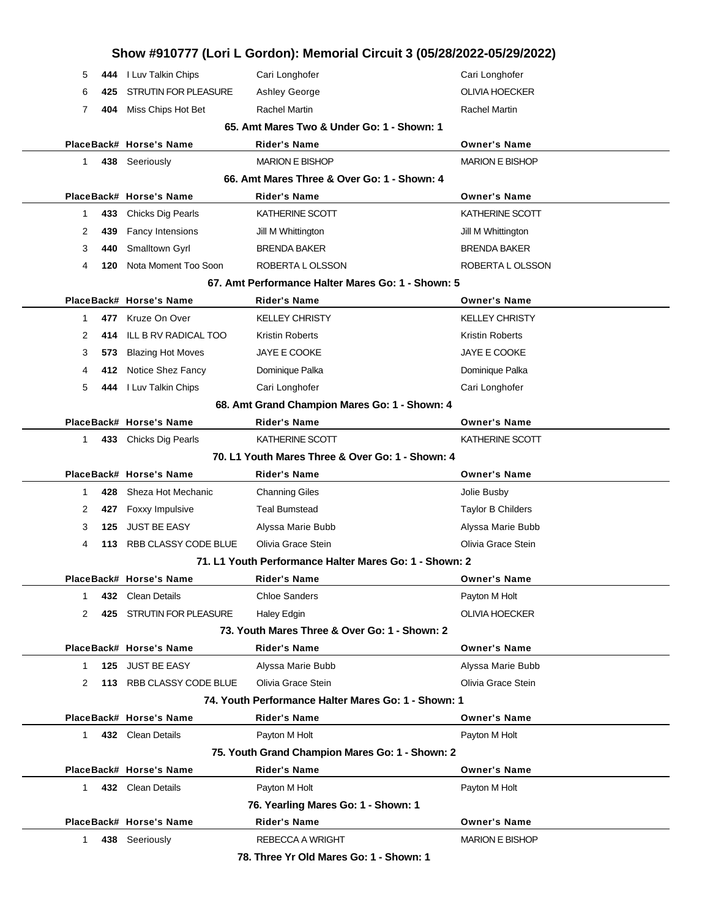| Place | Back# | Horse's Name | Rider's Name | Owner's Name |
|---|---|---|---|---|
| 5 | 444 | I Luv Talkin Chips | Cari Longhofer | Cari Longhofer |
| 6 | 425 | STRUTIN FOR PLEASURE | Ashley George | OLIVIA HOECKER |
| 7 | 404 | Miss Chips Hot Bet | Rachel Martin | Rachel Martin |

### 65. Amt Mares Two & Under Go: 1 - Shown: 1

| Place | Back# | Horse's Name | Rider's Name | Owner's Name |
|---|---|---|---|---|
| 1 | 438 | Seeriously | MARION E BISHOP | MARION E BISHOP |

### 66. Amt Mares Three & Over Go: 1 - Shown: 4

| Place | Back# | Horse's Name | Rider's Name | Owner's Name |
|---|---|---|---|---|
| 1 | 433 | Chicks Dig Pearls | KATHERINE SCOTT | KATHERINE SCOTT |
| 2 | 439 | Fancy Intensions | Jill M Whittington | Jill M Whittington |
| 3 | 440 | Smalltown Gyrl | BRENDA BAKER | BRENDA BAKER |
| 4 | 120 | Nota Moment Too Soon | ROBERTA L OLSSON | ROBERTA L OLSSON |

### 67. Amt Performance Halter Mares Go: 1 - Shown: 5

| Place | Back# | Horse's Name | Rider's Name | Owner's Name |
|---|---|---|---|---|
| 1 | 477 | Kruze On Over | KELLEY CHRISTY | KELLEY CHRISTY |
| 2 | 414 | ILL B RV RADICAL TOO | Kristin Roberts | Kristin Roberts |
| 3 | 573 | Blazing Hot Moves | JAYE E COOKE | JAYE E COOKE |
| 4 | 412 | Notice Shez Fancy | Dominique Palka | Dominique Palka |
| 5 | 444 | I Luv Talkin Chips | Cari Longhofer | Cari Longhofer |

### 68. Amt Grand Champion Mares Go: 1 - Shown: 4

| Place | Back# | Horse's Name | Rider's Name | Owner's Name |
|---|---|---|---|---|
| 1 | 433 | Chicks Dig Pearls | KATHERINE SCOTT | KATHERINE SCOTT |

### 70. L1 Youth Mares Three & Over Go: 1 - Shown: 4

| Place | Back# | Horse's Name | Rider's Name | Owner's Name |
|---|---|---|---|---|
| 1 | 428 | Sheza Hot Mechanic | Channing Giles | Jolie Busby |
| 2 | 427 | Foxxy Impulsive | Teal Bumstead | Taylor B Childers |
| 3 | 125 | JUST BE EASY | Alyssa Marie Bubb | Alyssa Marie Bubb |
| 4 | 113 | RBB CLASSY CODE BLUE | Olivia Grace Stein | Olivia Grace Stein |

### 71. L1 Youth Performance Halter Mares Go: 1 - Shown: 2

| Place | Back# | Horse's Name | Rider's Name | Owner's Name |
|---|---|---|---|---|
| 1 | 432 | Clean Details | Chloe Sanders | Payton M Holt |
| 2 | 425 | STRUTIN FOR PLEASURE | Haley Edgin | OLIVIA HOECKER |

### 73. Youth Mares Three & Over Go: 1 - Shown: 2

| Place | Back# | Horse's Name | Rider's Name | Owner's Name |
|---|---|---|---|---|
| 1 | 125 | JUST BE EASY | Alyssa Marie Bubb | Alyssa Marie Bubb |
| 2 | 113 | RBB CLASSY CODE BLUE | Olivia Grace Stein | Olivia Grace Stein |

### 74. Youth Performance Halter Mares Go: 1 - Shown: 1

| Place | Back# | Horse's Name | Rider's Name | Owner's Name |
|---|---|---|---|---|
| 1 | 432 | Clean Details | Payton M Holt | Payton M Holt |

### 75. Youth Grand Champion Mares Go: 1 - Shown: 2

| Place | Back# | Horse's Name | Rider's Name | Owner's Name |
|---|---|---|---|---|
| 1 | 432 | Clean Details | Payton M Holt | Payton M Holt |

### 76. Yearling Mares Go: 1 - Shown: 1

| Place | Back# | Horse's Name | Rider's Name | Owner's Name |
|---|---|---|---|---|
| 1 | 438 | Seeriously | REBECCA A WRIGHT | MARION E BISHOP |

### 78. Three Yr Old Mares Go: 1 - Shown: 1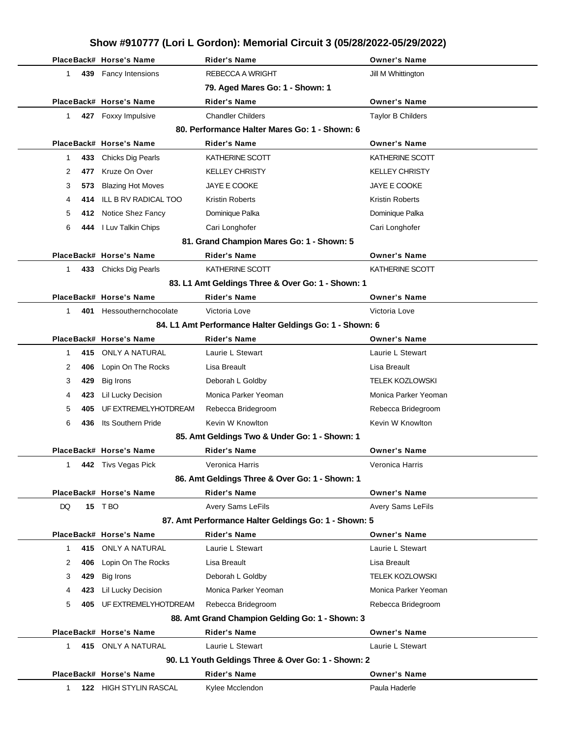# Show #910777 (Lori L Gordon): Memorial Circuit 3 (05/28/2022-05/29/2022)

| Place | Back# | Horse's Name | Rider's Name | Owner's Name |
|---|---|---|---|---|
| 1 | 439 | Fancy Intensions | REBECCA A WRIGHT | Jill M Whittington |

### 79. Aged Mares Go: 1 - Shown: 1

| Place | Back# | Horse's Name | Rider's Name | Owner's Name |
|---|---|---|---|---|
| 1 | 427 | Foxxy Impulsive | Chandler Childers | Taylor B Childers |

### 80. Performance Halter Mares Go: 1 - Shown: 6

| Place | Back# | Horse's Name | Rider's Name | Owner's Name |
|---|---|---|---|---|
| 1 | 433 | Chicks Dig Pearls | KATHERINE SCOTT | KATHERINE SCOTT |
| 2 | 477 | Kruze On Over | KELLEY CHRISTY | KELLEY CHRISTY |
| 3 | 573 | Blazing Hot Moves | JAYE E COOKE | JAYE E COOKE |
| 4 | 414 | ILL B RV RADICAL TOO | Kristin Roberts | Kristin Roberts |
| 5 | 412 | Notice Shez Fancy | Dominique Palka | Dominique Palka |
| 6 | 444 | I Luv Talkin Chips | Cari Longhofer | Cari Longhofer |

### 81. Grand Champion Mares Go: 1 - Shown: 5

| Place | Back# | Horse's Name | Rider's Name | Owner's Name |
|---|---|---|---|---|
| 1 | 433 | Chicks Dig Pearls | KATHERINE SCOTT | KATHERINE SCOTT |

### 83. L1 Amt Geldings Three & Over Go: 1 - Shown: 1

| Place | Back# | Horse's Name | Rider's Name | Owner's Name |
|---|---|---|---|---|
| 1 | 401 | Hessouthernchocolate | Victoria Love | Victoria Love |

### 84. L1 Amt Performance Halter Geldings Go: 1 - Shown: 6

| Place | Back# | Horse's Name | Rider's Name | Owner's Name |
|---|---|---|---|---|
| 1 | 415 | ONLY A NATURAL | Laurie L Stewart | Laurie L Stewart |
| 2 | 406 | Lopin On The Rocks | Lisa Breault | Lisa Breault |
| 3 | 429 | Big Irons | Deborah L Goldby | TELEK KOZLOWSKI |
| 4 | 423 | Lil Lucky Decision | Monica Parker Yeoman | Monica Parker Yeoman |
| 5 | 405 | UF EXTREMELYHOTDREAM | Rebecca Bridegroom | Rebecca Bridegroom |
| 6 | 436 | Its Southern Pride | Kevin W Knowlton | Kevin W Knowlton |

### 85. Amt Geldings Two & Under Go: 1 - Shown: 1

| Place | Back# | Horse's Name | Rider's Name | Owner's Name |
|---|---|---|---|---|
| 1 | 442 | Tivs Vegas Pick | Veronica Harris | Veronica Harris |

### 86. Amt Geldings Three & Over Go: 1 - Shown: 1

| Place | Back# | Horse's Name | Rider's Name | Owner's Name |
|---|---|---|---|---|
| DQ | 15 | T BO | Avery Sams LeFils | Avery Sams LeFils |

### 87. Amt Performance Halter Geldings Go: 1 - Shown: 5

| Place | Back# | Horse's Name | Rider's Name | Owner's Name |
|---|---|---|---|---|
| 1 | 415 | ONLY A NATURAL | Laurie L Stewart | Laurie L Stewart |
| 2 | 406 | Lopin On The Rocks | Lisa Breault | Lisa Breault |
| 3 | 429 | Big Irons | Deborah L Goldby | TELEK KOZLOWSKI |
| 4 | 423 | Lil Lucky Decision | Monica Parker Yeoman | Monica Parker Yeoman |
| 5 | 405 | UF EXTREMELYHOTDREAM | Rebecca Bridegroom | Rebecca Bridegroom |

### 88. Amt Grand Champion Gelding Go: 1 - Shown: 3

| Place | Back# | Horse's Name | Rider's Name | Owner's Name |
|---|---|---|---|---|
| 1 | 415 | ONLY A NATURAL | Laurie L Stewart | Laurie L Stewart |

### 90. L1 Youth Geldings Three & Over Go: 1 - Shown: 2

| Place | Back# | Horse's Name | Rider's Name | Owner's Name |
|---|---|---|---|---|
| 1 | 122 | HIGH STYLIN RASCAL | Kylee Mcclendon | Paula Haderle |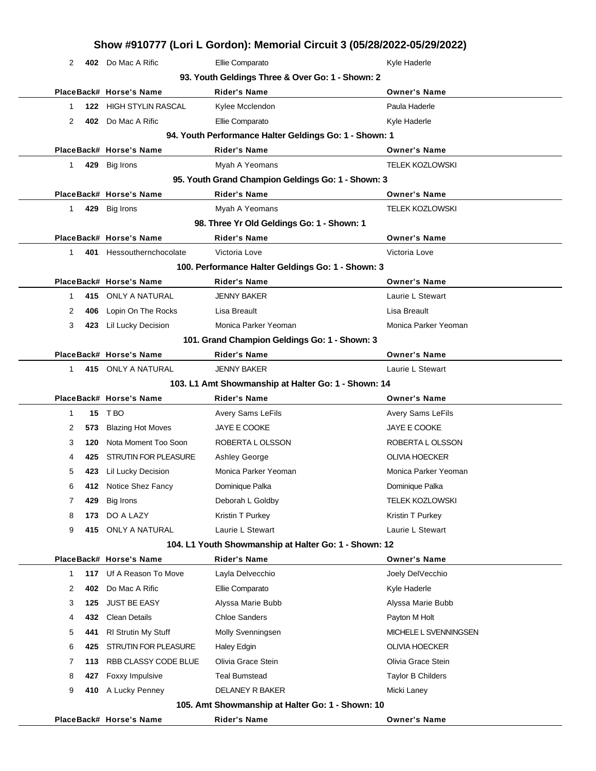## Show #910777 (Lori L Gordon): Memorial Circuit 3 (05/28/2022-05/29/2022)

| Place | Back# | Horse's Name | Rider's Name | Owner's Name |
|---|---|---|---|---|
| 2 | 402 | Do Mac A Rific | Ellie Comparato | Kyle Haderle |

### 93. Youth Geldings Three & Over Go: 1 - Shown: 2

| Place | Back# | Horse's Name | Rider's Name | Owner's Name |
|---|---|---|---|---|
| 1 | 122 | HIGH STYLIN RASCAL | Kylee Mcclendon | Paula Haderle |
| 2 | 402 | Do Mac A Rific | Ellie Comparato | Kyle Haderle |

### 94. Youth Performance Halter Geldings Go: 1 - Shown: 1

| Place | Back# | Horse's Name | Rider's Name | Owner's Name |
|---|---|---|---|---|
| 1 | 429 | Big Irons | Myah A Yeomans | TELEK KOZLOWSKI |

### 95. Youth Grand Champion Geldings Go: 1 - Shown: 3

| Place | Back# | Horse's Name | Rider's Name | Owner's Name |
|---|---|---|---|---|
| 1 | 429 | Big Irons | Myah A Yeomans | TELEK KOZLOWSKI |

### 98. Three Yr Old Geldings Go: 1 - Shown: 1

| Place | Back# | Horse's Name | Rider's Name | Owner's Name |
|---|---|---|---|---|
| 1 | 401 | Hessouthernchocolate | Victoria Love | Victoria Love |

### 100. Performance Halter Geldings Go: 1 - Shown: 3

| Place | Back# | Horse's Name | Rider's Name | Owner's Name |
|---|---|---|---|---|
| 1 | 415 | ONLY A NATURAL | JENNY BAKER | Laurie L Stewart |
| 2 | 406 | Lopin On The Rocks | Lisa Breault | Lisa Breault |
| 3 | 423 | Lil Lucky Decision | Monica Parker Yeoman | Monica Parker Yeoman |

### 101. Grand Champion Geldings Go: 1 - Shown: 3

| Place | Back# | Horse's Name | Rider's Name | Owner's Name |
|---|---|---|---|---|
| 1 | 415 | ONLY A NATURAL | JENNY BAKER | Laurie L Stewart |

### 103. L1 Amt Showmanship at Halter Go: 1 - Shown: 14

| Place | Back# | Horse's Name | Rider's Name | Owner's Name |
|---|---|---|---|---|
| 1 | 15 | T BO | Avery Sams LeFils | Avery Sams LeFils |
| 2 | 573 | Blazing Hot Moves | JAYE E COOKE | JAYE E COOKE |
| 3 | 120 | Nota Moment Too Soon | ROBERTA L OLSSON | ROBERTA L OLSSON |
| 4 | 425 | STRUTIN FOR PLEASURE | Ashley George | OLIVIA HOECKER |
| 5 | 423 | Lil Lucky Decision | Monica Parker Yeoman | Monica Parker Yeoman |
| 6 | 412 | Notice Shez Fancy | Dominique Palka | Dominique Palka |
| 7 | 429 | Big Irons | Deborah L Goldby | TELEK KOZLOWSKI |
| 8 | 173 | DO A LAZY | Kristin T Purkey | Kristin T Purkey |
| 9 | 415 | ONLY A NATURAL | Laurie L Stewart | Laurie L Stewart |

### 104. L1 Youth Showmanship at Halter Go: 1 - Shown: 12

| Place | Back# | Horse's Name | Rider's Name | Owner's Name |
|---|---|---|---|---|
| 1 | 117 | Uf A Reason To Move | Layla Delvecchio | Joely DelVecchio |
| 2 | 402 | Do Mac A Rific | Ellie Comparato | Kyle Haderle |
| 3 | 125 | JUST BE EASY | Alyssa Marie Bubb | Alyssa Marie Bubb |
| 4 | 432 | Clean Details | Chloe Sanders | Payton M Holt |
| 5 | 441 | Rl Strutin My Stuff | Molly Svenningsen | MICHELE L SVENNINGSEN |
| 6 | 425 | STRUTIN FOR PLEASURE | Haley Edgin | OLIVIA HOECKER |
| 7 | 113 | RBB CLASSY CODE BLUE | Olivia Grace Stein | Olivia Grace Stein |
| 8 | 427 | Foxxy Impulsive | Teal Bumstead | Taylor B Childers |
| 9 | 410 | A Lucky Penney | DELANEY R BAKER | Micki Laney |

### 105. Amt Showmanship at Halter Go: 1 - Shown: 10

| Place | Back# | Horse's Name | Rider's Name | Owner's Name |
|---|---|---|---|---|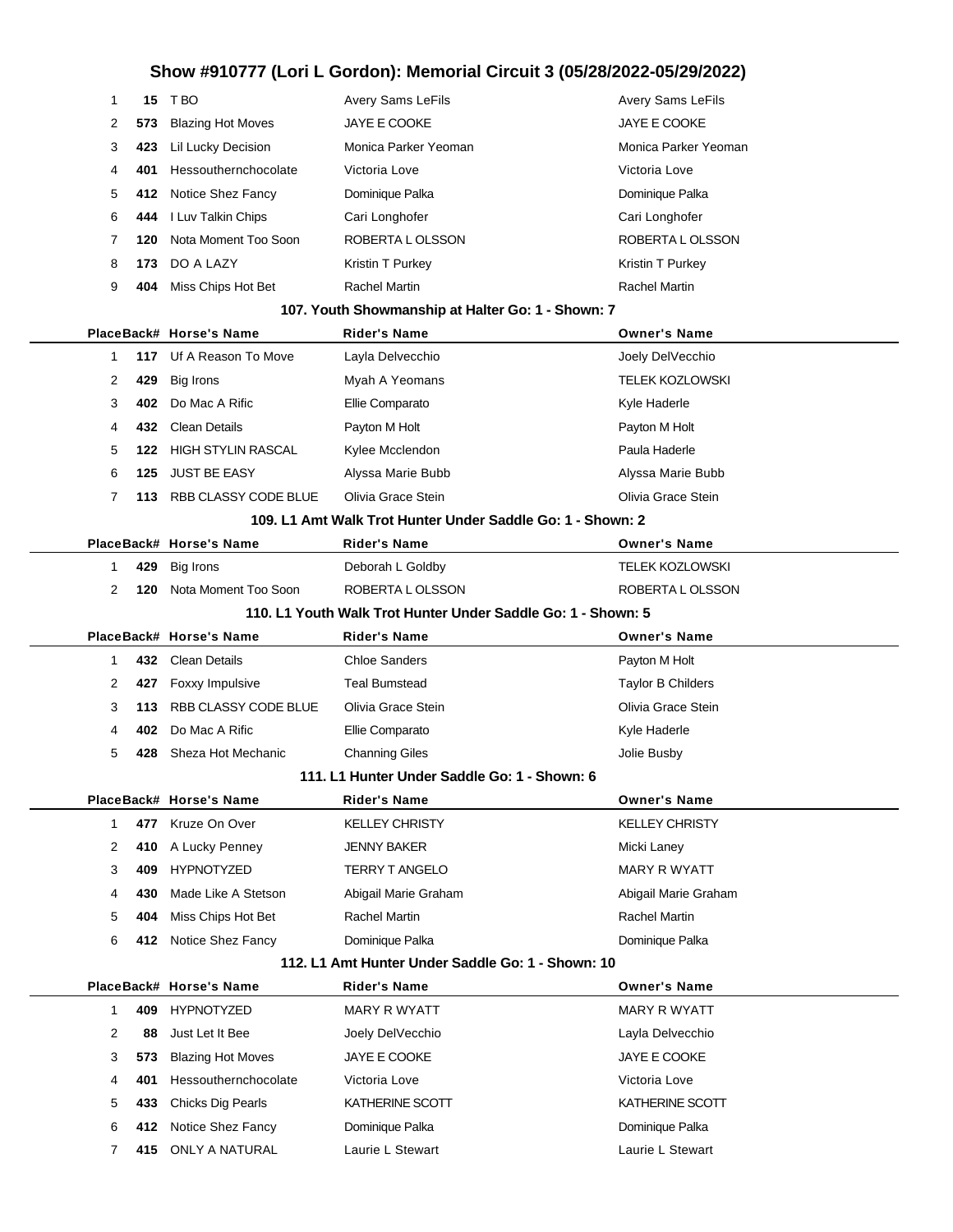# Show #910777 (Lori L Gordon): Memorial Circuit 3 (05/28/2022-05/29/2022)

| | | | | |
|---|---|---|---|---|
| 1 | 15 | T BO | Avery Sams LeFils | Avery Sams LeFils |
| 2 | 573 | Blazing Hot Moves | JAYE E COOKE | JAYE E COOKE |
| 3 | 423 | Lil Lucky Decision | Monica Parker Yeoman | Monica Parker Yeoman |
| 4 | 401 | Hessouthernchocolate | Victoria Love | Victoria Love |
| 5 | 412 | Notice Shez Fancy | Dominique Palka | Dominique Palka |
| 6 | 444 | I Luv Talkin Chips | Cari Longhofer | Cari Longhofer |
| 7 | 120 | Nota Moment Too Soon | ROBERTA L OLSSON | ROBERTA L OLSSON |
| 8 | 173 | DO A LAZY | Kristin T Purkey | Kristin T Purkey |
| 9 | 404 | Miss Chips Hot Bet | Rachel Martin | Rachel Martin |

### 107. Youth Showmanship at Halter Go: 1 - Shown: 7

| Place | Back# | Horse's Name | Rider's Name | Owner's Name |
|---|---|---|---|---|
| 1 | 117 | Uf A Reason To Move | Layla Delvecchio | Joely DelVecchio |
| 2 | 429 | Big Irons | Myah A Yeomans | TELEK KOZLOWSKI |
| 3 | 402 | Do Mac A Rific | Ellie Comparato | Kyle Haderle |
| 4 | 432 | Clean Details | Payton M Holt | Payton M Holt |
| 5 | 122 | HIGH STYLIN RASCAL | Kylee Mcclendon | Paula Haderle |
| 6 | 125 | JUST BE EASY | Alyssa Marie Bubb | Alyssa Marie Bubb |
| 7 | 113 | RBB CLASSY CODE BLUE | Olivia Grace Stein | Olivia Grace Stein |

### 109. L1 Amt Walk Trot Hunter Under Saddle Go: 1 - Shown: 2

| Place | Back# | Horse's Name | Rider's Name | Owner's Name |
|---|---|---|---|---|
| 1 | 429 | Big Irons | Deborah L Goldby | TELEK KOZLOWSKI |
| 2 | 120 | Nota Moment Too Soon | ROBERTA L OLSSON | ROBERTA L OLSSON |

### 110. L1 Youth Walk Trot Hunter Under Saddle Go: 1 - Shown: 5

| Place | Back# | Horse's Name | Rider's Name | Owner's Name |
|---|---|---|---|---|
| 1 | 432 | Clean Details | Chloe Sanders | Payton M Holt |
| 2 | 427 | Foxxy Impulsive | Teal Bumstead | Taylor B Childers |
| 3 | 113 | RBB CLASSY CODE BLUE | Olivia Grace Stein | Olivia Grace Stein |
| 4 | 402 | Do Mac A Rific | Ellie Comparato | Kyle Haderle |
| 5 | 428 | Sheza Hot Mechanic | Channing Giles | Jolie Busby |

### 111. L1 Hunter Under Saddle Go: 1 - Shown: 6

| Place | Back# | Horse's Name | Rider's Name | Owner's Name |
|---|---|---|---|---|
| 1 | 477 | Kruze On Over | KELLEY CHRISTY | KELLEY CHRISTY |
| 2 | 410 | A Lucky Penney | JENNY BAKER | Micki Laney |
| 3 | 409 | HYPNOTYZED | TERRY T ANGELO | MARY R WYATT |
| 4 | 430 | Made Like A Stetson | Abigail Marie Graham | Abigail Marie Graham |
| 5 | 404 | Miss Chips Hot Bet | Rachel Martin | Rachel Martin |
| 6 | 412 | Notice Shez Fancy | Dominique Palka | Dominique Palka |

### 112. L1 Amt Hunter Under Saddle Go: 1 - Shown: 10

| Place | Back# | Horse's Name | Rider's Name | Owner's Name |
|---|---|---|---|---|
| 1 | 409 | HYPNOTYZED | MARY R WYATT | MARY R WYATT |
| 2 | 88 | Just Let It Bee | Joely DelVecchio | Layla Delvecchio |
| 3 | 573 | Blazing Hot Moves | JAYE E COOKE | JAYE E COOKE |
| 4 | 401 | Hessouthernchocolate | Victoria Love | Victoria Love |
| 5 | 433 | Chicks Dig Pearls | KATHERINE SCOTT | KATHERINE SCOTT |
| 6 | 412 | Notice Shez Fancy | Dominique Palka | Dominique Palka |
| 7 | 415 | ONLY A NATURAL | Laurie L Stewart | Laurie L Stewart |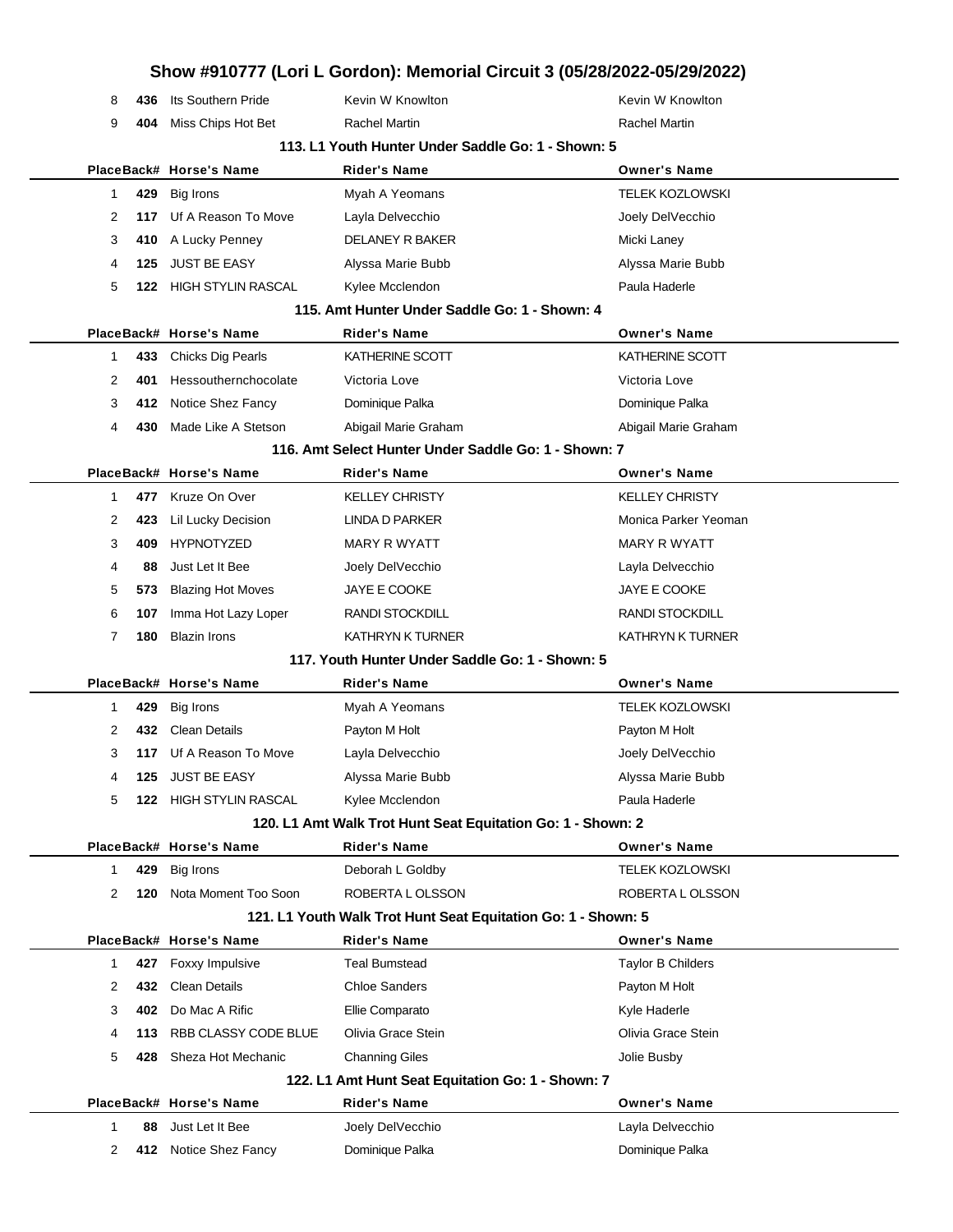| Place | Back# | Horse's Name | Rider's Name | Owner's Name |
|---|---|---|---|---|
| 8 | 436 | Its Southern Pride | Kevin W Knowlton | Kevin W Knowlton |
| 9 | 404 | Miss Chips Hot Bet | Rachel Martin | Rachel Martin |

### 113. L1 Youth Hunter Under Saddle Go: 1 - Shown: 5

| Place | Back# | Horse's Name | Rider's Name | Owner's Name |
|---|---|---|---|---|
| 1 | 429 | Big Irons | Myah A Yeomans | TELEK KOZLOWSKI |
| 2 | 117 | Uf A Reason To Move | Layla Delvecchio | Joely DelVecchio |
| 3 | 410 | A Lucky Penney | DELANEY R BAKER | Micki Laney |
| 4 | 125 | JUST BE EASY | Alyssa Marie Bubb | Alyssa Marie Bubb |
| 5 | 122 | HIGH STYLIN RASCAL | Kylee Mcclendon | Paula Haderle |

### 115. Amt Hunter Under Saddle Go: 1 - Shown: 4

| Place | Back# | Horse's Name | Rider's Name | Owner's Name |
|---|---|---|---|---|
| 1 | 433 | Chicks Dig Pearls | KATHERINE SCOTT | KATHERINE SCOTT |
| 2 | 401 | Hessouthernchocolate | Victoria Love | Victoria Love |
| 3 | 412 | Notice Shez Fancy | Dominique Palka | Dominique Palka |
| 4 | 430 | Made Like A Stetson | Abigail Marie Graham | Abigail Marie Graham |

### 116. Amt Select Hunter Under Saddle Go: 1 - Shown: 7

| Place | Back# | Horse's Name | Rider's Name | Owner's Name |
|---|---|---|---|---|
| 1 | 477 | Kruze On Over | KELLEY CHRISTY | KELLEY CHRISTY |
| 2 | 423 | Lil Lucky Decision | LINDA D PARKER | Monica Parker Yeoman |
| 3 | 409 | HYPNOTYZED | MARY R WYATT | MARY R WYATT |
| 4 | 88 | Just Let It Bee | Joely DelVecchio | Layla Delvecchio |
| 5 | 573 | Blazing Hot Moves | JAYE E COOKE | JAYE E COOKE |
| 6 | 107 | Imma Hot Lazy Loper | RANDI STOCKDILL | RANDI STOCKDILL |
| 7 | 180 | Blazin Irons | KATHRYN K TURNER | KATHRYN K TURNER |

### 117. Youth Hunter Under Saddle Go: 1 - Shown: 5

| Place | Back# | Horse's Name | Rider's Name | Owner's Name |
|---|---|---|---|---|
| 1 | 429 | Big Irons | Myah A Yeomans | TELEK KOZLOWSKI |
| 2 | 432 | Clean Details | Payton M Holt | Payton M Holt |
| 3 | 117 | Uf A Reason To Move | Layla Delvecchio | Joely DelVecchio |
| 4 | 125 | JUST BE EASY | Alyssa Marie Bubb | Alyssa Marie Bubb |
| 5 | 122 | HIGH STYLIN RASCAL | Kylee Mcclendon | Paula Haderle |

### 120. L1 Amt Walk Trot Hunt Seat Equitation Go: 1 - Shown: 2

| Place | Back# | Horse's Name | Rider's Name | Owner's Name |
|---|---|---|---|---|
| 1 | 429 | Big Irons | Deborah L Goldby | TELEK KOZLOWSKI |
| 2 | 120 | Nota Moment Too Soon | ROBERTA L OLSSON | ROBERTA L OLSSON |

### 121. L1 Youth Walk Trot Hunt Seat Equitation Go: 1 - Shown: 5

| Place | Back# | Horse's Name | Rider's Name | Owner's Name |
|---|---|---|---|---|
| 1 | 427 | Foxxy Impulsive | Teal Bumstead | Taylor B Childers |
| 2 | 432 | Clean Details | Chloe Sanders | Payton M Holt |
| 3 | 402 | Do Mac A Rific | Ellie Comparato | Kyle Haderle |
| 4 | 113 | RBB CLASSY CODE BLUE | Olivia Grace Stein | Olivia Grace Stein |
| 5 | 428 | Sheza Hot Mechanic | Channing Giles | Jolie Busby |

### 122. L1 Amt Hunt Seat Equitation Go: 1 - Shown: 7

| Place | Back# | Horse's Name | Rider's Name | Owner's Name |
|---|---|---|---|---|
| 1 | 88 | Just Let It Bee | Joely DelVecchio | Layla Delvecchio |
| 2 | 412 | Notice Shez Fancy | Dominique Palka | Dominique Palka |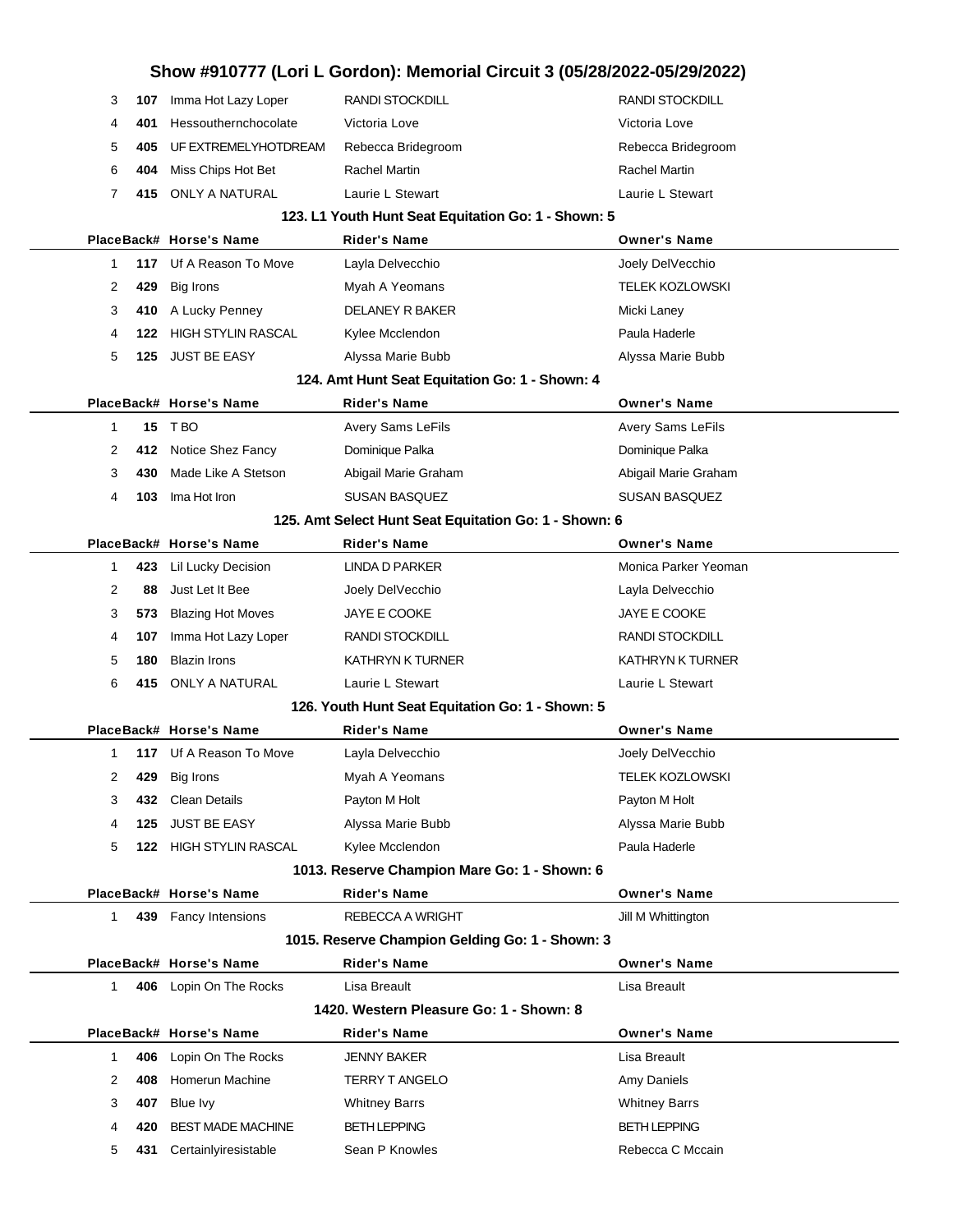# Show #910777 (Lori L Gordon): Memorial Circuit 3 (05/28/2022-05/29/2022)

| Place | Back# | Horse's Name | Rider's Name | Owner's Name |
|---|---|---|---|---|
| 3 | 107 | Imma Hot Lazy Loper | RANDI STOCKDILL | RANDI STOCKDILL |
| 4 | 401 | Hessouthernchocolate | Victoria Love | Victoria Love |
| 5 | 405 | UF EXTREMELYHOTDREAM | Rebecca Bridegroom | Rebecca Bridegroom |
| 6 | 404 | Miss Chips Hot Bet | Rachel Martin | Rachel Martin |
| 7 | 415 | ONLY A NATURAL | Laurie L Stewart | Laurie L Stewart |

### 123. L1 Youth Hunt Seat Equitation Go: 1 - Shown: 5

| Place | Back# | Horse's Name | Rider's Name | Owner's Name |
|---|---|---|---|---|
| 1 | 117 | Uf A Reason To Move | Layla Delvecchio | Joely DelVecchio |
| 2 | 429 | Big Irons | Myah A Yeomans | TELEK KOZLOWSKI |
| 3 | 410 | A Lucky Penney | DELANEY R BAKER | Micki Laney |
| 4 | 122 | HIGH STYLIN RASCAL | Kylee Mcclendon | Paula Haderle |
| 5 | 125 | JUST BE EASY | Alyssa Marie Bubb | Alyssa Marie Bubb |

### 124. Amt Hunt Seat Equitation Go: 1 - Shown: 4

| Place | Back# | Horse's Name | Rider's Name | Owner's Name |
|---|---|---|---|---|
| 1 | 15 | T BO | Avery Sams LeFils | Avery Sams LeFils |
| 2 | 412 | Notice Shez Fancy | Dominique Palka | Dominique Palka |
| 3 | 430 | Made Like A Stetson | Abigail Marie Graham | Abigail Marie Graham |
| 4 | 103 | Ima Hot Iron | SUSAN BASQUEZ | SUSAN BASQUEZ |

### 125. Amt Select Hunt Seat Equitation Go: 1 - Shown: 6

| Place | Back# | Horse's Name | Rider's Name | Owner's Name |
|---|---|---|---|---|
| 1 | 423 | Lil Lucky Decision | LINDA D PARKER | Monica Parker Yeoman |
| 2 | 88 | Just Let It Bee | Joely DelVecchio | Layla Delvecchio |
| 3 | 573 | Blazing Hot Moves | JAYE E COOKE | JAYE E COOKE |
| 4 | 107 | Imma Hot Lazy Loper | RANDI STOCKDILL | RANDI STOCKDILL |
| 5 | 180 | Blazin Irons | KATHRYN K TURNER | KATHRYN K TURNER |
| 6 | 415 | ONLY A NATURAL | Laurie L Stewart | Laurie L Stewart |

### 126. Youth Hunt Seat Equitation Go: 1 - Shown: 5

| Place | Back# | Horse's Name | Rider's Name | Owner's Name |
|---|---|---|---|---|
| 1 | 117 | Uf A Reason To Move | Layla Delvecchio | Joely DelVecchio |
| 2 | 429 | Big Irons | Myah A Yeomans | TELEK KOZLOWSKI |
| 3 | 432 | Clean Details | Payton M Holt | Payton M Holt |
| 4 | 125 | JUST BE EASY | Alyssa Marie Bubb | Alyssa Marie Bubb |
| 5 | 122 | HIGH STYLIN RASCAL | Kylee Mcclendon | Paula Haderle |

### 1013. Reserve Champion Mare Go: 1 - Shown: 6

| Place | Back# | Horse's Name | Rider's Name | Owner's Name |
|---|---|---|---|---|
| 1 | 439 | Fancy Intensions | REBECCA A WRIGHT | Jill M Whittington |

### 1015. Reserve Champion Gelding Go: 1 - Shown: 3

| Place | Back# | Horse's Name | Rider's Name | Owner's Name |
|---|---|---|---|---|
| 1 | 406 | Lopin On The Rocks | Lisa Breault | Lisa Breault |

### 1420. Western Pleasure Go: 1 - Shown: 8

| Place | Back# | Horse's Name | Rider's Name | Owner's Name |
|---|---|---|---|---|
| 1 | 406 | Lopin On The Rocks | JENNY BAKER | Lisa Breault |
| 2 | 408 | Homerun Machine | TERRY T ANGELO | Amy Daniels |
| 3 | 407 | Blue Ivy | Whitney Barrs | Whitney Barrs |
| 4 | 420 | BEST MADE MACHINE | BETH LEPPING | BETH LEPPING |
| 5 | 431 | Certainlyiresistable | Sean P Knowles | Rebecca C Mccain |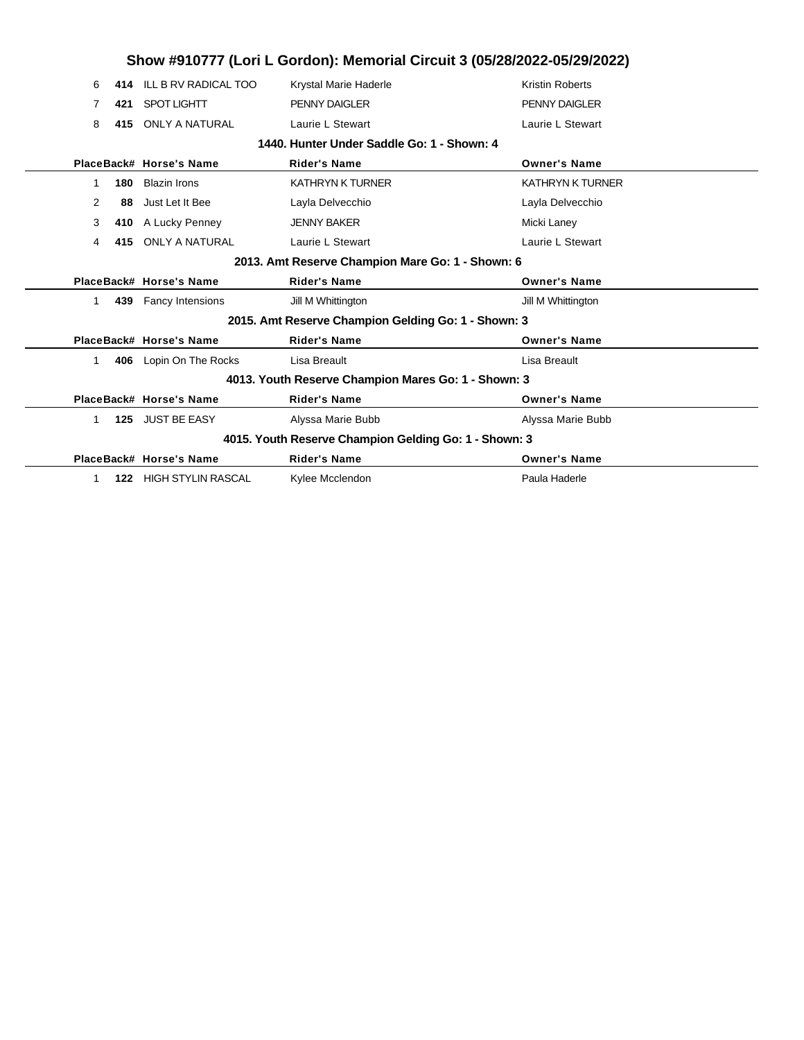| | | | | |
|---|---|---|---|---|
| 6 | 414 | ILL B RV RADICAL TOO | Krystal Marie Haderle | Kristin Roberts |
| 7 | 421 | SPOT LIGHTT | PENNY DAIGLER | PENNY DAIGLER |
| 8 | 415 | ONLY A NATURAL | Laurie L Stewart | Laurie L Stewart |

### 1440. Hunter Under Saddle Go: 1 - Shown: 4

| Place | Back# | Horse's Name | Rider's Name | Owner's Name |
|---|---|---|---|---|
| 1 | 180 | Blazin Irons | KATHRYN K TURNER | KATHRYN K TURNER |
| 2 | 88 | Just Let It Bee | Layla Delvecchio | Layla Delvecchio |
| 3 | 410 | A Lucky Penney | JENNY BAKER | Micki Laney |
| 4 | 415 | ONLY A NATURAL | Laurie L Stewart | Laurie L Stewart |

### 2013. Amt Reserve Champion Mare Go: 1 - Shown: 6

| Place | Back# | Horse's Name | Rider's Name | Owner's Name |
|---|---|---|---|---|
| 1 | 439 | Fancy Intensions | Jill M Whittington | Jill M Whittington |

### 2015. Amt Reserve Champion Gelding Go: 1 - Shown: 3

| Place | Back# | Horse's Name | Rider's Name | Owner's Name |
|---|---|---|---|---|
| 1 | 406 | Lopin On The Rocks | Lisa Breault | Lisa Breault |

### 4013. Youth Reserve Champion Mares Go: 1 - Shown: 3

| Place | Back# | Horse's Name | Rider's Name | Owner's Name |
|---|---|---|---|---|
| 1 | 125 | JUST BE EASY | Alyssa Marie Bubb | Alyssa Marie Bubb |

### 4015. Youth Reserve Champion Gelding Go: 1 - Shown: 3

| Place | Back# | Horse's Name | Rider's Name | Owner's Name |
|---|---|---|---|---|
| 1 | 122 | HIGH STYLIN RASCAL | Kylee Mcclendon | Paula Haderle |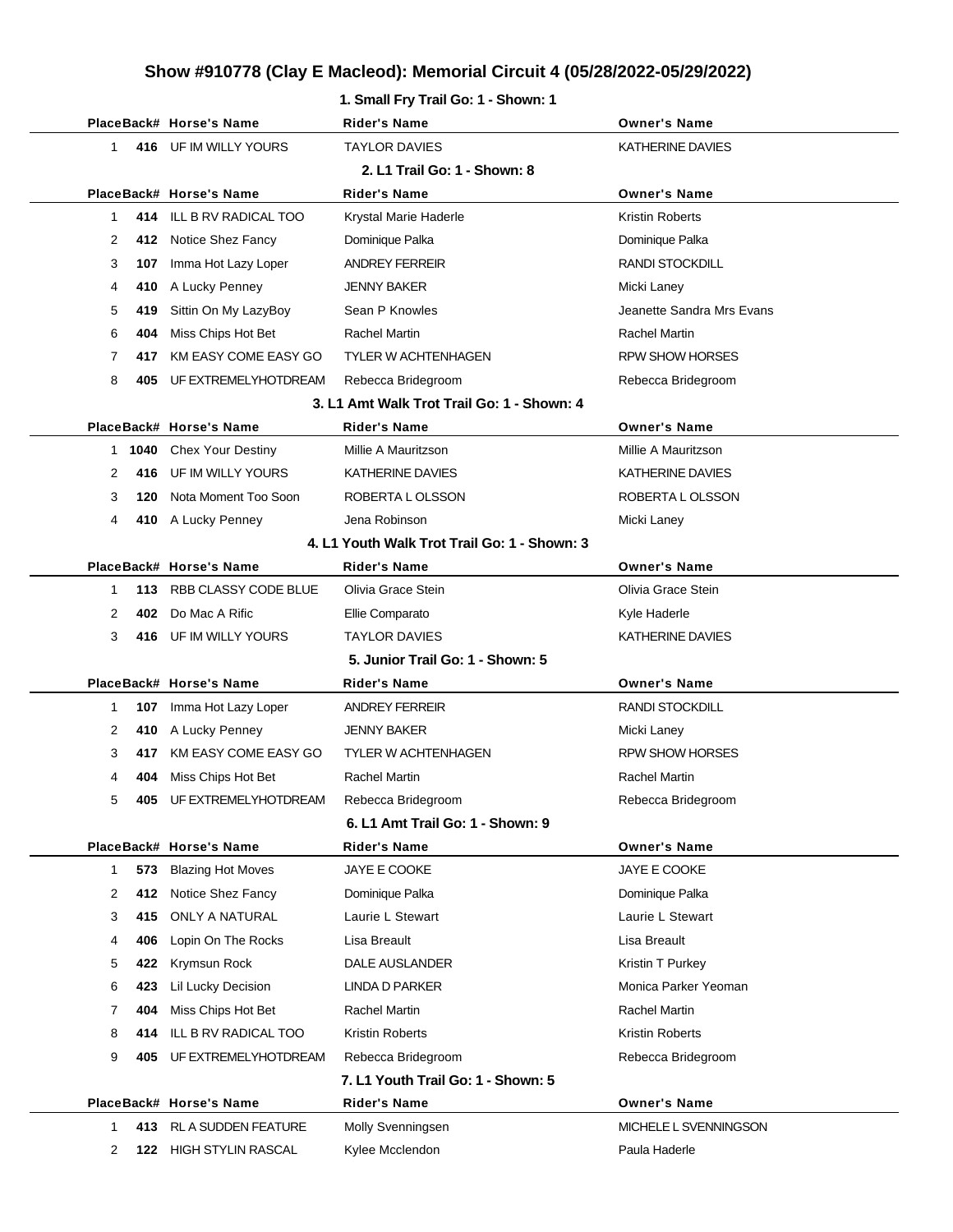# Show #910778 (Clay E Macleod): Memorial Circuit 4 (05/28/2022-05/29/2022)

### 1. Small Fry Trail Go: 1 - Shown: 1

| Place | Back# | Horse's Name | Rider's Name | Owner's Name |
|---|---|---|---|---|
| 1 | 416 | UF IM WILLY YOURS | TAYLOR DAVIES | KATHERINE DAVIES |

### 2. L1 Trail Go: 1 - Shown: 8

| Place | Back# | Horse's Name | Rider's Name | Owner's Name |
|---|---|---|---|---|
| 1 | 414 | ILL B RV RADICAL TOO | Krystal Marie Haderle | Kristin Roberts |
| 2 | 412 | Notice Shez Fancy | Dominique Palka | Dominique Palka |
| 3 | 107 | Imma Hot Lazy Loper | ANDREY FERREIR | RANDI STOCKDILL |
| 4 | 410 | A Lucky Penney | JENNY BAKER | Micki Laney |
| 5 | 419 | Sittin On My LazyBoy | Sean P Knowles | Jeanette Sandra Mrs Evans |
| 6 | 404 | Miss Chips Hot Bet | Rachel Martin | Rachel Martin |
| 7 | 417 | KM EASY COME EASY GO | TYLER W ACHTENHAGEN | RPW SHOW HORSES |
| 8 | 405 | UF EXTREMELYHOTDREAM | Rebecca Bridegroom | Rebecca Bridegroom |

### 3. L1 Amt Walk Trot Trail Go: 1 - Shown: 4

| Place | Back# | Horse's Name | Rider's Name | Owner's Name |
|---|---|---|---|---|
| 1 | 1040 | Chex Your Destiny | Millie A Mauritzson | Millie A Mauritzson |
| 2 | 416 | UF IM WILLY YOURS | KATHERINE DAVIES | KATHERINE DAVIES |
| 3 | 120 | Nota Moment Too Soon | ROBERTA L OLSSON | ROBERTA L OLSSON |
| 4 | 410 | A Lucky Penney | Jena Robinson | Micki Laney |

### 4. L1 Youth Walk Trot Trail Go: 1 - Shown: 3

| Place | Back# | Horse's Name | Rider's Name | Owner's Name |
|---|---|---|---|---|
| 1 | 113 | RBB CLASSY CODE BLUE | Olivia Grace Stein | Olivia Grace Stein |
| 2 | 402 | Do Mac A Rific | Ellie Comparato | Kyle Haderle |
| 3 | 416 | UF IM WILLY YOURS | TAYLOR DAVIES | KATHERINE DAVIES |

### 5. Junior Trail Go: 1 - Shown: 5

| Place | Back# | Horse's Name | Rider's Name | Owner's Name |
|---|---|---|---|---|
| 1 | 107 | Imma Hot Lazy Loper | ANDREY FERREIR | RANDI STOCKDILL |
| 2 | 410 | A Lucky Penney | JENNY BAKER | Micki Laney |
| 3 | 417 | KM EASY COME EASY GO | TYLER W ACHTENHAGEN | RPW SHOW HORSES |
| 4 | 404 | Miss Chips Hot Bet | Rachel Martin | Rachel Martin |
| 5 | 405 | UF EXTREMELYHOTDREAM | Rebecca Bridegroom | Rebecca Bridegroom |

### 6. L1 Amt Trail Go: 1 - Shown: 9

| Place | Back# | Horse's Name | Rider's Name | Owner's Name |
|---|---|---|---|---|
| 1 | 573 | Blazing Hot Moves | JAYE E COOKE | JAYE E COOKE |
| 2 | 412 | Notice Shez Fancy | Dominique Palka | Dominique Palka |
| 3 | 415 | ONLY A NATURAL | Laurie L Stewart | Laurie L Stewart |
| 4 | 406 | Lopin On The Rocks | Lisa Breault | Lisa Breault |
| 5 | 422 | Krymsun Rock | DALE AUSLANDER | Kristin T Purkey |
| 6 | 423 | Lil Lucky Decision | LINDA D PARKER | Monica Parker Yeoman |
| 7 | 404 | Miss Chips Hot Bet | Rachel Martin | Rachel Martin |
| 8 | 414 | ILL B RV RADICAL TOO | Kristin Roberts | Kristin Roberts |
| 9 | 405 | UF EXTREMELYHOTDREAM | Rebecca Bridegroom | Rebecca Bridegroom |

### 7. L1 Youth Trail Go: 1 - Shown: 5

| Place | Back# | Horse's Name | Rider's Name | Owner's Name |
|---|---|---|---|---|
| 1 | 413 | RL A SUDDEN FEATURE | Molly Svenningsen | MICHELE L SVENNINGSON |
| 2 | 122 | HIGH STYLIN RASCAL | Kylee Mcclendon | Paula Haderle |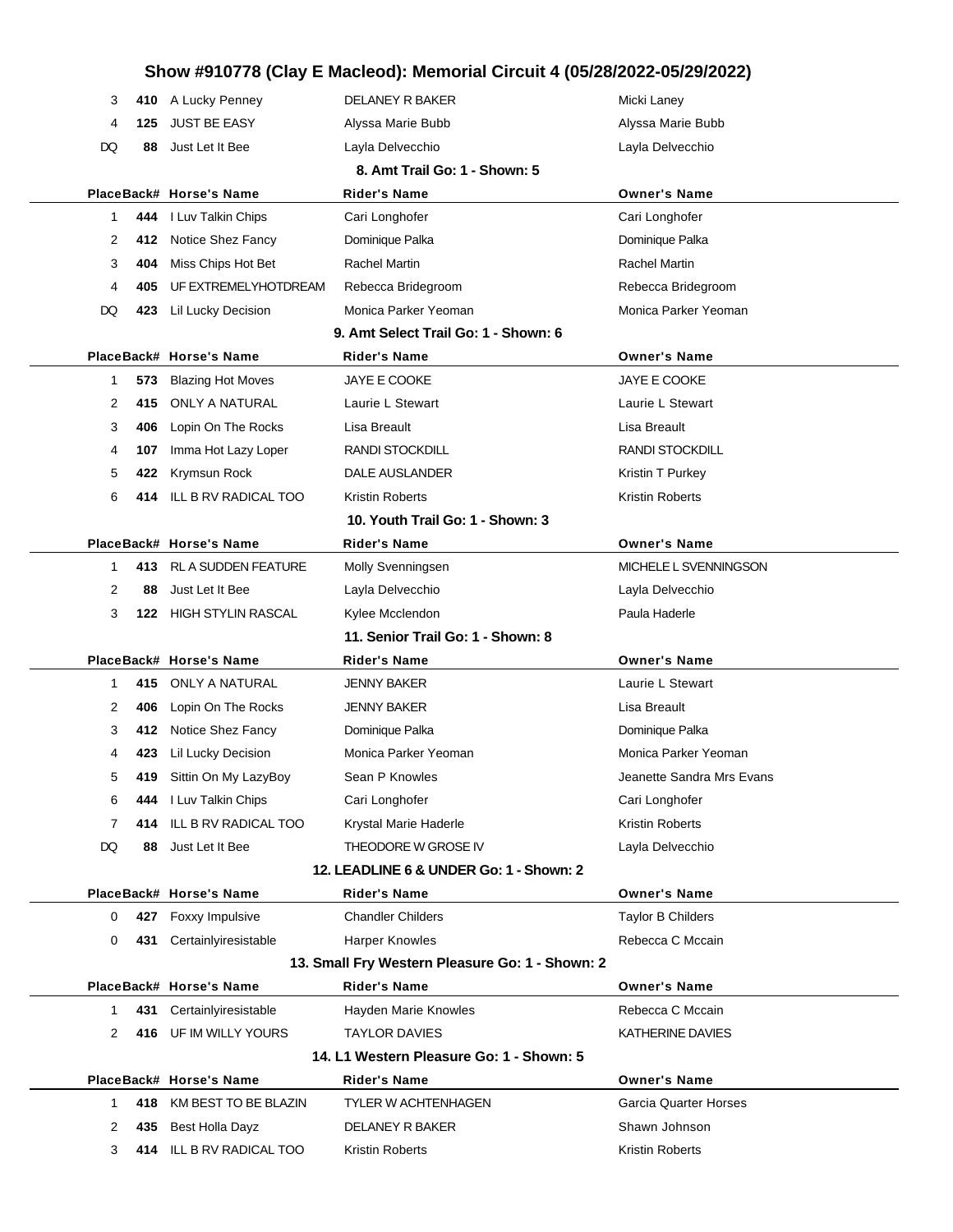| Place | Back# | Horse's Name | Rider's Name | Owner's Name |
|---|---|---|---|---|
| 3 | **410** | A Lucky Penney | DELANEY R BAKER | Micki Laney |
| 4 | **125** | JUST BE EASY | Alyssa Marie Bubb | Alyssa Marie Bubb |
| DQ | **88** | Just Let It Bee | Layla Delvecchio | Layla Delvecchio |

### 8. Amt Trail Go: 1 - Shown: 5

| Place | Back# | Horse's Name | Rider's Name | Owner's Name |
|---|---|---|---|---|
| 1 | **444** | I Luv Talkin Chips | Cari Longhofer | Cari Longhofer |
| 2 | **412** | Notice Shez Fancy | Dominique Palka | Dominique Palka |
| 3 | **404** | Miss Chips Hot Bet | Rachel Martin | Rachel Martin |
| 4 | **405** | UF EXTREMELYHOTDREAM | Rebecca Bridegroom | Rebecca Bridegroom |
| DQ | **423** | Lil Lucky Decision | Monica Parker Yeoman | Monica Parker Yeoman |

### 9. Amt Select Trail Go: 1 - Shown: 6

| Place | Back# | Horse's Name | Rider's Name | Owner's Name |
|---|---|---|---|---|
| 1 | **573** | Blazing Hot Moves | JAYE E COOKE | JAYE E COOKE |
| 2 | **415** | ONLY A NATURAL | Laurie L Stewart | Laurie L Stewart |
| 3 | **406** | Lopin On The Rocks | Lisa Breault | Lisa Breault |
| 4 | **107** | Imma Hot Lazy Loper | RANDI STOCKDILL | RANDI STOCKDILL |
| 5 | **422** | Krymsun Rock | DALE AUSLANDER | Kristin T Purkey |
| 6 | **414** | ILL B RV RADICAL TOO | Kristin Roberts | Kristin Roberts |

### 10. Youth Trail Go: 1 - Shown: 3

| Place | Back# | Horse's Name | Rider's Name | Owner's Name |
|---|---|---|---|---|
| 1 | **413** | RL A SUDDEN FEATURE | Molly Svenningsen | MICHELE L SVENNINGSON |
| 2 | **88** | Just Let It Bee | Layla Delvecchio | Layla Delvecchio |
| 3 | **122** | HIGH STYLIN RASCAL | Kylee Mcclendon | Paula Haderle |

### 11. Senior Trail Go: 1 - Shown: 8

| Place | Back# | Horse's Name | Rider's Name | Owner's Name |
|---|---|---|---|---|
| 1 | **415** | ONLY A NATURAL | JENNY BAKER | Laurie L Stewart |
| 2 | **406** | Lopin On The Rocks | JENNY BAKER | Lisa Breault |
| 3 | **412** | Notice Shez Fancy | Dominique Palka | Dominique Palka |
| 4 | **423** | Lil Lucky Decision | Monica Parker Yeoman | Monica Parker Yeoman |
| 5 | **419** | Sittin On My LazyBoy | Sean P Knowles | Jeanette Sandra Mrs Evans |
| 6 | **444** | I Luv Talkin Chips | Cari Longhofer | Cari Longhofer |
| 7 | **414** | ILL B RV RADICAL TOO | Krystal Marie Haderle | Kristin Roberts |
| DQ | **88** | Just Let It Bee | THEODORE W GROSE IV | Layla Delvecchio |

### 12. LEADLINE 6 & UNDER Go: 1 - Shown: 2

| Place | Back# | Horse's Name | Rider's Name | Owner's Name |
|---|---|---|---|---|
| 0 | **427** | Foxxy Impulsive | Chandler Childers | Taylor B Childers |
| 0 | **431** | Certainlyiresistable | Harper Knowles | Rebecca C Mccain |

### 13. Small Fry Western Pleasure Go: 1 - Shown: 2

| Place | Back# | Horse's Name | Rider's Name | Owner's Name |
|---|---|---|---|---|
| 1 | **431** | Certainlyiresistable | Hayden Marie Knowles | Rebecca C Mccain |
| 2 | **416** | UF IM WILLY YOURS | TAYLOR DAVIES | KATHERINE DAVIES |

### 14. L1 Western Pleasure Go: 1 - Shown: 5

| Place | Back# | Horse's Name | Rider's Name | Owner's Name |
|---|---|---|---|---|
| 1 | **418** | KM BEST TO BE BLAZIN | TYLER W ACHTENHAGEN | Garcia Quarter Horses |
| 2 | **435** | Best Holla Dayz | DELANEY R BAKER | Shawn Johnson |
| 3 | **414** | ILL B RV RADICAL TOO | Kristin Roberts | Kristin Roberts |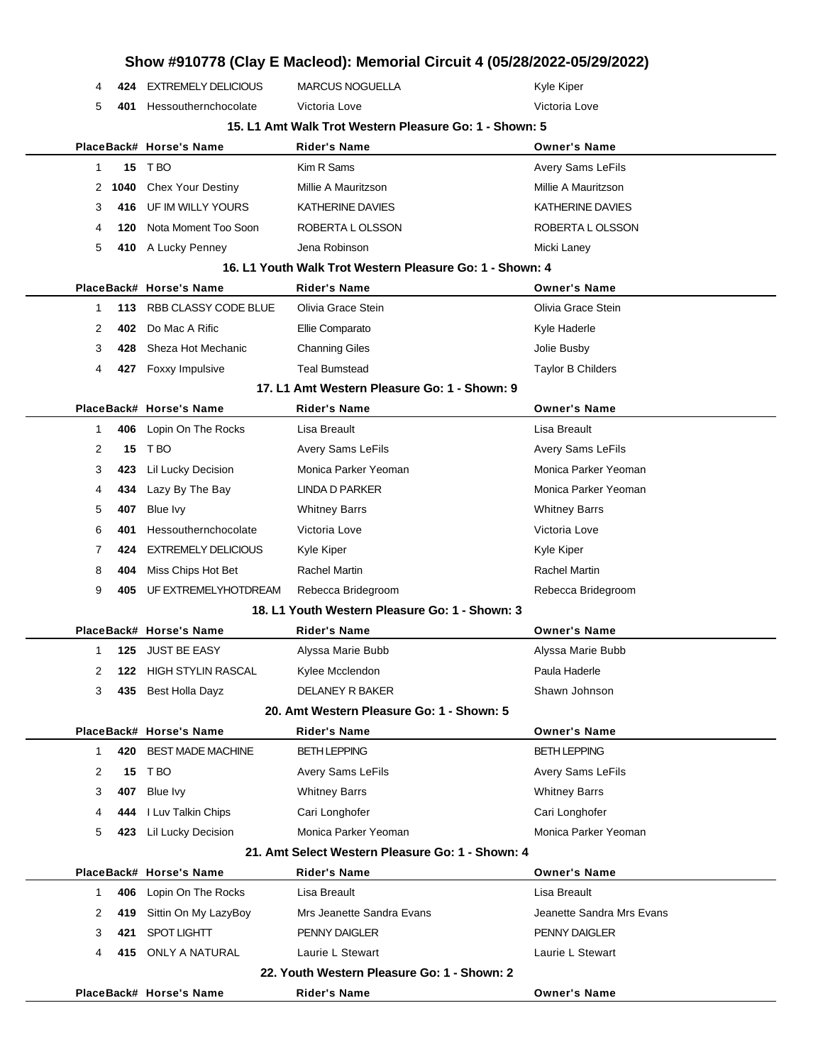# Show #910778 (Clay E Macleod): Memorial Circuit 4 (05/28/2022-05/29/2022)

| Place | Back# | Horse's Name | Rider's Name | Owner's Name |
|---|---|---|---|---|
| 4 | 424 | EXTREMELY DELICIOUS | MARCUS NOGUELLA | Kyle Kiper |
| 5 | 401 | Hessouthernchocolate | Victoria Love | Victoria Love |

### 15. L1 Amt Walk Trot Western Pleasure Go: 1 - Shown: 5

| Place | Back# | Horse's Name | Rider's Name | Owner's Name |
|---|---|---|---|---|
| 1 | 15 | T BO | Kim R Sams | Avery Sams LeFils |
| 2 | 1040 | Chex Your Destiny | Millie A Mauritzson | Millie A Mauritzson |
| 3 | 416 | UF IM WILLY YOURS | KATHERINE DAVIES | KATHERINE DAVIES |
| 4 | 120 | Nota Moment Too Soon | ROBERTA L OLSSON | ROBERTA L OLSSON |
| 5 | 410 | A Lucky Penney | Jena Robinson | Micki Laney |

### 16. L1 Youth Walk Trot Western Pleasure Go: 1 - Shown: 4

| Place | Back# | Horse's Name | Rider's Name | Owner's Name |
|---|---|---|---|---|
| 1 | 113 | RBB CLASSY CODE BLUE | Olivia Grace Stein | Olivia Grace Stein |
| 2 | 402 | Do Mac A Rific | Ellie Comparato | Kyle Haderle |
| 3 | 428 | Sheza Hot Mechanic | Channing Giles | Jolie Busby |
| 4 | 427 | Foxxy Impulsive | Teal Bumstead | Taylor B Childers |

### 17. L1 Amt Western Pleasure Go: 1 - Shown: 9

| Place | Back# | Horse's Name | Rider's Name | Owner's Name |
|---|---|---|---|---|
| 1 | 406 | Lopin On The Rocks | Lisa Breault | Lisa Breault |
| 2 | 15 | T BO | Avery Sams LeFils | Avery Sams LeFils |
| 3 | 423 | Lil Lucky Decision | Monica Parker Yeoman | Monica Parker Yeoman |
| 4 | 434 | Lazy By The Bay | LINDA D PARKER | Monica Parker Yeoman |
| 5 | 407 | Blue Ivy | Whitney Barrs | Whitney Barrs |
| 6 | 401 | Hessouthernchocolate | Victoria Love | Victoria Love |
| 7 | 424 | EXTREMELY DELICIOUS | Kyle Kiper | Kyle Kiper |
| 8 | 404 | Miss Chips Hot Bet | Rachel Martin | Rachel Martin |
| 9 | 405 | UF EXTREMELYHOTDREAM | Rebecca Bridegroom | Rebecca Bridegroom |

### 18. L1 Youth Western Pleasure Go: 1 - Shown: 3

| Place | Back# | Horse's Name | Rider's Name | Owner's Name |
|---|---|---|---|---|
| 1 | 125 | JUST BE EASY | Alyssa Marie Bubb | Alyssa Marie Bubb |
| 2 | 122 | HIGH STYLIN RASCAL | Kylee Mcclendon | Paula Haderle |
| 3 | 435 | Best Holla Dayz | DELANEY R BAKER | Shawn Johnson |

### 20. Amt Western Pleasure Go: 1 - Shown: 5

| Place | Back# | Horse's Name | Rider's Name | Owner's Name |
|---|---|---|---|---|
| 1 | 420 | BEST MADE MACHINE | BETH LEPPING | BETH LEPPING |
| 2 | 15 | T BO | Avery Sams LeFils | Avery Sams LeFils |
| 3 | 407 | Blue Ivy | Whitney Barrs | Whitney Barrs |
| 4 | 444 | I Luv Talkin Chips | Cari Longhofer | Cari Longhofer |
| 5 | 423 | Lil Lucky Decision | Monica Parker Yeoman | Monica Parker Yeoman |

### 21. Amt Select Western Pleasure Go: 1 - Shown: 4

| Place | Back# | Horse's Name | Rider's Name | Owner's Name |
|---|---|---|---|---|
| 1 | 406 | Lopin On The Rocks | Lisa Breault | Lisa Breault |
| 2 | 419 | Sittin On My LazyBoy | Mrs Jeanette Sandra Evans | Jeanette Sandra Mrs Evans |
| 3 | 421 | SPOT LIGHTT | PENNY DAIGLER | PENNY DAIGLER |
| 4 | 415 | ONLY A NATURAL | Laurie L Stewart | Laurie L Stewart |

### 22. Youth Western Pleasure Go: 1 - Shown: 2

| Place | Back# | Horse's Name | Rider's Name | Owner's Name |
|---|---|---|---|---|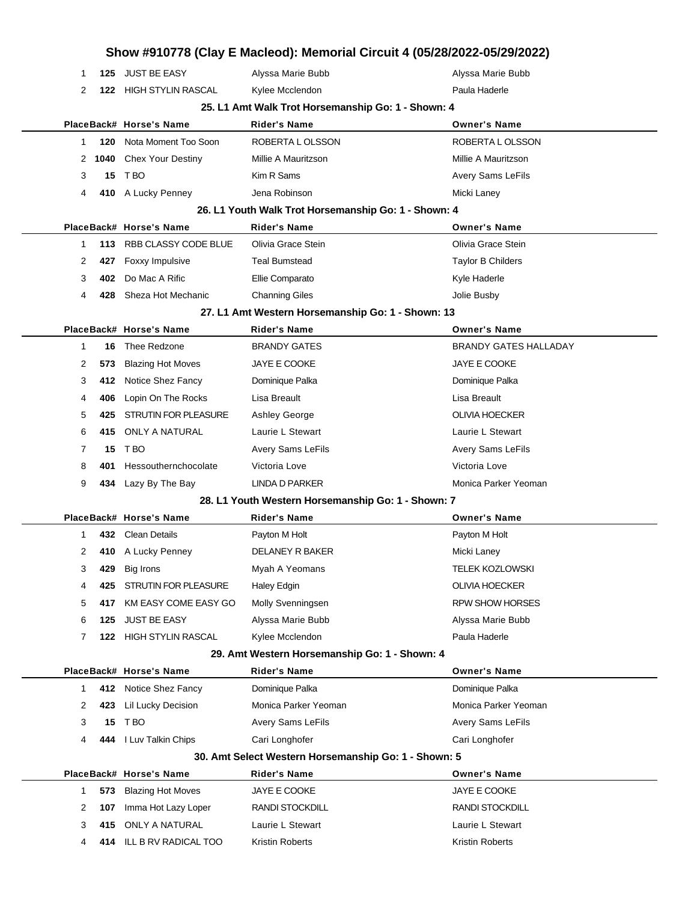# Show #910778 (Clay E Macleod): Memorial Circuit 4 (05/28/2022-05/29/2022)

| | | | | |
|---|---|---|---|---|
| 1 | 125 | JUST BE EASY | Alyssa Marie Bubb | Alyssa Marie Bubb |
| 2 | 122 | HIGH STYLIN RASCAL | Kylee Mcclendon | Paula Haderle |

### 25. L1 Amt Walk Trot Horsemanship Go: 1 - Shown: 4

| Place | Back# | Horse's Name | Rider's Name | Owner's Name |
|---|---|---|---|---|
| 1 | 120 | Nota Moment Too Soon | ROBERTA L OLSSON | ROBERTA L OLSSON |
| 2 | 1040 | Chex Your Destiny | Millie A Mauritzson | Millie A Mauritzson |
| 3 | 15 | T BO | Kim R Sams | Avery Sams LeFils |
| 4 | 410 | A Lucky Penney | Jena Robinson | Micki Laney |

### 26. L1 Youth Walk Trot Horsemanship Go: 1 - Shown: 4

| Place | Back# | Horse's Name | Rider's Name | Owner's Name |
|---|---|---|---|---|
| 1 | 113 | RBB CLASSY CODE BLUE | Olivia Grace Stein | Olivia Grace Stein |
| 2 | 427 | Foxxy Impulsive | Teal Bumstead | Taylor B Childers |
| 3 | 402 | Do Mac A Rific | Ellie Comparato | Kyle Haderle |
| 4 | 428 | Sheza Hot Mechanic | Channing Giles | Jolie Busby |

### 27. L1 Amt Western Horsemanship Go: 1 - Shown: 13

| Place | Back# | Horse's Name | Rider's Name | Owner's Name |
|---|---|---|---|---|
| 1 | 16 | Thee Redzone | BRANDY GATES | BRANDY GATES HALLADAY |
| 2 | 573 | Blazing Hot Moves | JAYE E COOKE | JAYE E COOKE |
| 3 | 412 | Notice Shez Fancy | Dominique Palka | Dominique Palka |
| 4 | 406 | Lopin On The Rocks | Lisa Breault | Lisa Breault |
| 5 | 425 | STRUTIN FOR PLEASURE | Ashley George | OLIVIA HOECKER |
| 6 | 415 | ONLY A NATURAL | Laurie L Stewart | Laurie L Stewart |
| 7 | 15 | T BO | Avery Sams LeFils | Avery Sams LeFils |
| 8 | 401 | Hessouthernchocolate | Victoria Love | Victoria Love |
| 9 | 434 | Lazy By The Bay | LINDA D PARKER | Monica Parker Yeoman |

### 28. L1 Youth Western Horsemanship Go: 1 - Shown: 7

| Place | Back# | Horse's Name | Rider's Name | Owner's Name |
|---|---|---|---|---|
| 1 | 432 | Clean Details | Payton M Holt | Payton M Holt |
| 2 | 410 | A Lucky Penney | DELANEY R BAKER | Micki Laney |
| 3 | 429 | Big Irons | Myah A Yeomans | TELEK KOZLOWSKI |
| 4 | 425 | STRUTIN FOR PLEASURE | Haley Edgin | OLIVIA HOECKER |
| 5 | 417 | KM EASY COME EASY GO | Molly Svenningsen | RPW SHOW HORSES |
| 6 | 125 | JUST BE EASY | Alyssa Marie Bubb | Alyssa Marie Bubb |
| 7 | 122 | HIGH STYLIN RASCAL | Kylee Mcclendon | Paula Haderle |

### 29. Amt Western Horsemanship Go: 1 - Shown: 4

| Place | Back# | Horse's Name | Rider's Name | Owner's Name |
|---|---|---|---|---|
| 1 | 412 | Notice Shez Fancy | Dominique Palka | Dominique Palka |
| 2 | 423 | Lil Lucky Decision | Monica Parker Yeoman | Monica Parker Yeoman |
| 3 | 15 | T BO | Avery Sams LeFils | Avery Sams LeFils |
| 4 | 444 | I Luv Talkin Chips | Cari Longhofer | Cari Longhofer |

### 30. Amt Select Western Horsemanship Go: 1 - Shown: 5

| Place | Back# | Horse's Name | Rider's Name | Owner's Name |
|---|---|---|---|---|
| 1 | 573 | Blazing Hot Moves | JAYE E COOKE | JAYE E COOKE |
| 2 | 107 | Imma Hot Lazy Loper | RANDI STOCKDILL | RANDI STOCKDILL |
| 3 | 415 | ONLY A NATURAL | Laurie L Stewart | Laurie L Stewart |
| 4 | 414 | ILL B RV RADICAL TOO | Kristin Roberts | Kristin Roberts |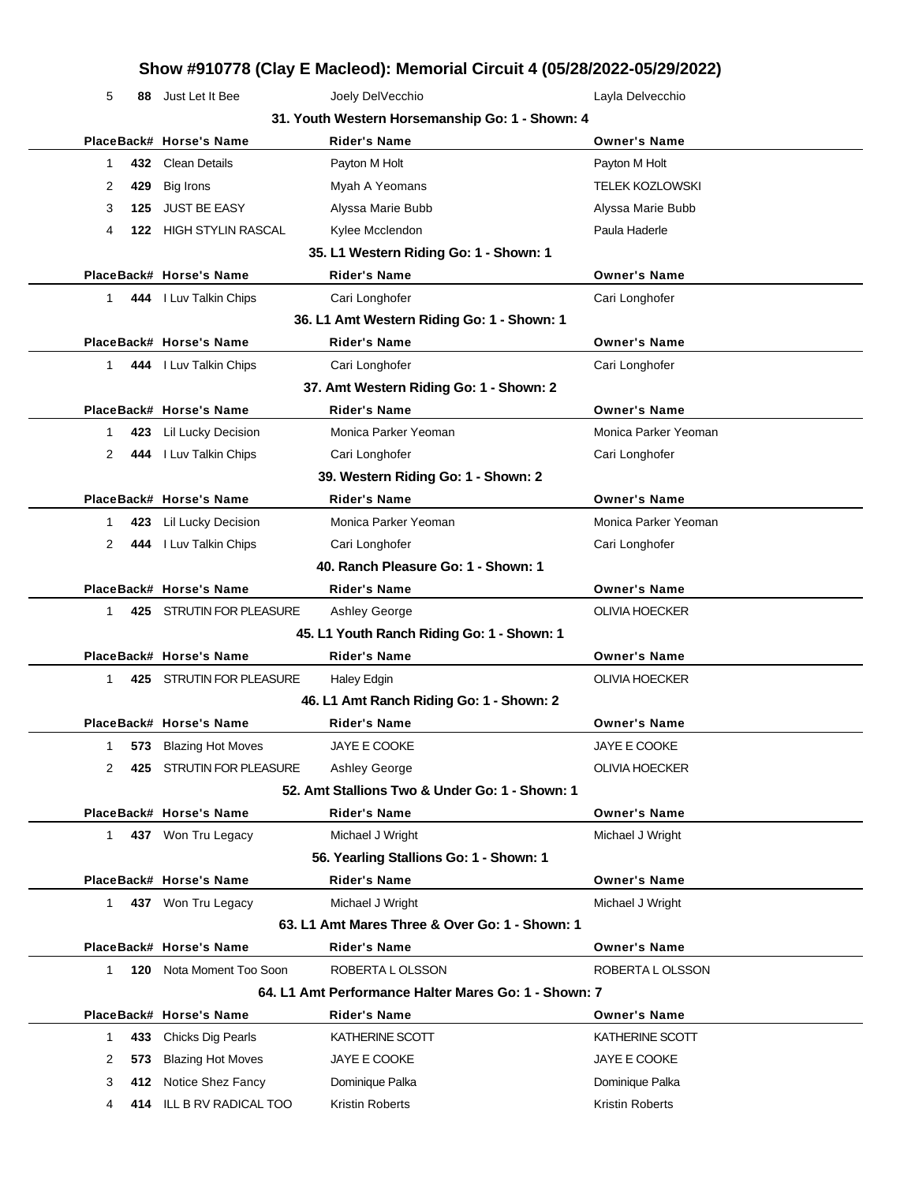# Show #910778 (Clay E Macleod): Memorial Circuit 4 (05/28/2022-05/29/2022)

| | | | | |
|---|---|---|---|---|
| 5 | 88 | Just Let It Bee | Joely DelVecchio | Layla Delvecchio |

### 31. Youth Western Horsemanship Go: 1 - Shown: 4

| Place | Back# | Horse's Name | Rider's Name | Owner's Name |
|---|---|---|---|---|
| 1 | 432 | Clean Details | Payton M Holt | Payton M Holt |
| 2 | 429 | Big Irons | Myah A Yeomans | TELEK KOZLOWSKI |
| 3 | 125 | JUST BE EASY | Alyssa Marie Bubb | Alyssa Marie Bubb |
| 4 | 122 | HIGH STYLIN RASCAL | Kylee Mcclendon | Paula Haderle |

### 35. L1 Western Riding Go: 1 - Shown: 1

| Place | Back# | Horse's Name | Rider's Name | Owner's Name |
|---|---|---|---|---|
| 1 | 444 | I Luv Talkin Chips | Cari Longhofer | Cari Longhofer |

### 36. L1 Amt Western Riding Go: 1 - Shown: 1

| Place | Back# | Horse's Name | Rider's Name | Owner's Name |
|---|---|---|---|---|
| 1 | 444 | I Luv Talkin Chips | Cari Longhofer | Cari Longhofer |

### 37. Amt Western Riding Go: 1 - Shown: 2

| Place | Back# | Horse's Name | Rider's Name | Owner's Name |
|---|---|---|---|---|
| 1 | 423 | Lil Lucky Decision | Monica Parker Yeoman | Monica Parker Yeoman |
| 2 | 444 | I Luv Talkin Chips | Cari Longhofer | Cari Longhofer |

### 39. Western Riding Go: 1 - Shown: 2

| Place | Back# | Horse's Name | Rider's Name | Owner's Name |
|---|---|---|---|---|
| 1 | 423 | Lil Lucky Decision | Monica Parker Yeoman | Monica Parker Yeoman |
| 2 | 444 | I Luv Talkin Chips | Cari Longhofer | Cari Longhofer |

### 40. Ranch Pleasure Go: 1 - Shown: 1

| Place | Back# | Horse's Name | Rider's Name | Owner's Name |
|---|---|---|---|---|
| 1 | 425 | STRUTIN FOR PLEASURE | Ashley George | OLIVIA HOECKER |

### 45. L1 Youth Ranch Riding Go: 1 - Shown: 1

| Place | Back# | Horse's Name | Rider's Name | Owner's Name |
|---|---|---|---|---|
| 1 | 425 | STRUTIN FOR PLEASURE | Haley Edgin | OLIVIA HOECKER |

### 46. L1 Amt Ranch Riding Go: 1 - Shown: 2

| Place | Back# | Horse's Name | Rider's Name | Owner's Name |
|---|---|---|---|---|
| 1 | 573 | Blazing Hot Moves | JAYE E COOKE | JAYE E COOKE |
| 2 | 425 | STRUTIN FOR PLEASURE | Ashley George | OLIVIA HOECKER |

### 52. Amt Stallions Two & Under Go: 1 - Shown: 1

| Place | Back# | Horse's Name | Rider's Name | Owner's Name |
|---|---|---|---|---|
| 1 | 437 | Won Tru Legacy | Michael J Wright | Michael J Wright |

### 56. Yearling Stallions Go: 1 - Shown: 1

| Place | Back# | Horse's Name | Rider's Name | Owner's Name |
|---|---|---|---|---|
| 1 | 437 | Won Tru Legacy | Michael J Wright | Michael J Wright |

### 63. L1 Amt Mares Three & Over Go: 1 - Shown: 1

| Place | Back# | Horse's Name | Rider's Name | Owner's Name |
|---|---|---|---|---|
| 1 | 120 | Nota Moment Too Soon | ROBERTA L OLSSON | ROBERTA L OLSSON |

### 64. L1 Amt Performance Halter Mares Go: 1 - Shown: 7

| Place | Back# | Horse's Name | Rider's Name | Owner's Name |
|---|---|---|---|---|
| 1 | 433 | Chicks Dig Pearls | KATHERINE SCOTT | KATHERINE SCOTT |
| 2 | 573 | Blazing Hot Moves | JAYE E COOKE | JAYE E COOKE |
| 3 | 412 | Notice Shez Fancy | Dominique Palka | Dominique Palka |
| 4 | 414 | ILL B RV RADICAL TOO | Kristin Roberts | Kristin Roberts |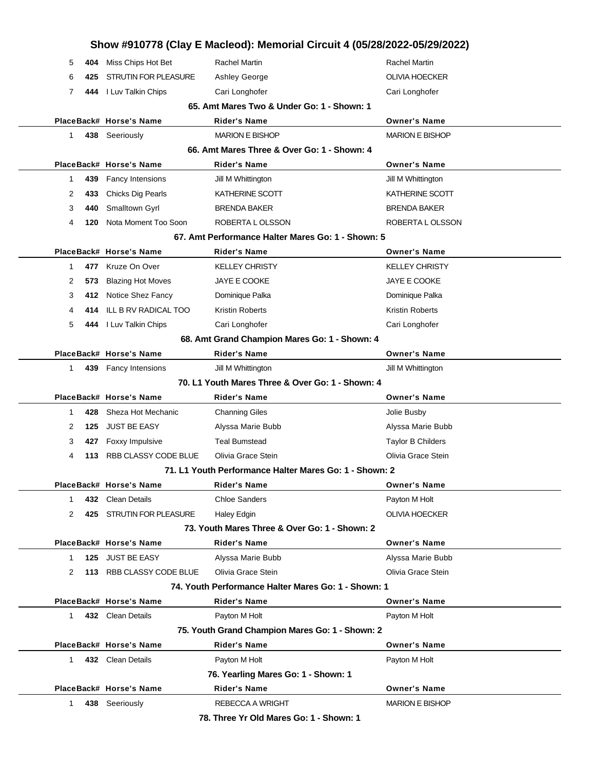| Place | Back# | Horse's Name | Rider's Name | Owner's Name |
|---|---|---|---|---|
| 5 | 404 | Miss Chips Hot Bet | Rachel Martin | Rachel Martin |
| 6 | 425 | STRUTIN FOR PLEASURE | Ashley George | OLIVIA HOECKER |
| 7 | 444 | I Luv Talkin Chips | Cari Longhofer | Cari Longhofer |

### 65. Amt Mares Two & Under Go: 1 - Shown: 1

| Place | Back# | Horse's Name | Rider's Name | Owner's Name |
|---|---|---|---|---|
| 1 | 438 | Seeriously | MARION E BISHOP | MARION E BISHOP |

### 66. Amt Mares Three & Over Go: 1 - Shown: 4

| Place | Back# | Horse's Name | Rider's Name | Owner's Name |
|---|---|---|---|---|
| 1 | 439 | Fancy Intensions | Jill M Whittington | Jill M Whittington |
| 2 | 433 | Chicks Dig Pearls | KATHERINE SCOTT | KATHERINE SCOTT |
| 3 | 440 | Smalltown Gyrl | BRENDA BAKER | BRENDA BAKER |
| 4 | 120 | Nota Moment Too Soon | ROBERTA L OLSSON | ROBERTA L OLSSON |

### 67. Amt Performance Halter Mares Go: 1 - Shown: 5

| Place | Back# | Horse's Name | Rider's Name | Owner's Name |
|---|---|---|---|---|
| 1 | 477 | Kruze On Over | KELLEY CHRISTY | KELLEY CHRISTY |
| 2 | 573 | Blazing Hot Moves | JAYE E COOKE | JAYE E COOKE |
| 3 | 412 | Notice Shez Fancy | Dominique Palka | Dominique Palka |
| 4 | 414 | ILL B RV RADICAL TOO | Kristin Roberts | Kristin Roberts |
| 5 | 444 | I Luv Talkin Chips | Cari Longhofer | Cari Longhofer |

### 68. Amt Grand Champion Mares Go: 1 - Shown: 4

| Place | Back# | Horse's Name | Rider's Name | Owner's Name |
|---|---|---|---|---|
| 1 | 439 | Fancy Intensions | Jill M Whittington | Jill M Whittington |

### 70. L1 Youth Mares Three & Over Go: 1 - Shown: 4

| Place | Back# | Horse's Name | Rider's Name | Owner's Name |
|---|---|---|---|---|
| 1 | 428 | Sheza Hot Mechanic | Channing Giles | Jolie Busby |
| 2 | 125 | JUST BE EASY | Alyssa Marie Bubb | Alyssa Marie Bubb |
| 3 | 427 | Foxxy Impulsive | Teal Bumstead | Taylor B Childers |
| 4 | 113 | RBB CLASSY CODE BLUE | Olivia Grace Stein | Olivia Grace Stein |

### 71. L1 Youth Performance Halter Mares Go: 1 - Shown: 2

| Place | Back# | Horse's Name | Rider's Name | Owner's Name |
|---|---|---|---|---|
| 1 | 432 | Clean Details | Chloe Sanders | Payton M Holt |
| 2 | 425 | STRUTIN FOR PLEASURE | Haley Edgin | OLIVIA HOECKER |

### 73. Youth Mares Three & Over Go: 1 - Shown: 2

| Place | Back# | Horse's Name | Rider's Name | Owner's Name |
|---|---|---|---|---|
| 1 | 125 | JUST BE EASY | Alyssa Marie Bubb | Alyssa Marie Bubb |
| 2 | 113 | RBB CLASSY CODE BLUE | Olivia Grace Stein | Olivia Grace Stein |

### 74. Youth Performance Halter Mares Go: 1 - Shown: 1

| Place | Back# | Horse's Name | Rider's Name | Owner's Name |
|---|---|---|---|---|
| 1 | 432 | Clean Details | Payton M Holt | Payton M Holt |

### 75. Youth Grand Champion Mares Go: 1 - Shown: 2

| Place | Back# | Horse's Name | Rider's Name | Owner's Name |
|---|---|---|---|---|
| 1 | 432 | Clean Details | Payton M Holt | Payton M Holt |

### 76. Yearling Mares Go: 1 - Shown: 1

| Place | Back# | Horse's Name | Rider's Name | Owner's Name |
|---|---|---|---|---|
| 1 | 438 | Seeriously | REBECCA A WRIGHT | MARION E BISHOP |

### 78. Three Yr Old Mares Go: 1 - Shown: 1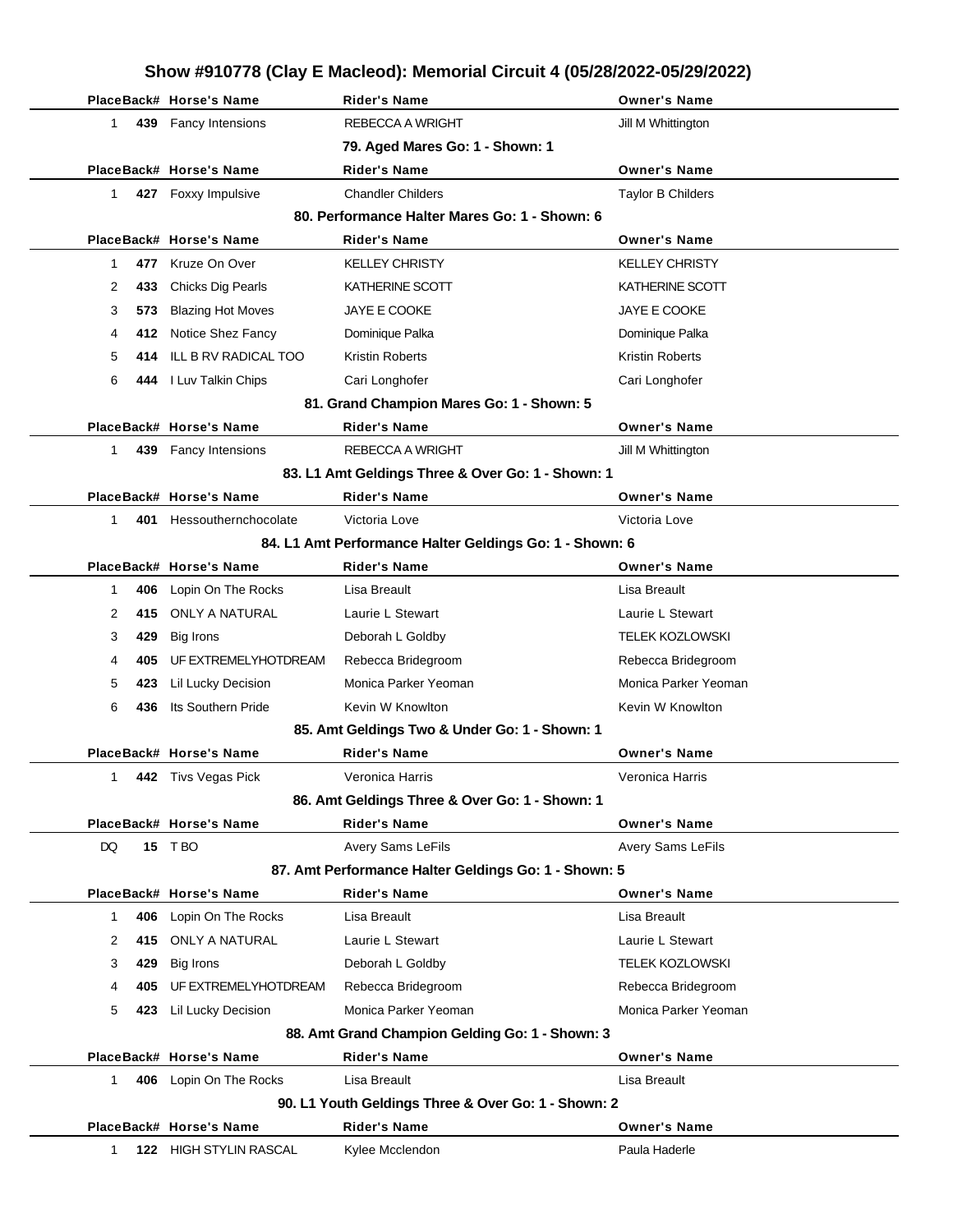# Show #910778 (Clay E Macleod): Memorial Circuit 4 (05/28/2022-05/29/2022)

| Place | Back# | Horse's Name | Rider's Name | Owner's Name |
|---|---|---|---|---|
| 1 | 439 | Fancy Intensions | REBECCA A WRIGHT | Jill M Whittington |

### 79. Aged Mares Go: 1 - Shown: 1

| Place | Back# | Horse's Name | Rider's Name | Owner's Name |
|---|---|---|---|---|
| 1 | 427 | Foxxy Impulsive | Chandler Childers | Taylor B Childers |

### 80. Performance Halter Mares Go: 1 - Shown: 6

| Place | Back# | Horse's Name | Rider's Name | Owner's Name |
|---|---|---|---|---|
| 1 | 477 | Kruze On Over | KELLEY CHRISTY | KELLEY CHRISTY |
| 2 | 433 | Chicks Dig Pearls | KATHERINE SCOTT | KATHERINE SCOTT |
| 3 | 573 | Blazing Hot Moves | JAYE E COOKE | JAYE E COOKE |
| 4 | 412 | Notice Shez Fancy | Dominique Palka | Dominique Palka |
| 5 | 414 | ILL B RV RADICAL TOO | Kristin Roberts | Kristin Roberts |
| 6 | 444 | I Luv Talkin Chips | Cari Longhofer | Cari Longhofer |

### 81. Grand Champion Mares Go: 1 - Shown: 5

| Place | Back# | Horse's Name | Rider's Name | Owner's Name |
|---|---|---|---|---|
| 1 | 439 | Fancy Intensions | REBECCA A WRIGHT | Jill M Whittington |

### 83. L1 Amt Geldings Three & Over Go: 1 - Shown: 1

| Place | Back# | Horse's Name | Rider's Name | Owner's Name |
|---|---|---|---|---|
| 1 | 401 | Hessouthernchocolate | Victoria Love | Victoria Love |

### 84. L1 Amt Performance Halter Geldings Go: 1 - Shown: 6

| Place | Back# | Horse's Name | Rider's Name | Owner's Name |
|---|---|---|---|---|
| 1 | 406 | Lopin On The Rocks | Lisa Breault | Lisa Breault |
| 2 | 415 | ONLY A NATURAL | Laurie L Stewart | Laurie L Stewart |
| 3 | 429 | Big Irons | Deborah L Goldby | TELEK KOZLOWSKI |
| 4 | 405 | UF EXTREMELYHOTDREAM | Rebecca Bridegroom | Rebecca Bridegroom |
| 5 | 423 | Lil Lucky Decision | Monica Parker Yeoman | Monica Parker Yeoman |
| 6 | 436 | Its Southern Pride | Kevin W Knowlton | Kevin W Knowlton |

### 85. Amt Geldings Two & Under Go: 1 - Shown: 1

| Place | Back# | Horse's Name | Rider's Name | Owner's Name |
|---|---|---|---|---|
| 1 | 442 | Tivs Vegas Pick | Veronica Harris | Veronica Harris |

### 86. Amt Geldings Three & Over Go: 1 - Shown: 1

| Place | Back# | Horse's Name | Rider's Name | Owner's Name |
|---|---|---|---|---|
| DQ | 15 | T BO | Avery Sams LeFils | Avery Sams LeFils |

### 87. Amt Performance Halter Geldings Go: 1 - Shown: 5

| Place | Back# | Horse's Name | Rider's Name | Owner's Name |
|---|---|---|---|---|
| 1 | 406 | Lopin On The Rocks | Lisa Breault | Lisa Breault |
| 2 | 415 | ONLY A NATURAL | Laurie L Stewart | Laurie L Stewart |
| 3 | 429 | Big Irons | Deborah L Goldby | TELEK KOZLOWSKI |
| 4 | 405 | UF EXTREMELYHOTDREAM | Rebecca Bridegroom | Rebecca Bridegroom |
| 5 | 423 | Lil Lucky Decision | Monica Parker Yeoman | Monica Parker Yeoman |

### 88. Amt Grand Champion Gelding Go: 1 - Shown: 3

| Place | Back# | Horse's Name | Rider's Name | Owner's Name |
|---|---|---|---|---|
| 1 | 406 | Lopin On The Rocks | Lisa Breault | Lisa Breault |

### 90. L1 Youth Geldings Three & Over Go: 1 - Shown: 2

| Place | Back# | Horse's Name | Rider's Name | Owner's Name |
|---|---|---|---|---|
| 1 | 122 | HIGH STYLIN RASCAL | Kylee Mcclendon | Paula Haderle |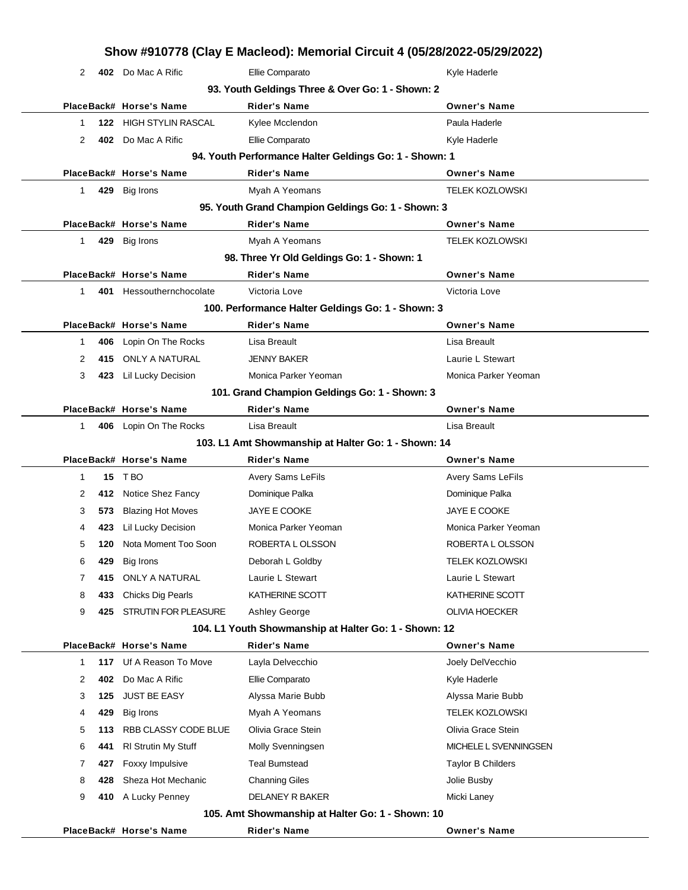| Place | Back# | Horse's Name | Rider's Name | Owner's Name |
|---|---|---|---|---|
| 2 | 402 | Do Mac A Rific | Ellie Comparato | Kyle Haderle |

### 93. Youth Geldings Three & Over Go: 1 - Shown: 2

| Place | Back# | Horse's Name | Rider's Name | Owner's Name |
|---|---|---|---|---|
| 1 | 122 | HIGH STYLIN RASCAL | Kylee Mcclendon | Paula Haderle |
| 2 | 402 | Do Mac A Rific | Ellie Comparato | Kyle Haderle |

### 94. Youth Performance Halter Geldings Go: 1 - Shown: 1

| Place | Back# | Horse's Name | Rider's Name | Owner's Name |
|---|---|---|---|---|
| 1 | 429 | Big Irons | Myah A Yeomans | TELEK KOZLOWSKI |

### 95. Youth Grand Champion Geldings Go: 1 - Shown: 3

| Place | Back# | Horse's Name | Rider's Name | Owner's Name |
|---|---|---|---|---|
| 1 | 429 | Big Irons | Myah A Yeomans | TELEK KOZLOWSKI |

### 98. Three Yr Old Geldings Go: 1 - Shown: 1

| Place | Back# | Horse's Name | Rider's Name | Owner's Name |
|---|---|---|---|---|
| 1 | 401 | Hessouthernchocolate | Victoria Love | Victoria Love |

### 100. Performance Halter Geldings Go: 1 - Shown: 3

| Place | Back# | Horse's Name | Rider's Name | Owner's Name |
|---|---|---|---|---|
| 1 | 406 | Lopin On The Rocks | Lisa Breault | Lisa Breault |
| 2 | 415 | ONLY A NATURAL | JENNY BAKER | Laurie L Stewart |
| 3 | 423 | Lil Lucky Decision | Monica Parker Yeoman | Monica Parker Yeoman |

### 101. Grand Champion Geldings Go: 1 - Shown: 3

| Place | Back# | Horse's Name | Rider's Name | Owner's Name |
|---|---|---|---|---|
| 1 | 406 | Lopin On The Rocks | Lisa Breault | Lisa Breault |

### 103. L1 Amt Showmanship at Halter Go: 1 - Shown: 14

| Place | Back# | Horse's Name | Rider's Name | Owner's Name |
|---|---|---|---|---|
| 1 | 15 | T BO | Avery Sams LeFils | Avery Sams LeFils |
| 2 | 412 | Notice Shez Fancy | Dominique Palka | Dominique Palka |
| 3 | 573 | Blazing Hot Moves | JAYE E COOKE | JAYE E COOKE |
| 4 | 423 | Lil Lucky Decision | Monica Parker Yeoman | Monica Parker Yeoman |
| 5 | 120 | Nota Moment Too Soon | ROBERTA L OLSSON | ROBERTA L OLSSON |
| 6 | 429 | Big Irons | Deborah L Goldby | TELEK KOZLOWSKI |
| 7 | 415 | ONLY A NATURAL | Laurie L Stewart | Laurie L Stewart |
| 8 | 433 | Chicks Dig Pearls | KATHERINE SCOTT | KATHERINE SCOTT |
| 9 | 425 | STRUTIN FOR PLEASURE | Ashley George | OLIVIA HOECKER |

### 104. L1 Youth Showmanship at Halter Go: 1 - Shown: 12

| Place | Back# | Horse's Name | Rider's Name | Owner's Name |
|---|---|---|---|---|
| 1 | 117 | Uf A Reason To Move | Layla Delvecchio | Joely DelVecchio |
| 2 | 402 | Do Mac A Rific | Ellie Comparato | Kyle Haderle |
| 3 | 125 | JUST BE EASY | Alyssa Marie Bubb | Alyssa Marie Bubb |
| 4 | 429 | Big Irons | Myah A Yeomans | TELEK KOZLOWSKI |
| 5 | 113 | RBB CLASSY CODE BLUE | Olivia Grace Stein | Olivia Grace Stein |
| 6 | 441 | Rl Strutin My Stuff | Molly Svenningsen | MICHELE L SVENNINGSEN |
| 7 | 427 | Foxxy Impulsive | Teal Bumstead | Taylor B Childers |
| 8 | 428 | Sheza Hot Mechanic | Channing Giles | Jolie Busby |
| 9 | 410 | A Lucky Penney | DELANEY R BAKER | Micki Laney |

### 105. Amt Showmanship at Halter Go: 1 - Shown: 10

| Place | Back# | Horse's Name | Rider's Name | Owner's Name |
|---|---|---|---|---|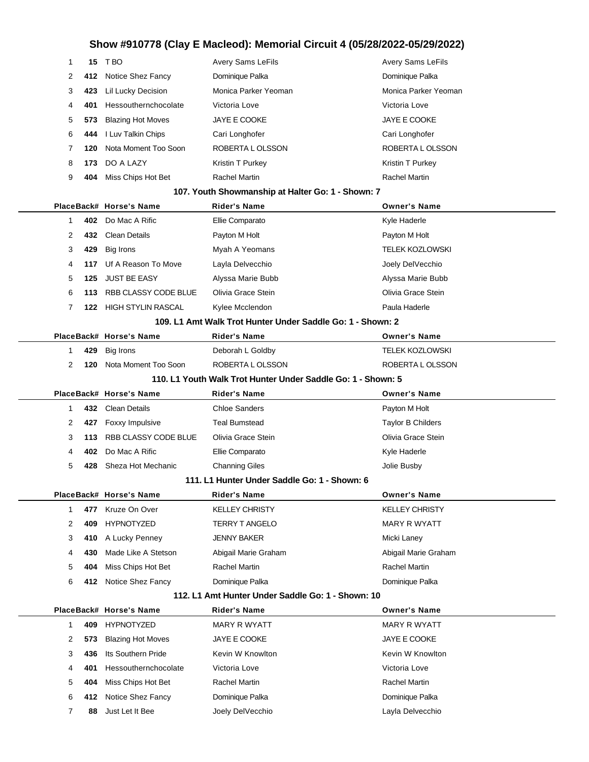# Show #910778 (Clay E Macleod): Memorial Circuit 4 (05/28/2022-05/29/2022)

| | | | | |
|---|---|---|---|---|
| 1 | 15 | T BO | Avery Sams LeFils | Avery Sams LeFils |
| 2 | 412 | Notice Shez Fancy | Dominique Palka | Dominique Palka |
| 3 | 423 | Lil Lucky Decision | Monica Parker Yeoman | Monica Parker Yeoman |
| 4 | 401 | Hessouthernchocolate | Victoria Love | Victoria Love |
| 5 | 573 | Blazing Hot Moves | JAYE E COOKE | JAYE E COOKE |
| 6 | 444 | I Luv Talkin Chips | Cari Longhofer | Cari Longhofer |
| 7 | 120 | Nota Moment Too Soon | ROBERTA L OLSSON | ROBERTA L OLSSON |
| 8 | 173 | DO A LAZY | Kristin T Purkey | Kristin T Purkey |
| 9 | 404 | Miss Chips Hot Bet | Rachel Martin | Rachel Martin |

### 107. Youth Showmanship at Halter Go: 1 - Shown: 7

| Place | Back# | Horse's Name | Rider's Name | Owner's Name |
|---|---|---|---|---|
| 1 | 402 | Do Mac A Rific | Ellie Comparato | Kyle Haderle |
| 2 | 432 | Clean Details | Payton M Holt | Payton M Holt |
| 3 | 429 | Big Irons | Myah A Yeomans | TELEK KOZLOWSKI |
| 4 | 117 | Uf A Reason To Move | Layla Delvecchio | Joely DelVecchio |
| 5 | 125 | JUST BE EASY | Alyssa Marie Bubb | Alyssa Marie Bubb |
| 6 | 113 | RBB CLASSY CODE BLUE | Olivia Grace Stein | Olivia Grace Stein |
| 7 | 122 | HIGH STYLIN RASCAL | Kylee Mcclendon | Paula Haderle |

### 109. L1 Amt Walk Trot Hunter Under Saddle Go: 1 - Shown: 2

| Place | Back# | Horse's Name | Rider's Name | Owner's Name |
|---|---|---|---|---|
| 1 | 429 | Big Irons | Deborah L Goldby | TELEK KOZLOWSKI |
| 2 | 120 | Nota Moment Too Soon | ROBERTA L OLSSON | ROBERTA L OLSSON |

### 110. L1 Youth Walk Trot Hunter Under Saddle Go: 1 - Shown: 5

| Place | Back# | Horse's Name | Rider's Name | Owner's Name |
|---|---|---|---|---|
| 1 | 432 | Clean Details | Chloe Sanders | Payton M Holt |
| 2 | 427 | Foxxy Impulsive | Teal Bumstead | Taylor B Childers |
| 3 | 113 | RBB CLASSY CODE BLUE | Olivia Grace Stein | Olivia Grace Stein |
| 4 | 402 | Do Mac A Rific | Ellie Comparato | Kyle Haderle |
| 5 | 428 | Sheza Hot Mechanic | Channing Giles | Jolie Busby |

### 111. L1 Hunter Under Saddle Go: 1 - Shown: 6

| Place | Back# | Horse's Name | Rider's Name | Owner's Name |
|---|---|---|---|---|
| 1 | 477 | Kruze On Over | KELLEY CHRISTY | KELLEY CHRISTY |
| 2 | 409 | HYPNOTYZED | TERRY T ANGELO | MARY R WYATT |
| 3 | 410 | A Lucky Penney | JENNY BAKER | Micki Laney |
| 4 | 430 | Made Like A Stetson | Abigail Marie Graham | Abigail Marie Graham |
| 5 | 404 | Miss Chips Hot Bet | Rachel Martin | Rachel Martin |
| 6 | 412 | Notice Shez Fancy | Dominique Palka | Dominique Palka |

### 112. L1 Amt Hunter Under Saddle Go: 1 - Shown: 10

| Place | Back# | Horse's Name | Rider's Name | Owner's Name |
|---|---|---|---|---|
| 1 | 409 | HYPNOTYZED | MARY R WYATT | MARY R WYATT |
| 2 | 573 | Blazing Hot Moves | JAYE E COOKE | JAYE E COOKE |
| 3 | 436 | Its Southern Pride | Kevin W Knowlton | Kevin W Knowlton |
| 4 | 401 | Hessouthernchocolate | Victoria Love | Victoria Love |
| 5 | 404 | Miss Chips Hot Bet | Rachel Martin | Rachel Martin |
| 6 | 412 | Notice Shez Fancy | Dominique Palka | Dominique Palka |
| 7 | 88 | Just Let It Bee | Joely DelVecchio | Layla Delvecchio |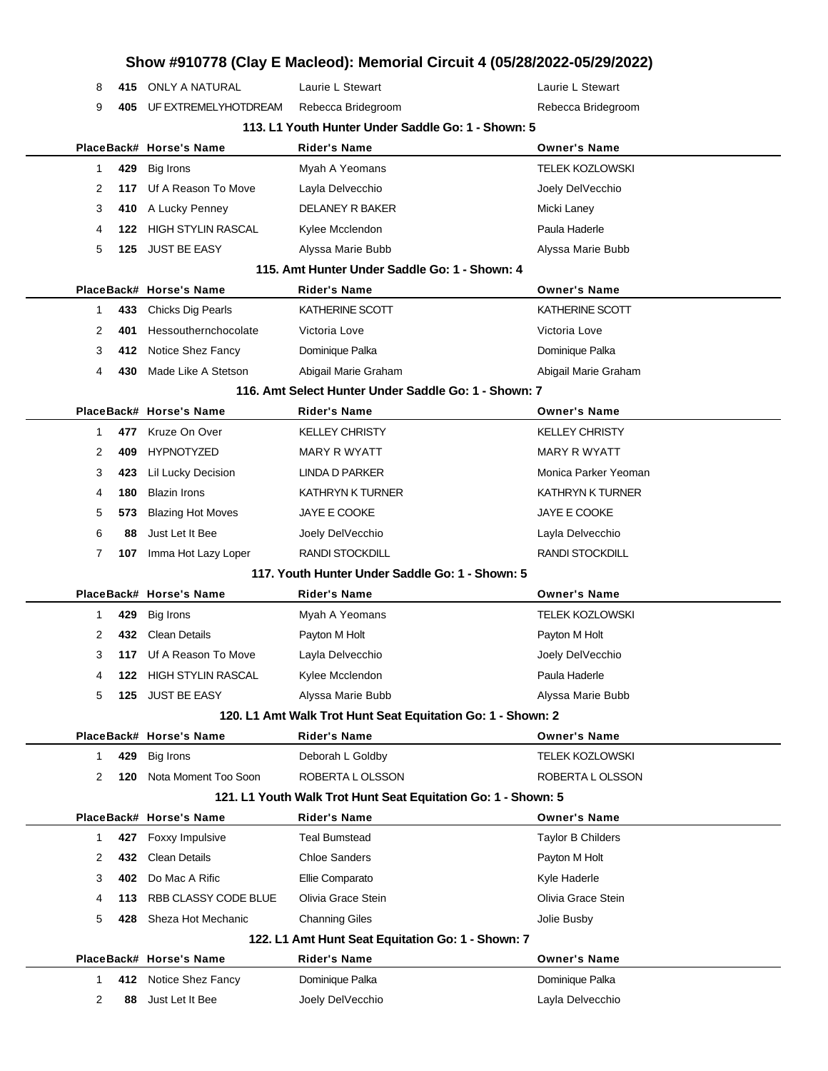| | | | | |
|---|---|---|---|---|
| 8 | 415 | ONLY A NATURAL | Laurie L Stewart | Laurie L Stewart |
| 9 | 405 | UF EXTREMELYHOTDREAM | Rebecca Bridegroom | Rebecca Bridegroom |

### 113. L1 Youth Hunter Under Saddle Go: 1 - Shown: 5

| Place | Back# | Horse's Name | Rider's Name | Owner's Name |
|---|---|---|---|---|
| 1 | 429 | Big Irons | Myah A Yeomans | TELEK KOZLOWSKI |
| 2 | 117 | Uf A Reason To Move | Layla Delvecchio | Joely DelVecchio |
| 3 | 410 | A Lucky Penney | DELANEY R BAKER | Micki Laney |
| 4 | 122 | HIGH STYLIN RASCAL | Kylee Mcclendon | Paula Haderle |
| 5 | 125 | JUST BE EASY | Alyssa Marie Bubb | Alyssa Marie Bubb |

### 115. Amt Hunter Under Saddle Go: 1 - Shown: 4

| Place | Back# | Horse's Name | Rider's Name | Owner's Name |
|---|---|---|---|---|
| 1 | 433 | Chicks Dig Pearls | KATHERINE SCOTT | KATHERINE SCOTT |
| 2 | 401 | Hessouthernchocolate | Victoria Love | Victoria Love |
| 3 | 412 | Notice Shez Fancy | Dominique Palka | Dominique Palka |
| 4 | 430 | Made Like A Stetson | Abigail Marie Graham | Abigail Marie Graham |

### 116. Amt Select Hunter Under Saddle Go: 1 - Shown: 7

| Place | Back# | Horse's Name | Rider's Name | Owner's Name |
|---|---|---|---|---|
| 1 | 477 | Kruze On Over | KELLEY CHRISTY | KELLEY CHRISTY |
| 2 | 409 | HYPNOTYZED | MARY R WYATT | MARY R WYATT |
| 3 | 423 | Lil Lucky Decision | LINDA D PARKER | Monica Parker Yeoman |
| 4 | 180 | Blazin Irons | KATHRYN K TURNER | KATHRYN K TURNER |
| 5 | 573 | Blazing Hot Moves | JAYE E COOKE | JAYE E COOKE |
| 6 | 88 | Just Let It Bee | Joely DelVecchio | Layla Delvecchio |
| 7 | 107 | Imma Hot Lazy Loper | RANDI STOCKDILL | RANDI STOCKDILL |

### 117. Youth Hunter Under Saddle Go: 1 - Shown: 5

| Place | Back# | Horse's Name | Rider's Name | Owner's Name |
|---|---|---|---|---|
| 1 | 429 | Big Irons | Myah A Yeomans | TELEK KOZLOWSKI |
| 2 | 432 | Clean Details | Payton M Holt | Payton M Holt |
| 3 | 117 | Uf A Reason To Move | Layla Delvecchio | Joely DelVecchio |
| 4 | 122 | HIGH STYLIN RASCAL | Kylee Mcclendon | Paula Haderle |
| 5 | 125 | JUST BE EASY | Alyssa Marie Bubb | Alyssa Marie Bubb |

### 120. L1 Amt Walk Trot Hunt Seat Equitation Go: 1 - Shown: 2

| Place | Back# | Horse's Name | Rider's Name | Owner's Name |
|---|---|---|---|---|
| 1 | 429 | Big Irons | Deborah L Goldby | TELEK KOZLOWSKI |
| 2 | 120 | Nota Moment Too Soon | ROBERTA L OLSSON | ROBERTA L OLSSON |

### 121. L1 Youth Walk Trot Hunt Seat Equitation Go: 1 - Shown: 5

| Place | Back# | Horse's Name | Rider's Name | Owner's Name |
|---|---|---|---|---|
| 1 | 427 | Foxxy Impulsive | Teal Bumstead | Taylor B Childers |
| 2 | 432 | Clean Details | Chloe Sanders | Payton M Holt |
| 3 | 402 | Do Mac A Rific | Ellie Comparato | Kyle Haderle |
| 4 | 113 | RBB CLASSY CODE BLUE | Olivia Grace Stein | Olivia Grace Stein |
| 5 | 428 | Sheza Hot Mechanic | Channing Giles | Jolie Busby |

### 122. L1 Amt Hunt Seat Equitation Go: 1 - Shown: 7

| Place | Back# | Horse's Name | Rider's Name | Owner's Name |
|---|---|---|---|---|
| 1 | 412 | Notice Shez Fancy | Dominique Palka | Dominique Palka |
| 2 | 88 | Just Let It Bee | Joely DelVecchio | Layla Delvecchio |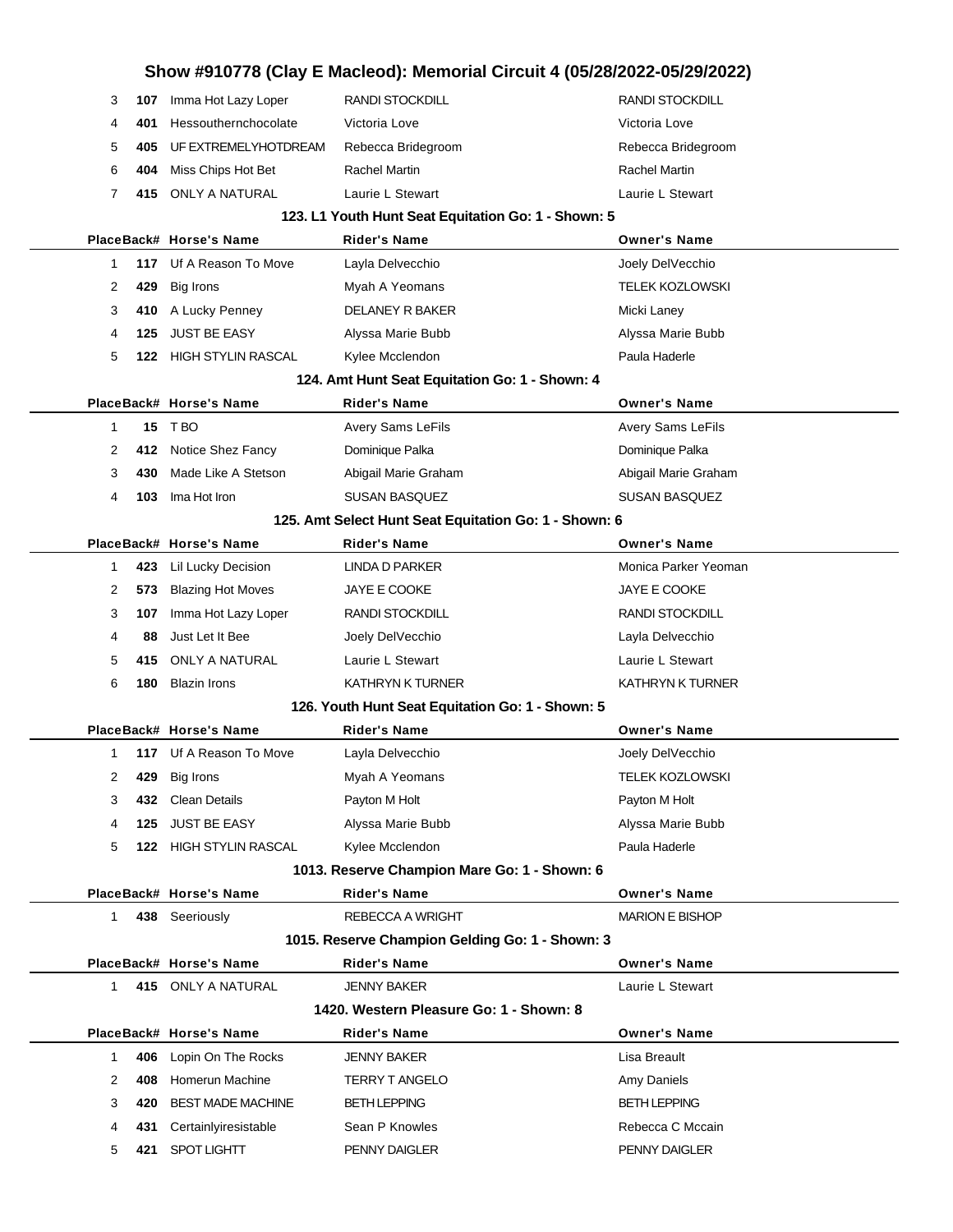| Place | Back# | Horse's Name | Rider's Name | Owner's Name |
|---|---|---|---|---|
| 3 | 107 | Imma Hot Lazy Loper | RANDI STOCKDILL | RANDI STOCKDILL |
| 4 | 401 | Hessouthernchocolate | Victoria Love | Victoria Love |
| 5 | 405 | UF EXTREMELYHOTDREAM | Rebecca Bridegroom | Rebecca Bridegroom |
| 6 | 404 | Miss Chips Hot Bet | Rachel Martin | Rachel Martin |
| 7 | 415 | ONLY A NATURAL | Laurie L Stewart | Laurie L Stewart |

### 123. L1 Youth Hunt Seat Equitation Go: 1 - Shown: 5

| Place | Back# | Horse's Name | Rider's Name | Owner's Name |
|---|---|---|---|---|
| 1 | 117 | Uf A Reason To Move | Layla Delvecchio | Joely DelVecchio |
| 2 | 429 | Big Irons | Myah A Yeomans | TELEK KOZLOWSKI |
| 3 | 410 | A Lucky Penney | DELANEY R BAKER | Micki Laney |
| 4 | 125 | JUST BE EASY | Alyssa Marie Bubb | Alyssa Marie Bubb |
| 5 | 122 | HIGH STYLIN RASCAL | Kylee Mcclendon | Paula Haderle |

### 124. Amt Hunt Seat Equitation Go: 1 - Shown: 4

| Place | Back# | Horse's Name | Rider's Name | Owner's Name |
|---|---|---|---|---|
| 1 | 15 | T BO | Avery Sams LeFils | Avery Sams LeFils |
| 2 | 412 | Notice Shez Fancy | Dominique Palka | Dominique Palka |
| 3 | 430 | Made Like A Stetson | Abigail Marie Graham | Abigail Marie Graham |
| 4 | 103 | Ima Hot Iron | SUSAN BASQUEZ | SUSAN BASQUEZ |

### 125. Amt Select Hunt Seat Equitation Go: 1 - Shown: 6

| Place | Back# | Horse's Name | Rider's Name | Owner's Name |
|---|---|---|---|---|
| 1 | 423 | Lil Lucky Decision | LINDA D PARKER | Monica Parker Yeoman |
| 2 | 573 | Blazing Hot Moves | JAYE E COOKE | JAYE E COOKE |
| 3 | 107 | Imma Hot Lazy Loper | RANDI STOCKDILL | RANDI STOCKDILL |
| 4 | 88 | Just Let It Bee | Joely DelVecchio | Layla Delvecchio |
| 5 | 415 | ONLY A NATURAL | Laurie L Stewart | Laurie L Stewart |
| 6 | 180 | Blazin Irons | KATHRYN K TURNER | KATHRYN K TURNER |

### 126. Youth Hunt Seat Equitation Go: 1 - Shown: 5

| Place | Back# | Horse's Name | Rider's Name | Owner's Name |
|---|---|---|---|---|
| 1 | 117 | Uf A Reason To Move | Layla Delvecchio | Joely DelVecchio |
| 2 | 429 | Big Irons | Myah A Yeomans | TELEK KOZLOWSKI |
| 3 | 432 | Clean Details | Payton M Holt | Payton M Holt |
| 4 | 125 | JUST BE EASY | Alyssa Marie Bubb | Alyssa Marie Bubb |
| 5 | 122 | HIGH STYLIN RASCAL | Kylee Mcclendon | Paula Haderle |

### 1013. Reserve Champion Mare Go: 1 - Shown: 6

| Place | Back# | Horse's Name | Rider's Name | Owner's Name |
|---|---|---|---|---|
| 1 | 438 | Seeriously | REBECCA A WRIGHT | MARION E BISHOP |

### 1015. Reserve Champion Gelding Go: 1 - Shown: 3

| Place | Back# | Horse's Name | Rider's Name | Owner's Name |
|---|---|---|---|---|
| 1 | 415 | ONLY A NATURAL | JENNY BAKER | Laurie L Stewart |

### 1420. Western Pleasure Go: 1 - Shown: 8

| Place | Back# | Horse's Name | Rider's Name | Owner's Name |
|---|---|---|---|---|
| 1 | 406 | Lopin On The Rocks | JENNY BAKER | Lisa Breault |
| 2 | 408 | Homerun Machine | TERRY T ANGELO | Amy Daniels |
| 3 | 420 | BEST MADE MACHINE | BETH LEPPING | BETH LEPPING |
| 4 | 431 | Certainlyiresistable | Sean P Knowles | Rebecca C Mccain |
| 5 | 421 | SPOT LIGHTT | PENNY DAIGLER | PENNY DAIGLER |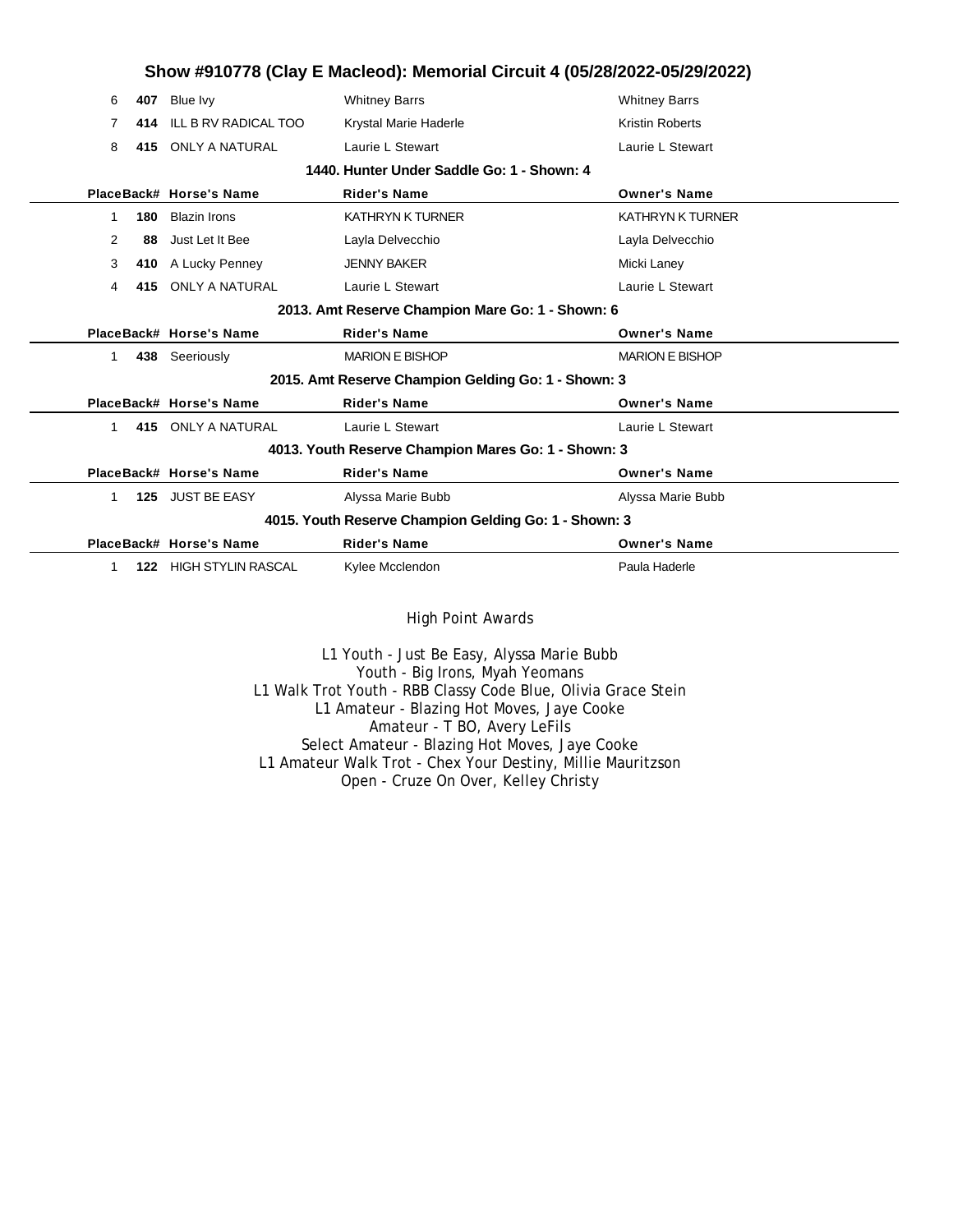| Place | Back# | Horse's Name | Rider's Name | Owner's Name |
|---|---|---|---|---|
| 6 | **407** | Blue Ivy | Whitney Barrs | Whitney Barrs |
| 7 | **414** | ILL B RV RADICAL TOO | Krystal Marie Haderle | Kristin Roberts |
| 8 | **415** | ONLY A NATURAL | Laurie L Stewart | Laurie L Stewart |

**1440. Hunter Under Saddle Go: 1 - Shown: 4**

| Place | Back# | Horse's Name | Rider's Name | Owner's Name |
|---|---|---|---|---|
| 1 | **180** | Blazin Irons | KATHRYN K TURNER | KATHRYN K TURNER |
| 2 | **88** | Just Let It Bee | Layla Delvecchio | Layla Delvecchio |
| 3 | **410** | A Lucky Penney | JENNY BAKER | Micki Laney |
| 4 | **415** | ONLY A NATURAL | Laurie L Stewart | Laurie L Stewart |

**2013. Amt Reserve Champion Mare Go: 1 - Shown: 6**

| Place | Back# | Horse's Name | Rider's Name | Owner's Name |
|---|---|---|---|---|
| 1 | **438** | Seeriously | MARION E BISHOP | MARION E BISHOP |

**2015. Amt Reserve Champion Gelding Go: 1 - Shown: 3**

| Place | Back# | Horse's Name | Rider's Name | Owner's Name |
|---|---|---|---|---|
| 1 | **415** | ONLY A NATURAL | Laurie L Stewart | Laurie L Stewart |

**4013. Youth Reserve Champion Mares Go: 1 - Shown: 3**

| Place | Back# | Horse's Name | Rider's Name | Owner's Name |
|---|---|---|---|---|
| 1 | **125** | JUST BE EASY | Alyssa Marie Bubb | Alyssa Marie Bubb |

**4015. Youth Reserve Champion Gelding Go: 1 - Shown: 3**

| Place | Back# | Horse's Name | Rider's Name | Owner's Name |
|---|---|---|---|---|
| 1 | **122** | HIGH STYLIN RASCAL | Kylee Mcclendon | Paula Haderle |

High Point Awards

L1 Youth - Just Be Easy, Alyssa Marie Bubb
Youth - Big Irons, Myah Yeomans
L1 Walk Trot Youth - RBB Classy Code Blue, Olivia Grace Stein
L1 Amateur - Blazing Hot Moves, Jaye Cooke
Amateur - T BO, Avery LeFils
Select Amateur - Blazing Hot Moves, Jaye Cooke
L1 Amateur Walk Trot - Chex Your Destiny, Millie Mauritzson
Open - Cruze On Over, Kelley Christy